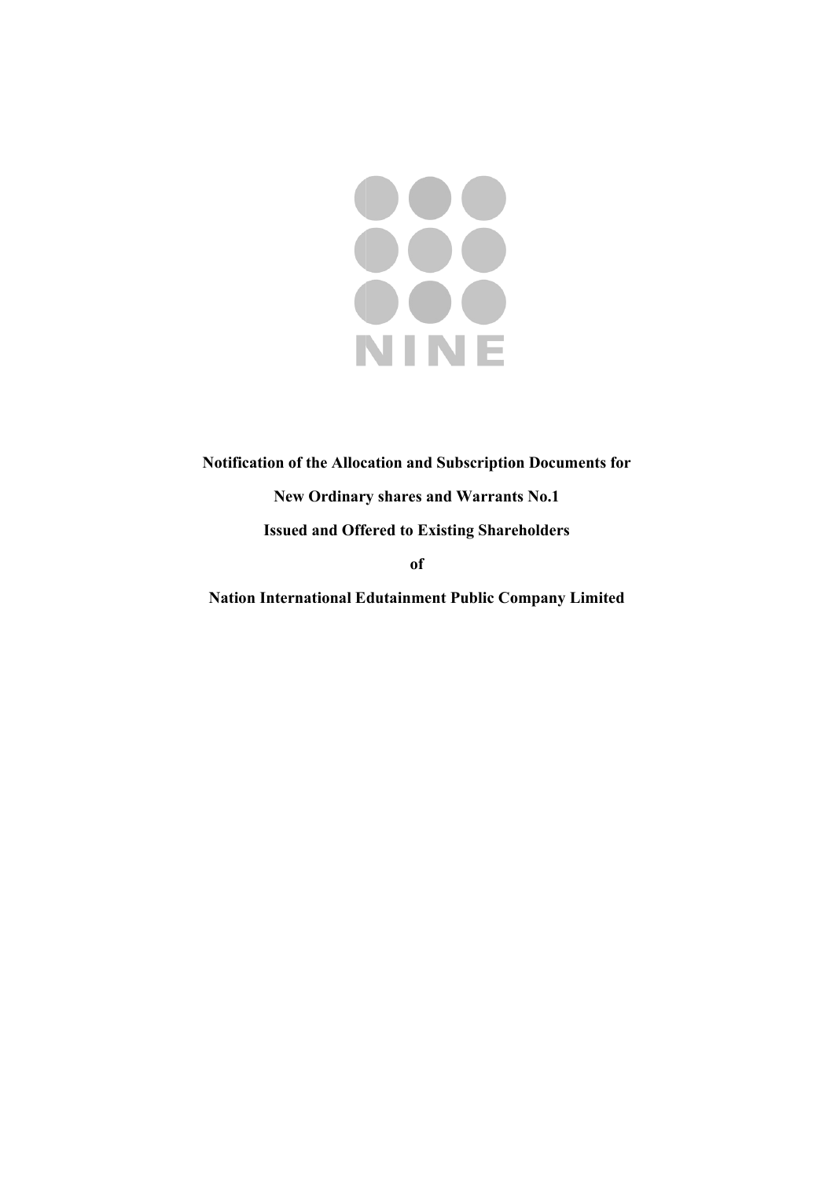NINE

**Notification of the Allocation and Subscription Documents for**

**New Ordinary shares and Warrants No.1**

**Issued and Offered to Existing Shareholders**

**of**

**Nation International Edutainment Public Company Limited**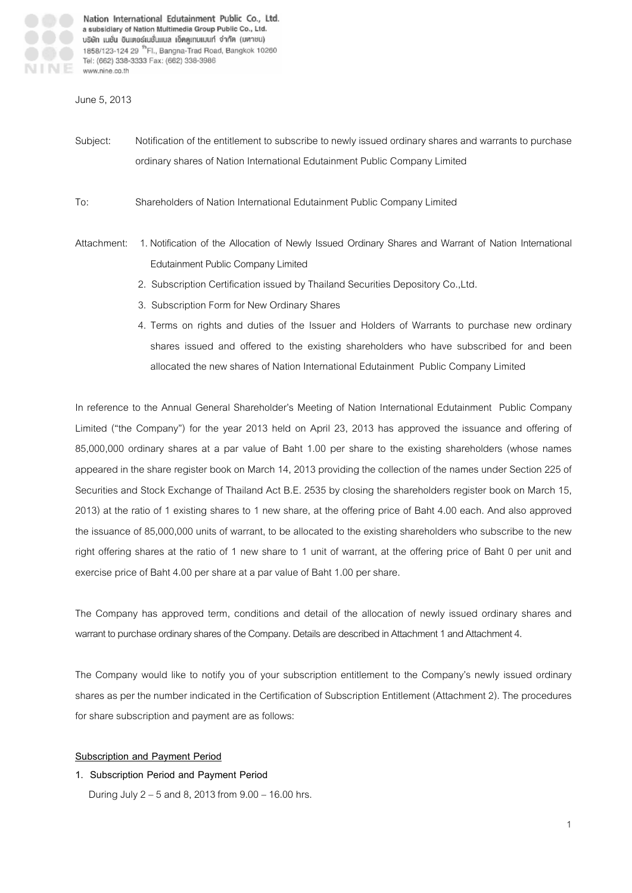Nation International Edutainment Public Co., Ltd.
a subsidiary of Nation Multimedia Group Public Co., Ltd.
บริษัท เนชั่น อินเตอร์เนชั่นแนล เอ็ดดูเทนเมนท์ จำกัด (มหาชน)
1858/123-124 29 [th] Fl., Bangna-Trad Road, Bangkok 10260
Tel: (662) 338-3333 Fax: (662) 338-3986
www.nine.co.th

June 5, 2013

Subject: Notification of the entitlement to subscribe to newly issued ordinary shares and warrants to purchase ordinary shares of Nation International Edutainment Public Company Limited

To: Shareholders of Nation International Edutainment Public Company Limited

Attachment:
1. Notification of the Allocation of Newly Issued Ordinary Shares and Warrant of Nation International Edutainment Public Company Limited
2. Subscription Certification issued by Thailand Securities Depository Co.,Ltd.
3. Subscription Form for New Ordinary Shares
4. Terms on rights and duties of the Issuer and Holders of Warrants to purchase new ordinary shares issued and offered to the existing shareholders who have subscribed for and been allocated the new shares of Nation International Edutainment Public Company Limited

In reference to the Annual General Shareholder's Meeting of Nation International Edutainment Public Company Limited ("the Company") for the year 2013 held on April 23, 2013 has approved the issuance and offering of 85,000,000 ordinary shares at a par value of Baht 1.00 per share to the existing shareholders (whose names appeared in the share register book on March 14, 2013 providing the collection of the names under Section 225 of Securities and Stock Exchange of Thailand Act B.E. 2535 by closing the shareholders register book on March 15, 2013) at the ratio of 1 existing shares to 1 new share, at the offering price of Baht 4.00 each. And also approved the issuance of 85,000,000 units of warrant, to be allocated to the existing shareholders who subscribe to the new right offering shares at the ratio of 1 new share to 1 unit of warrant, at the offering price of Baht 0 per unit and exercise price of Baht 4.00 per share at a par value of Baht 1.00 per share.

The Company has approved term, conditions and detail of the allocation of newly issued ordinary shares and warrant to purchase ordinary shares of the Company. Details are described in Attachment 1 and Attachment 4.

The Company would like to notify you of your subscription entitlement to the Company's newly issued ordinary shares as per the number indicated in the Certification of Subscription Entitlement (Attachment 2). The procedures for share subscription and payment are as follows:

**Subscription and Payment Period**

1. **Subscription Period and Payment Period**

   During July 2 – 5 and 8, 2013 from 9.00 – 16.00 hrs.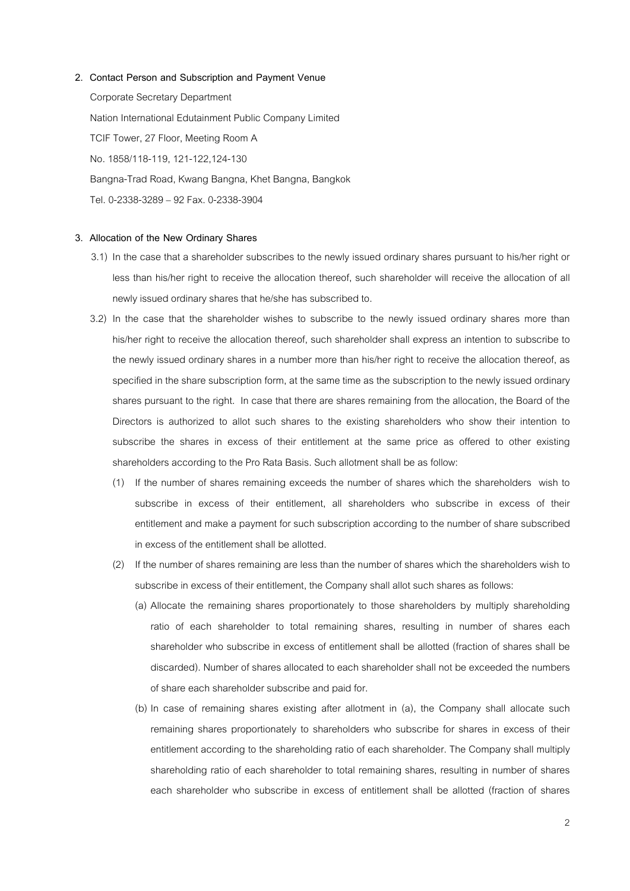**2. Contact Person and Subscription and Payment Venue**

Corporate Secretary Department

Nation International Edutainment Public Company Limited

TCIF Tower, 27 Floor, Meeting Room A

No. 1858/118-119, 121-122,124-130

Bangna-Trad Road, Kwang Bangna, Khet Bangna, Bangkok

Tel. 0-2338-3289 – 92 Fax. 0-2338-3904

**3. Allocation of the New Ordinary Shares**

3.1) In the case that a shareholder subscribes to the newly issued ordinary shares pursuant to his/her right or less than his/her right to receive the allocation thereof, such shareholder will receive the allocation of all newly issued ordinary shares that he/she has subscribed to.

3.2) In the case that the shareholder wishes to subscribe to the newly issued ordinary shares more than his/her right to receive the allocation thereof, such shareholder shall express an intention to subscribe to the newly issued ordinary shares in a number more than his/her right to receive the allocation thereof, as specified in the share subscription form, at the same time as the subscription to the newly issued ordinary shares pursuant to the right. In case that there are shares remaining from the allocation, the Board of the Directors is authorized to allot such shares to the existing shareholders who show their intention to subscribe the shares in excess of their entitlement at the same price as offered to other existing shareholders according to the Pro Rata Basis. Such allotment shall be as follow:

(1) If the number of shares remaining exceeds the number of shares which the shareholders wish to subscribe in excess of their entitlement, all shareholders who subscribe in excess of their entitlement and make a payment for such subscription according to the number of share subscribed in excess of the entitlement shall be allotted.

(2) If the number of shares remaining are less than the number of shares which the shareholders wish to subscribe in excess of their entitlement, the Company shall allot such shares as follows:

(a) Allocate the remaining shares proportionately to those shareholders by multiply shareholding ratio of each shareholder to total remaining shares, resulting in number of shares each shareholder who subscribe in excess of entitlement shall be allotted (fraction of shares shall be discarded). Number of shares allocated to each shareholder shall not be exceeded the numbers of share each shareholder subscribe and paid for.

(b) In case of remaining shares existing after allotment in (a), the Company shall allocate such remaining shares proportionately to shareholders who subscribe for shares in excess of their entitlement according to the shareholding ratio of each shareholder. The Company shall multiply shareholding ratio of each shareholder to total remaining shares, resulting in number of shares each shareholder who subscribe in excess of entitlement shall be allotted (fraction of shares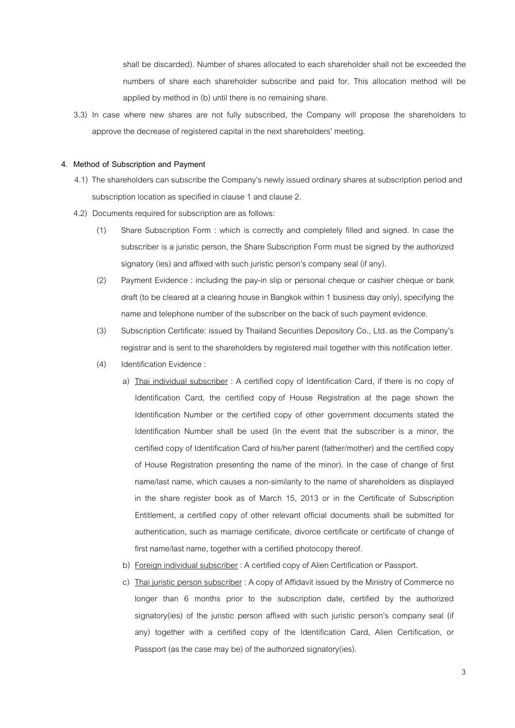shall be discarded). Number of shares allocated to each shareholder shall not be exceeded the numbers of share each shareholder subscribe and paid for. This allocation method will be applied by method in (b) until there is no remaining share.

3.3) In case where new shares are not fully subscribed, the Company will propose the shareholders to approve the decrease of registered capital in the next shareholders' meeting.

**4. Method of Subscription and Payment**

4.1) The shareholders can subscribe the Company's newly issued ordinary shares at subscription period and subscription location as specified in clause 1 and clause 2.

4.2) Documents required for subscription are as follows:

(1) Share Subscription Form : which is correctly and completely filled and signed. In case the subscriber is a juristic person, the Share Subscription Form must be signed by the authorized signatory (ies) and affixed with such juristic person's company seal (if any).

(2) Payment Evidence : including the pay-in slip or personal cheque or cashier cheque or bank draft (to be cleared at a clearing house in Bangkok within 1 business day only), specifying the name and telephone number of the subscriber on the back of such payment evidence.

(3) Subscription Certificate: issued by Thailand Securities Depository Co., Ltd. as the Company's registrar and is sent to the shareholders by registered mail together with this notification letter.

(4) Identification Evidence :

a) Thai individual subscriber : A certified copy of Identification Card, if there is no copy of Identification Card, the certified copy of House Registration at the page shown the Identification Number or the certified copy of other government documents stated the Identification Number shall be used (In the event that the subscriber is a minor, the certified copy of Identification Card of his/her parent (father/mother) and the certified copy of House Registration presenting the name of the minor). In the case of change of first name/last name, which causes a non-similarity to the name of shareholders as displayed in the share register book as of March 15, 2013 or in the Certificate of Subscription Entitlement, a certified copy of other relevant official documents shall be submitted for authentication, such as marriage certificate, divorce certificate or certificate of change of first name/last name, together with a certified photocopy thereof.

b) Foreign individual subscriber : A certified copy of Alien Certification or Passport.

c) Thai juristic person subscriber : A copy of Affidavit issued by the Ministry of Commerce no longer than 6 months prior to the subscription date, certified by the authorized signatory(ies) of the juristic person affixed with such juristic person's company seal (if any) together with a certified copy of the Identification Card, Alien Certification, or Passport (as the case may be) of the authorized signatory(ies).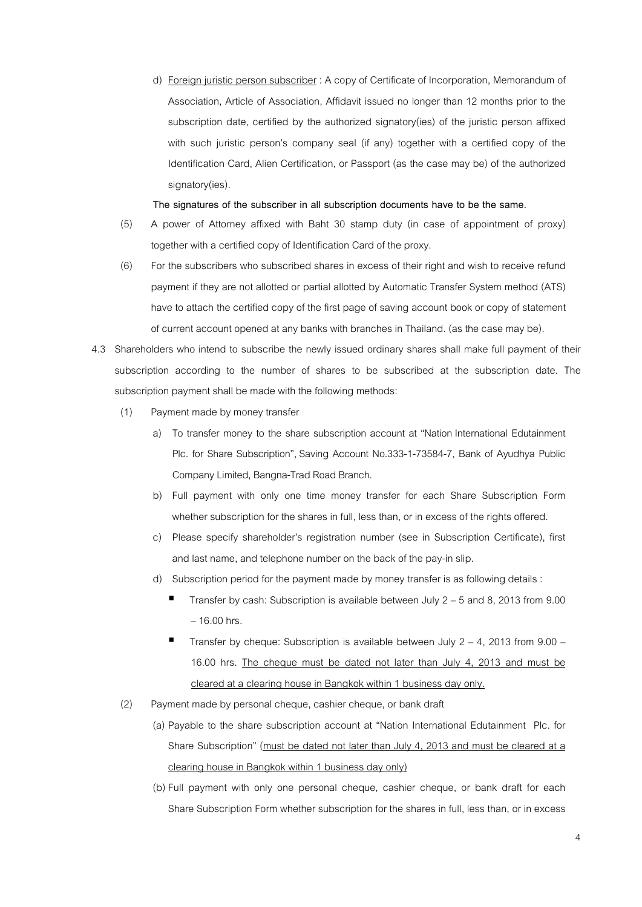d) Foreign juristic person subscriber : A copy of Certificate of Incorporation, Memorandum of Association, Article of Association, Affidavit issued no longer than 12 months prior to the subscription date, certified by the authorized signatory(ies) of the juristic person affixed with such juristic person's company seal (if any) together with a certified copy of the Identification Card, Alien Certification, or Passport (as the case may be) of the authorized signatory(ies).

**The signatures of the subscriber in all subscription documents have to be the same.**

(5) A power of Attorney affixed with Baht 30 stamp duty (in case of appointment of proxy) together with a certified copy of Identification Card of the proxy.

(6) For the subscribers who subscribed shares in excess of their right and wish to receive refund payment if they are not allotted or partial allotted by Automatic Transfer System method (ATS) have to attach the certified copy of the first page of saving account book or copy of statement of current account opened at any banks with branches in Thailand. (as the case may be).

4.3 Shareholders who intend to subscribe the newly issued ordinary shares shall make full payment of their subscription according to the number of shares to be subscribed at the subscription date. The subscription payment shall be made with the following methods:

(1) Payment made by money transfer

a) To transfer money to the share subscription account at "Nation International Edutainment Plc. for Share Subscription", Saving Account No.333-1-73584-7, Bank of Ayudhya Public Company Limited, Bangna-Trad Road Branch.

b) Full payment with only one time money transfer for each Share Subscription Form whether subscription for the shares in full, less than, or in excess of the rights offered.

c) Please specify shareholder's registration number (see in Subscription Certificate), first and last name, and telephone number on the back of the pay-in slip.

d) Subscription period for the payment made by money transfer is as following details :

- Transfer by cash: Subscription is available between July 2 – 5 and 8, 2013 from 9.00 – 16.00 hrs.
- Transfer by cheque: Subscription is available between July 2 – 4, 2013 from 9.00 – 16.00 hrs. <u>The cheque must be dated not later than July 4, 2013 and must be cleared at a clearing house in Bangkok within 1 business day only.</u>

(2) Payment made by personal cheque, cashier cheque, or bank draft

(a) Payable to the share subscription account at "Nation International Edutainment Plc. for Share Subscription" (<u>must be dated not later than July 4, 2013 and must be cleared at a clearing house in Bangkok within 1 business day only)</u>

(b) Full payment with only one personal cheque, cashier cheque, or bank draft for each Share Subscription Form whether subscription for the shares in full, less than, or in excess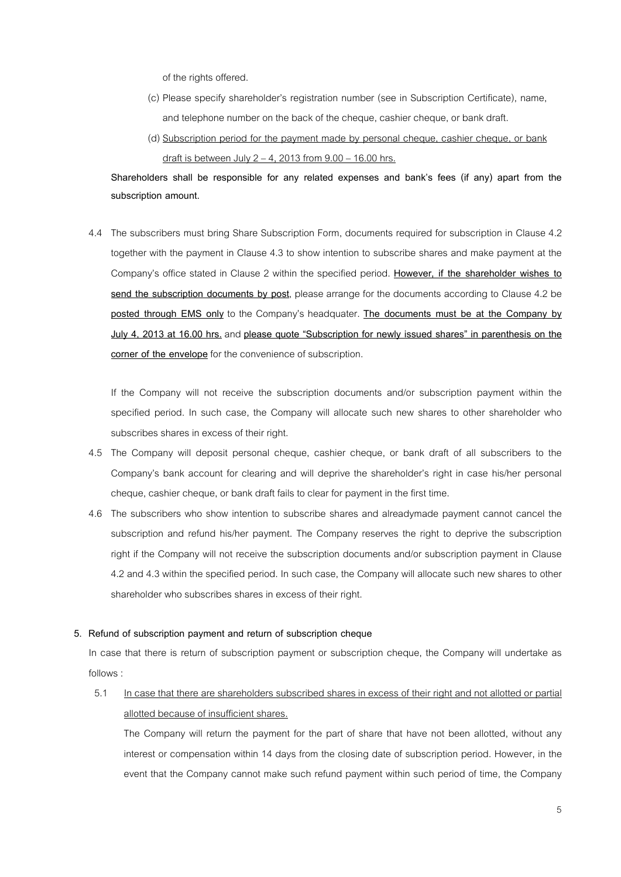of the rights offered.

(c) Please specify shareholder's registration number (see in Subscription Certificate), name, and telephone number on the back of the cheque, cashier cheque, or bank draft.

(d) <u>Subscription period for the payment made by personal cheque, cashier cheque, or bank draft is between July 2 – 4, 2013 from 9.00 – 16.00 hrs.</u>

**Shareholders shall be responsible for any related expenses and bank's fees (if any) apart from the subscription amount.**

4.4 The subscribers must bring Share Subscription Form, documents required for subscription in Clause 4.2 together with the payment in Clause 4.3 to show intention to subscribe shares and make payment at the Company's office stated in Clause 2 within the specified period. **<u>However, if the shareholder wishes to send the subscription documents by post</u>**, please arrange for the documents according to Clause 4.2 be **<u>posted through EMS only</u>** to the Company's headquater. **<u>The documents must be at the Company by July 4, 2013 at 16.00 hrs.</u>** and **<u>please quote "Subscription for newly issued shares" in parenthesis on the corner of the envelope</u>** for the convenience of subscription.

If the Company will not receive the subscription documents and/or subscription payment within the specified period. In such case, the Company will allocate such new shares to other shareholder who subscribes shares in excess of their right.

4.5 The Company will deposit personal cheque, cashier cheque, or bank draft of all subscribers to the Company's bank account for clearing and will deprive the shareholder's right in case his/her personal cheque, cashier cheque, or bank draft fails to clear for payment in the first time.

4.6 The subscribers who show intention to subscribe shares and alreadymade payment cannot cancel the subscription and refund his/her payment. The Company reserves the right to deprive the subscription right if the Company will not receive the subscription documents and/or subscription payment in Clause 4.2 and 4.3 within the specified period. In such case, the Company will allocate such new shares to other shareholder who subscribes shares in excess of their right.

**5. Refund of subscription payment and return of subscription cheque**

In case that there is return of subscription payment or subscription cheque, the Company will undertake as follows :

5.1 <u>In case that there are shareholders subscribed shares in excess of their right and not allotted or partial allotted because of insufficient shares.</u>

The Company will return the payment for the part of share that have not been allotted, without any interest or compensation within 14 days from the closing date of subscription period. However, in the event that the Company cannot make such refund payment within such period of time, the Company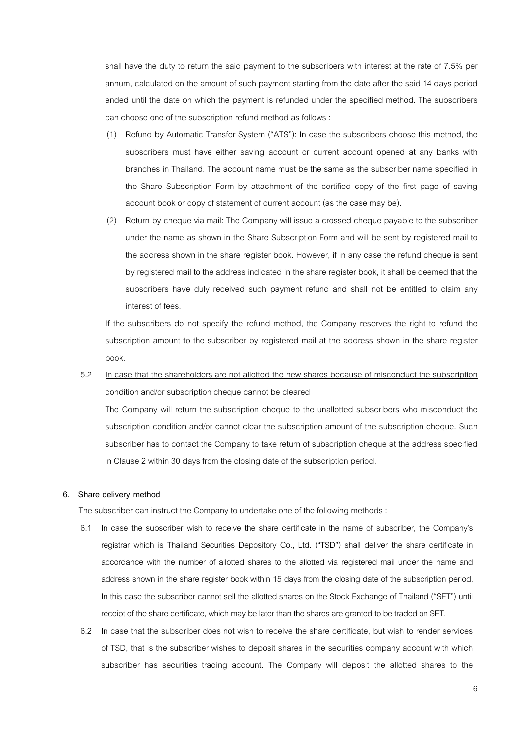shall have the duty to return the said payment to the subscribers with interest at the rate of 7.5% per annum, calculated on the amount of such payment starting from the date after the said 14 days period ended until the date on which the payment is refunded under the specified method. The subscribers can choose one of the subscription refund method as follows :

(1) Refund by Automatic Transfer System ("ATS"): In case the subscribers choose this method, the subscribers must have either saving account or current account opened at any banks with branches in Thailand. The account name must be the same as the subscriber name specified in the Share Subscription Form by attachment of the certified copy of the first page of saving account book or copy of statement of current account (as the case may be).

(2) Return by cheque via mail: The Company will issue a crossed cheque payable to the subscriber under the name as shown in the Share Subscription Form and will be sent by registered mail to the address shown in the share register book. However, if in any case the refund cheque is sent by registered mail to the address indicated in the share register book, it shall be deemed that the subscribers have duly received such payment refund and shall not be entitled to claim any interest of fees.

If the subscribers do not specify the refund method, the Company reserves the right to refund the subscription amount to the subscriber by registered mail at the address shown in the share register book.

5.2 <u>In case that the shareholders are not allotted the new shares because of misconduct the subscription condition and/or subscription cheque cannot be cleared</u>

The Company will return the subscription cheque to the unallotted subscribers who misconduct the subscription condition and/or cannot clear the subscription amount of the subscription cheque. Such subscriber has to contact the Company to take return of subscription cheque at the address specified in Clause 2 within 30 days from the closing date of the subscription period.

**6. Share delivery method**

The subscriber can instruct the Company to undertake one of the following methods :

6.1 In case the subscriber wish to receive the share certificate in the name of subscriber, the Company's registrar which is Thailand Securities Depository Co., Ltd. ("TSD") shall deliver the share certificate in accordance with the number of allotted shares to the allotted via registered mail under the name and address shown in the share register book within 15 days from the closing date of the subscription period. In this case the subscriber cannot sell the allotted shares on the Stock Exchange of Thailand ("SET") until receipt of the share certificate, which may be later than the shares are granted to be traded on SET.

6.2 In case that the subscriber does not wish to receive the share certificate, but wish to render services of TSD, that is the subscriber wishes to deposit shares in the securities company account with which subscriber has securities trading account. The Company will deposit the allotted shares to the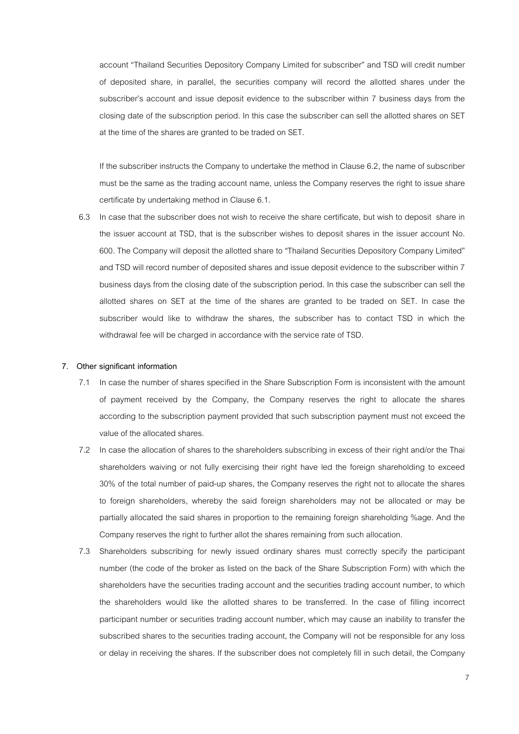account "Thailand Securities Depository Company Limited for subscriber" and TSD will credit number of deposited share, in parallel, the securities company will record the allotted shares under the subscriber's account and issue deposit evidence to the subscriber within 7 business days from the closing date of the subscription period. In this case the subscriber can sell the allotted shares on SET at the time of the shares are granted to be traded on SET.

If the subscriber instructs the Company to undertake the method in Clause 6.2, the name of subscriber must be the same as the trading account name, unless the Company reserves the right to issue share certificate by undertaking method in Clause 6.1.

6.3 In case that the subscriber does not wish to receive the share certificate, but wish to deposit share in the issuer account at TSD, that is the subscriber wishes to deposit shares in the issuer account No. 600. The Company will deposit the allotted share to "Thailand Securities Depository Company Limited" and TSD will record number of deposited shares and issue deposit evidence to the subscriber within 7 business days from the closing date of the subscription period. In this case the subscriber can sell the allotted shares on SET at the time of the shares are granted to be traded on SET. In case the subscriber would like to withdraw the shares, the subscriber has to contact TSD in which the withdrawal fee will be charged in accordance with the service rate of TSD.

**7. Other significant information**

7.1 In case the number of shares specified in the Share Subscription Form is inconsistent with the amount of payment received by the Company, the Company reserves the right to allocate the shares according to the subscription payment provided that such subscription payment must not exceed the value of the allocated shares.

7.2 In case the allocation of shares to the shareholders subscribing in excess of their right and/or the Thai shareholders waiving or not fully exercising their right have led the foreign shareholding to exceed 30% of the total number of paid-up shares, the Company reserves the right not to allocate the shares to foreign shareholders, whereby the said foreign shareholders may not be allocated or may be partially allocated the said shares in proportion to the remaining foreign shareholding %age. And the Company reserves the right to further allot the shares remaining from such allocation.

7.3 Shareholders subscribing for newly issued ordinary shares must correctly specify the participant number (the code of the broker as listed on the back of the Share Subscription Form) with which the shareholders have the securities trading account and the securities trading account number, to which the shareholders would like the allotted shares to be transferred. In the case of filling incorrect participant number or securities trading account number, which may cause an inability to transfer the subscribed shares to the securities trading account, the Company will not be responsible for any loss or delay in receiving the shares. If the subscriber does not completely fill in such detail, the Company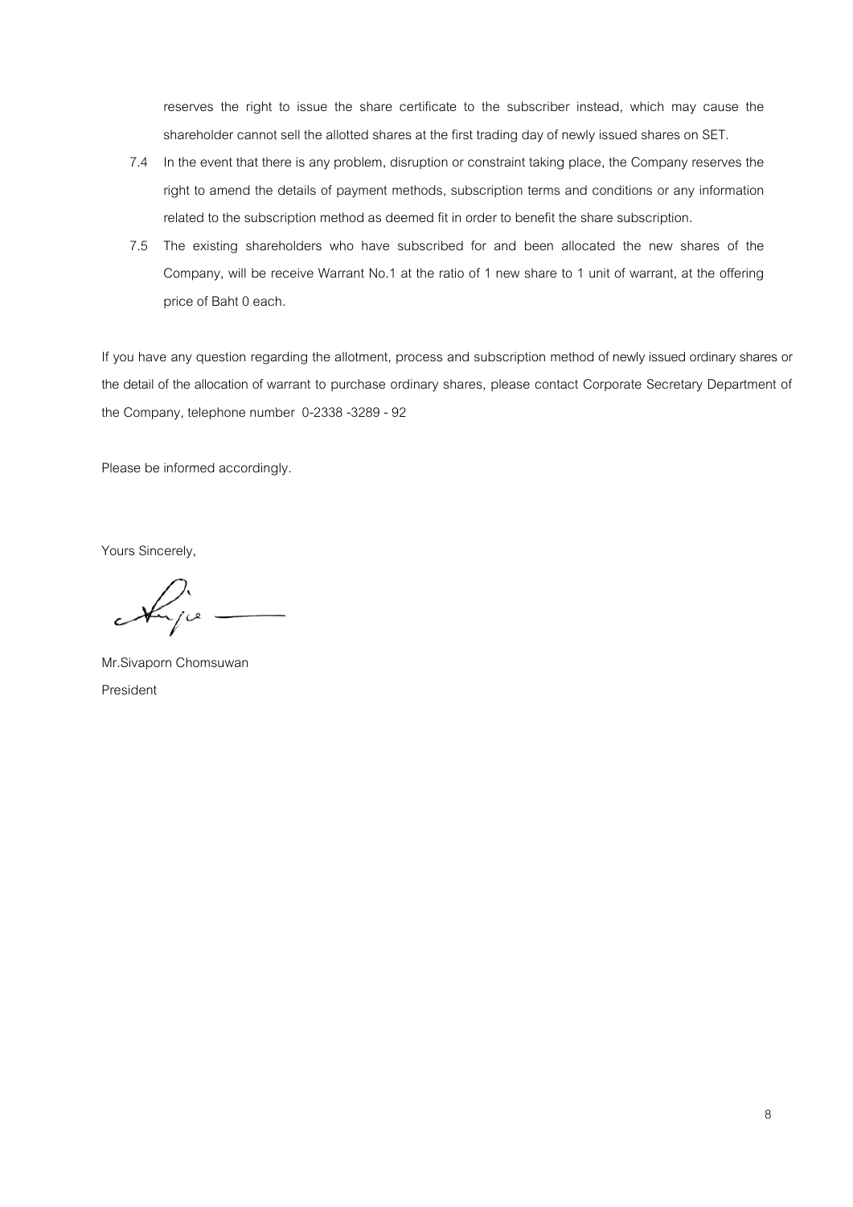reserves the right to issue the share certificate to the subscriber instead, which may cause the shareholder cannot sell the allotted shares at the first trading day of newly issued shares on SET.

7.4 In the event that there is any problem, disruption or constraint taking place, the Company reserves the right to amend the details of payment methods, subscription terms and conditions or any information related to the subscription method as deemed fit in order to benefit the share subscription.

7.5 The existing shareholders who have subscribed for and been allocated the new shares of the Company, will be receive Warrant No.1 at the ratio of 1 new share to 1 unit of warrant, at the offering price of Baht 0 each.

If you have any question regarding the allotment, process and subscription method of newly issued ordinary shares or the detail of the allocation of warrant to purchase ordinary shares, please contact Corporate Secretary Department of the Company, telephone number 0-2338 -3289 - 92

Please be informed accordingly.

Yours Sincerely,

Mr.Sivaporn Chomsuwan

President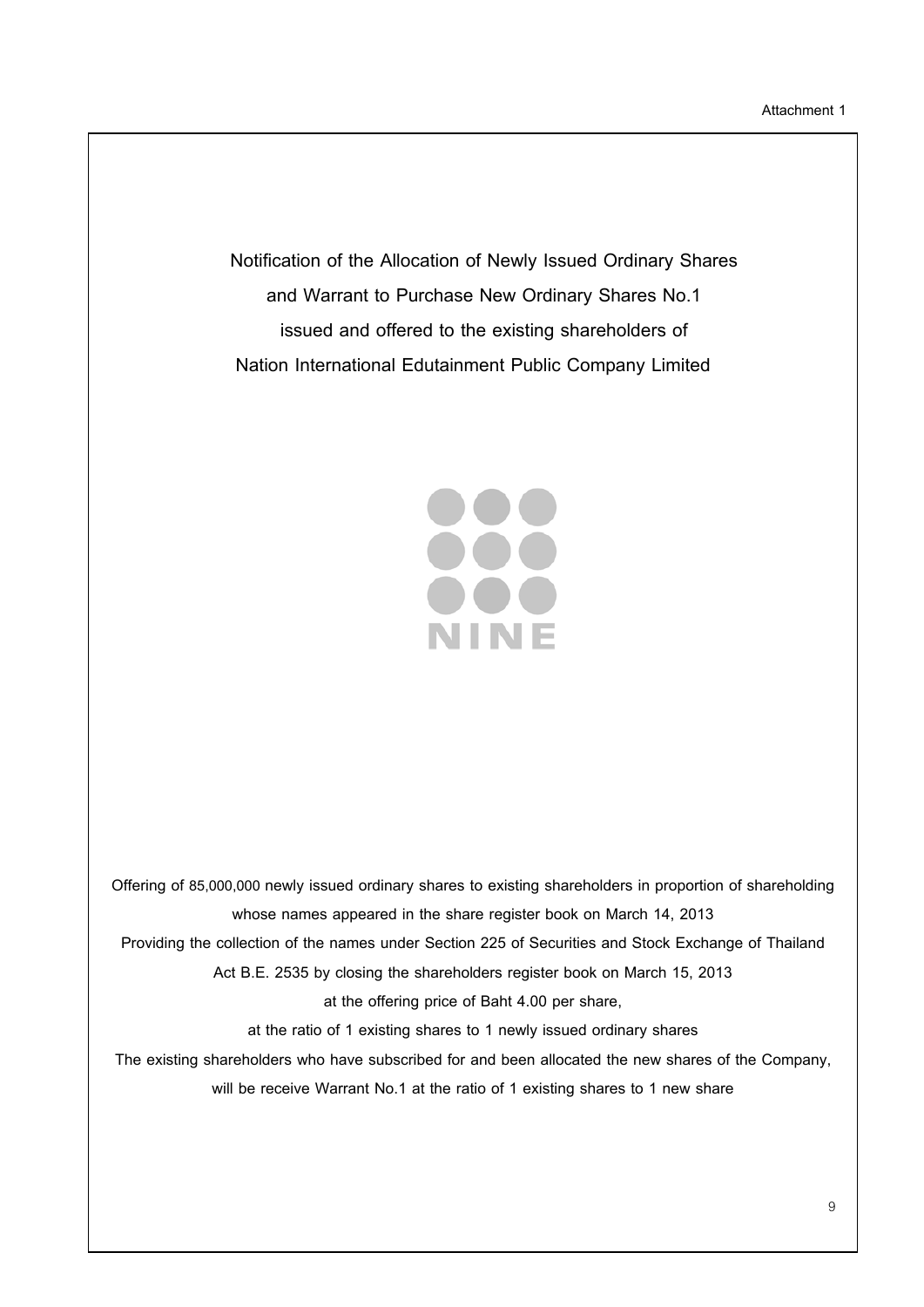Attachment 1

# Notification of the Allocation of Newly Issued Ordinary Shares and Warrant to Purchase New Ordinary Shares No.1 issued and offered to the existing shareholders of Nation International Edutainment Public Company Limited

NINE

Offering of 85,000,000 newly issued ordinary shares to existing shareholders in proportion of shareholding whose names appeared in the share register book on March 14, 2013

Providing the collection of the names under Section 225 of Securities and Stock Exchange of Thailand Act B.E. 2535 by closing the shareholders register book on March 15, 2013

at the offering price of Baht 4.00 per share,

at the ratio of 1 existing shares to 1 newly issued ordinary shares

The existing shareholders who have subscribed for and been allocated the new shares of the Company, will be receive Warrant No.1 at the ratio of 1 existing shares to 1 new share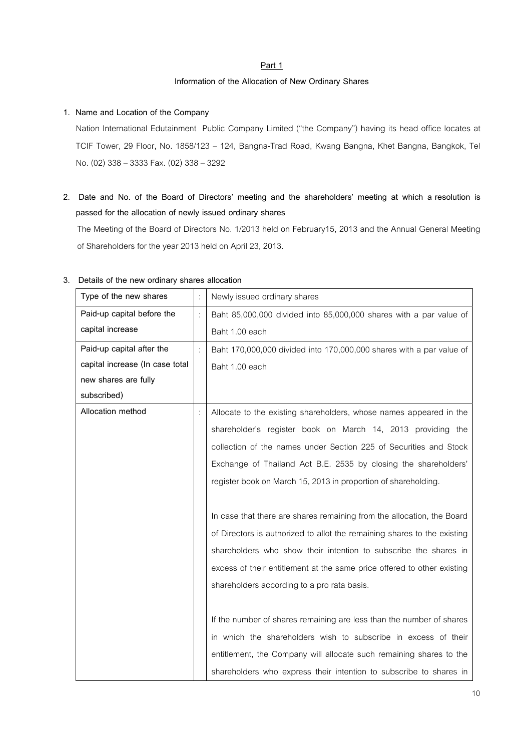**Part 1**

**Information of the Allocation of New Ordinary Shares**

**1. Name and Location of the Company**

Nation International Edutainment Public Company Limited ("the Company") having its head office locates at TCIF Tower, 29 Floor, No. 1858/123 – 124, Bangna-Trad Road, Kwang Bangna, Khet Bangna, Bangkok, Tel No. (02) 338 – 3333 Fax. (02) 338 – 3292

**2. Date and No. of the Board of Directors' meeting and the shareholders' meeting at which a resolution is passed for the allocation of newly issued ordinary shares**

The Meeting of the Board of Directors No. 1/2013 held on February15, 2013 and the Annual General Meeting of Shareholders for the year 2013 held on April 23, 2013.

**3. Details of the new ordinary shares allocation**

| | | |
|---|---|---|
| Type of the new shares | : | Newly issued ordinary shares |
| Paid-up capital before the capital increase | : | Baht 85,000,000 divided into 85,000,000 shares with a par value of Baht 1.00 each |
| Paid-up capital after the capital increase (In case total new shares are fully subscribed) | : | Baht 170,000,000 divided into 170,000,000 shares with a par value of Baht 1.00 each |
| Allocation method | : | Allocate to the existing shareholders, whose names appeared in the shareholder's register book on March 14, 2013 providing the collection of the names under Section 225 of Securities and Stock Exchange of Thailand Act B.E. 2535 by closing the shareholders' register book on March 15, 2013 in proportion of shareholding.<br><br>In case that there are shares remaining from the allocation, the Board of Directors is authorized to allot the remaining shares to the existing shareholders who show their intention to subscribe the shares in excess of their entitlement at the same price offered to other existing shareholders according to a pro rata basis.<br><br>If the number of shares remaining are less than the number of shares in which the shareholders wish to subscribe in excess of their entitlement, the Company will allocate such remaining shares to the shareholders who express their intention to subscribe to shares in |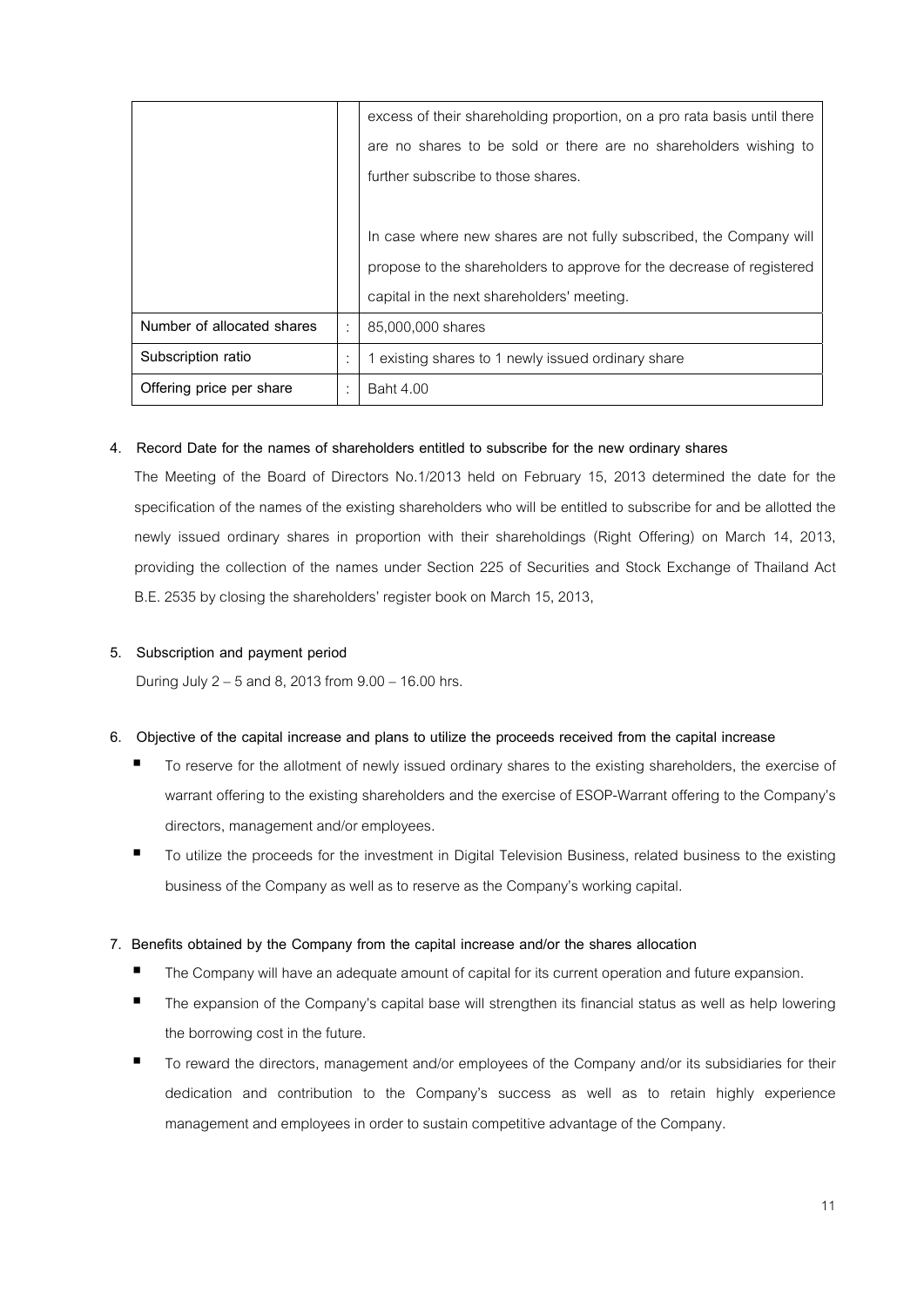|  |  |  |
| --- | --- | --- |
|  |  | excess of their shareholding proportion, on a pro rata basis until there are no shares to be sold or there are no shareholders wishing to further subscribe to those shares.<br><br>In case where new shares are not fully subscribed, the Company will propose to the shareholders to approve for the decrease of registered capital in the next shareholders' meeting. |
| Number of allocated shares | : | 85,000,000 shares |
| Subscription ratio | : | 1 existing shares to 1 newly issued ordinary share |
| Offering price per share | : | Baht 4.00 |

**4. Record Date for the names of shareholders entitled to subscribe for the new ordinary shares**

The Meeting of the Board of Directors No.1/2013 held on February 15, 2013 determined the date for the specification of the names of the existing shareholders who will be entitled to subscribe for and be allotted the newly issued ordinary shares in proportion with their shareholdings (Right Offering) on March 14, 2013, providing the collection of the names under Section 225 of Securities and Stock Exchange of Thailand Act B.E. 2535 by closing the shareholders' register book on March 15, 2013,

**5. Subscription and payment period**

During July 2 – 5 and 8, 2013 from 9.00 – 16.00 hrs.

**6. Objective of the capital increase and plans to utilize the proceeds received from the capital increase**

- To reserve for the allotment of newly issued ordinary shares to the existing shareholders, the exercise of warrant offering to the existing shareholders and the exercise of ESOP-Warrant offering to the Company's directors, management and/or employees.
- To utilize the proceeds for the investment in Digital Television Business, related business to the existing business of the Company as well as to reserve as the Company's working capital.

**7. Benefits obtained by the Company from the capital increase and/or the shares allocation**

- The Company will have an adequate amount of capital for its current operation and future expansion.
- The expansion of the Company's capital base will strengthen its financial status as well as help lowering the borrowing cost in the future.
- To reward the directors, management and/or employees of the Company and/or its subsidiaries for their dedication and contribution to the Company's success as well as to retain highly experience management and employees in order to sustain competitive advantage of the Company.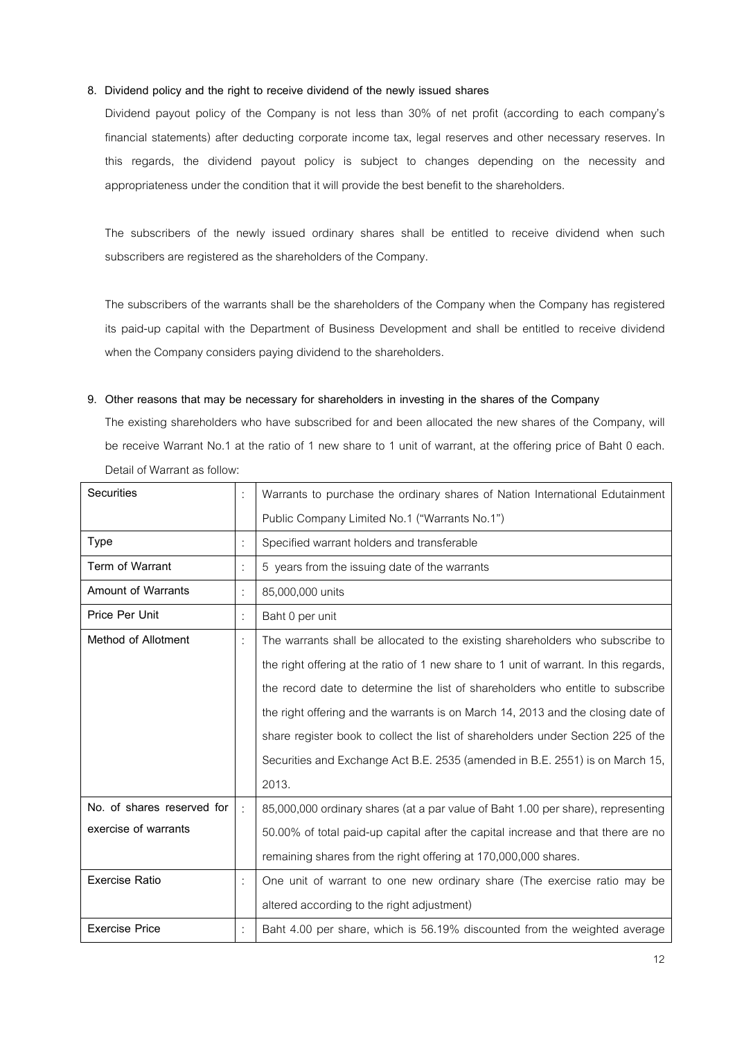**8. Dividend policy and the right to receive dividend of the newly issued shares**

Dividend payout policy of the Company is not less than 30% of net profit (according to each company's financial statements) after deducting corporate income tax, legal reserves and other necessary reserves. In this regards, the dividend payout policy is subject to changes depending on the necessity and appropriateness under the condition that it will provide the best benefit to the shareholders.

The subscribers of the newly issued ordinary shares shall be entitled to receive dividend when such subscribers are registered as the shareholders of the Company.

The subscribers of the warrants shall be the shareholders of the Company when the Company has registered its paid-up capital with the Department of Business Development and shall be entitled to receive dividend when the Company considers paying dividend to the shareholders.

**9. Other reasons that may be necessary for shareholders in investing in the shares of the Company**

The existing shareholders who have subscribed for and been allocated the new shares of the Company, will be receive Warrant No.1 at the ratio of 1 new share to 1 unit of warrant, at the offering price of Baht 0 each. Detail of Warrant as follow:

| | | |
|---|---|---|
| Securities | : | Warrants to purchase the ordinary shares of Nation International Edutainment Public Company Limited No.1 ("Warrants No.1") |
| Type | : | Specified warrant holders and transferable |
| Term of Warrant | : | 5 years from the issuing date of the warrants |
| Amount of Warrants | : | 85,000,000 units |
| Price Per Unit | : | Baht 0 per unit |
| Method of Allotment | : | The warrants shall be allocated to the existing shareholders who subscribe to the right offering at the ratio of 1 new share to 1 unit of warrant. In this regards, the record date to determine the list of shareholders who entitle to subscribe the right offering and the warrants is on March 14, 2013 and the closing date of share register book to collect the list of shareholders under Section 225 of the Securities and Exchange Act B.E. 2535 (amended in B.E. 2551) is on March 15, 2013. |
| No. of shares reserved for exercise of warrants | : | 85,000,000 ordinary shares (at a par value of Baht 1.00 per share), representing 50.00% of total paid-up capital after the capital increase and that there are no remaining shares from the right offering at 170,000,000 shares. |
| Exercise Ratio | : | One unit of warrant to one new ordinary share (The exercise ratio may be altered according to the right adjustment) |
| Exercise Price | : | Baht 4.00 per share, which is 56.19% discounted from the weighted average |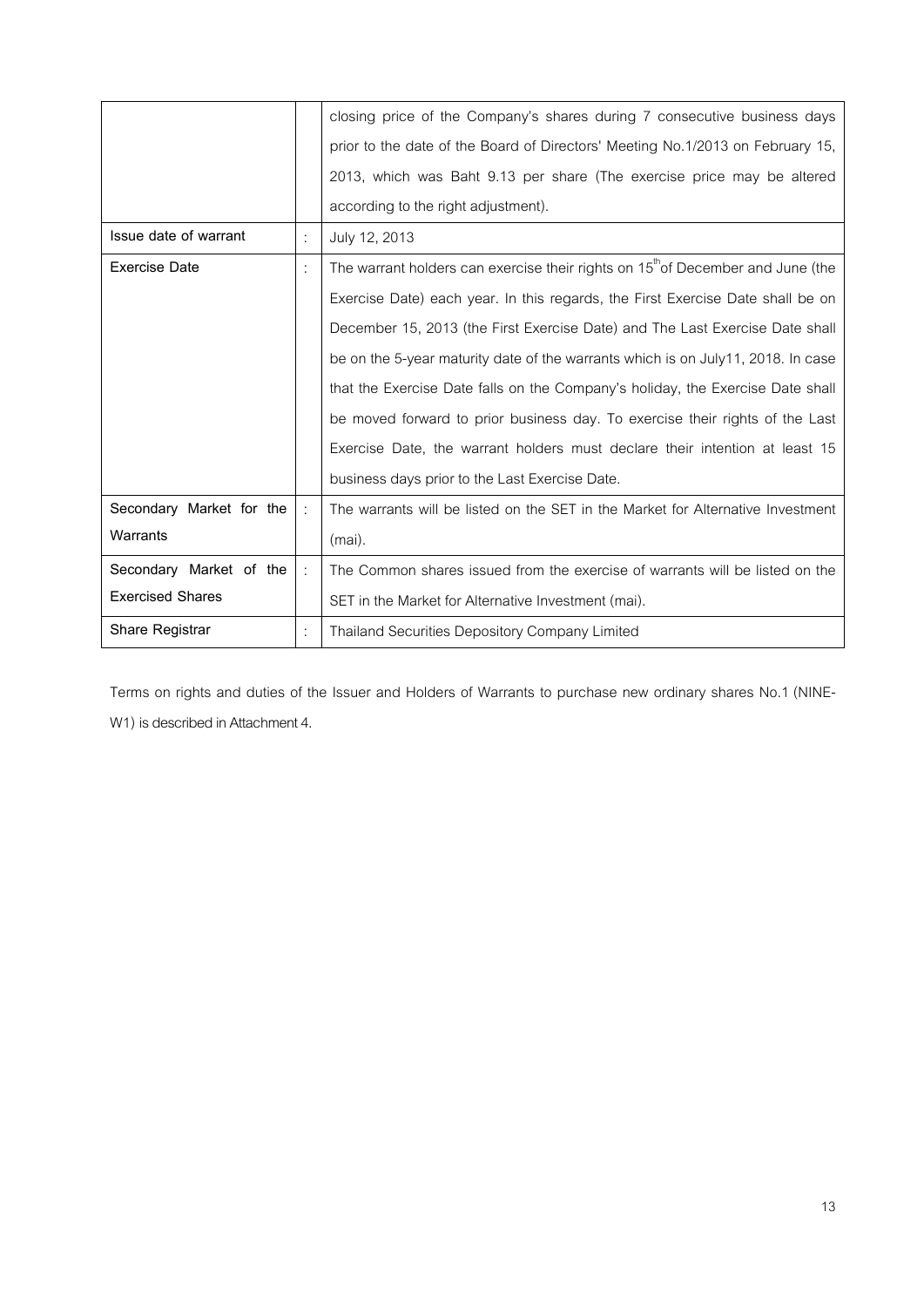| | | |
|---|---|---|
| | | closing price of the Company's shares during 7 consecutive business days prior to the date of the Board of Directors' Meeting No.1/2013 on February 15, 2013, which was Baht 9.13 per share (The exercise price may be altered according to the right adjustment). |
| **Issue date of warrant** | : | July 12, 2013 |
| **Exercise Date** | : | The warrant holders can exercise their rights on 15th of December and June (the Exercise Date) each year. In this regards, the First Exercise Date shall be on December 15, 2013 (the First Exercise Date) and The Last Exercise Date shall be on the 5-year maturity date of the warrants which is on July11, 2018. In case that the Exercise Date falls on the Company's holiday, the Exercise Date shall be moved forward to prior business day. To exercise their rights of the Last Exercise Date, the warrant holders must declare their intention at least 15 business days prior to the Last Exercise Date. |
| **Secondary Market for the Warrants** | : | The warrants will be listed on the SET in the Market for Alternative Investment (mai). |
| **Secondary Market of the Exercised Shares** | : | The Common shares issued from the exercise of warrants will be listed on the SET in the Market for Alternative Investment (mai). |
| **Share Registrar** | : | Thailand Securities Depository Company Limited |

Terms on rights and duties of the Issuer and Holders of Warrants to purchase new ordinary shares No.1 (NINE-W1) is described in Attachment 4.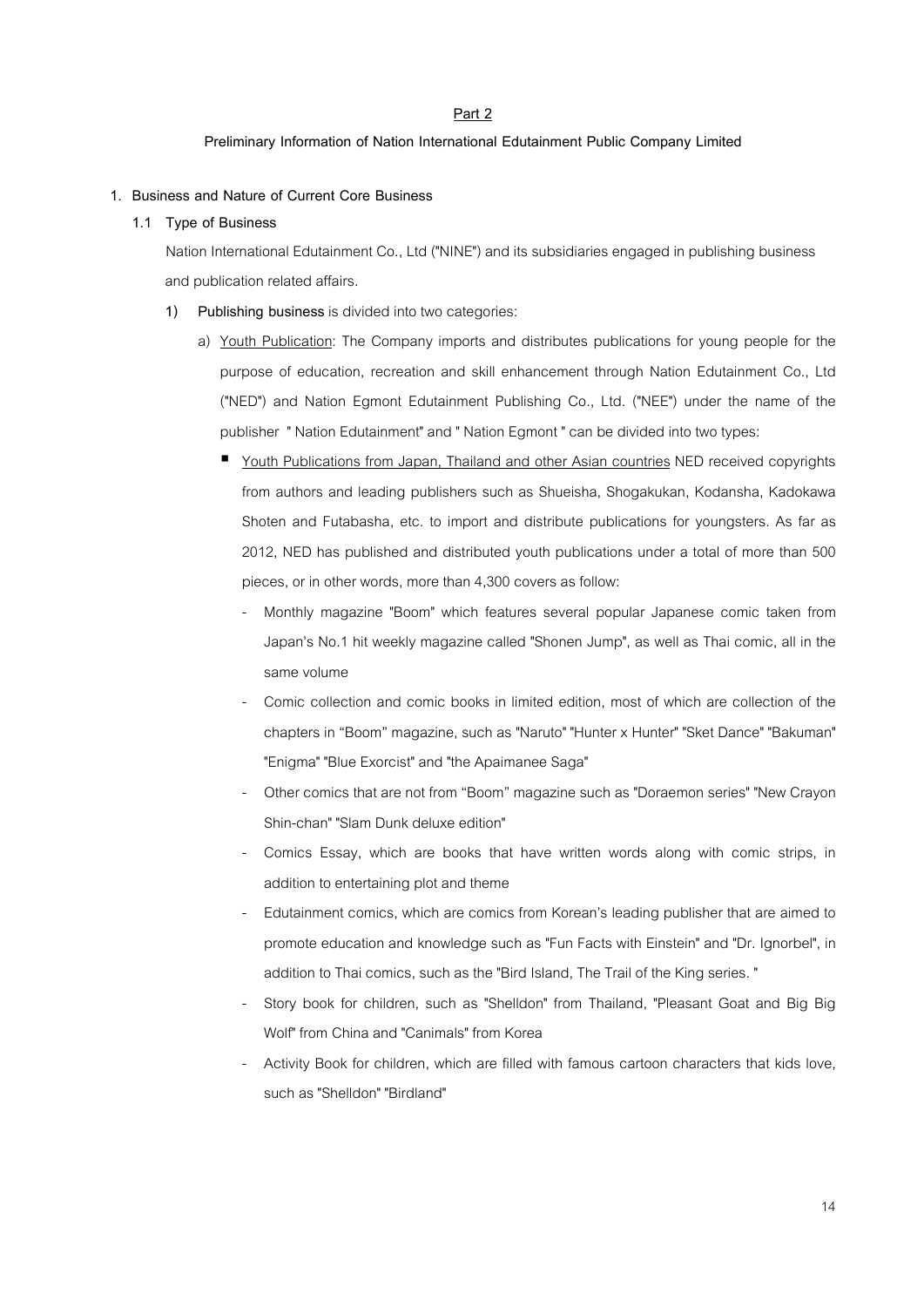## Part 2

### Preliminary Information of Nation International Edutainment Public Company Limited

**1. Business and Nature of Current Core Business**

**1.1 Type of Business**

Nation International Edutainment Co., Ltd ("NINE") and its subsidiaries engaged in publishing business and publication related affairs.

**1) Publishing business** is divided into two categories:

a) Youth Publication: The Company imports and distributes publications for young people for the purpose of education, recreation and skill enhancement through Nation Edutainment Co., Ltd ("NED") and Nation Egmont Edutainment Publishing Co., Ltd. ("NEE") under the name of the publisher " Nation Edutainment" and " Nation Egmont " can be divided into two types:

- Youth Publications from Japan, Thailand and other Asian countries NED received copyrights from authors and leading publishers such as Shueisha, Shogakukan, Kodansha, Kadokawa Shoten and Futabasha, etc. to import and distribute publications for youngsters. As far as 2012, NED has published and distributed youth publications under a total of more than 500 pieces, or in other words, more than 4,300 covers as follow:
  - Monthly magazine "Boom" which features several popular Japanese comic taken from Japan's No.1 hit weekly magazine called "Shonen Jump", as well as Thai comic, all in the same volume
  - Comic collection and comic books in limited edition, most of which are collection of the chapters in "Boom" magazine, such as "Naruto" "Hunter x Hunter" "Sket Dance" "Bakuman" "Enigma" "Blue Exorcist" and "the Apaimanee Saga"
  - Other comics that are not from "Boom" magazine such as "Doraemon series" "New Crayon Shin-chan" "Slam Dunk deluxe edition"
  - Comics Essay, which are books that have written words along with comic strips, in addition to entertaining plot and theme
  - Edutainment comics, which are comics from Korean's leading publisher that are aimed to promote education and knowledge such as "Fun Facts with Einstein" and "Dr. Ignorbel", in addition to Thai comics, such as the "Bird Island, The Trail of the King series. "
  - Story book for children, such as "Shelldon" from Thailand, "Pleasant Goat and Big Big Wolf" from China and "Canimals" from Korea
  - Activity Book for children, which are filled with famous cartoon characters that kids love, such as "Shelldon" "Birdland"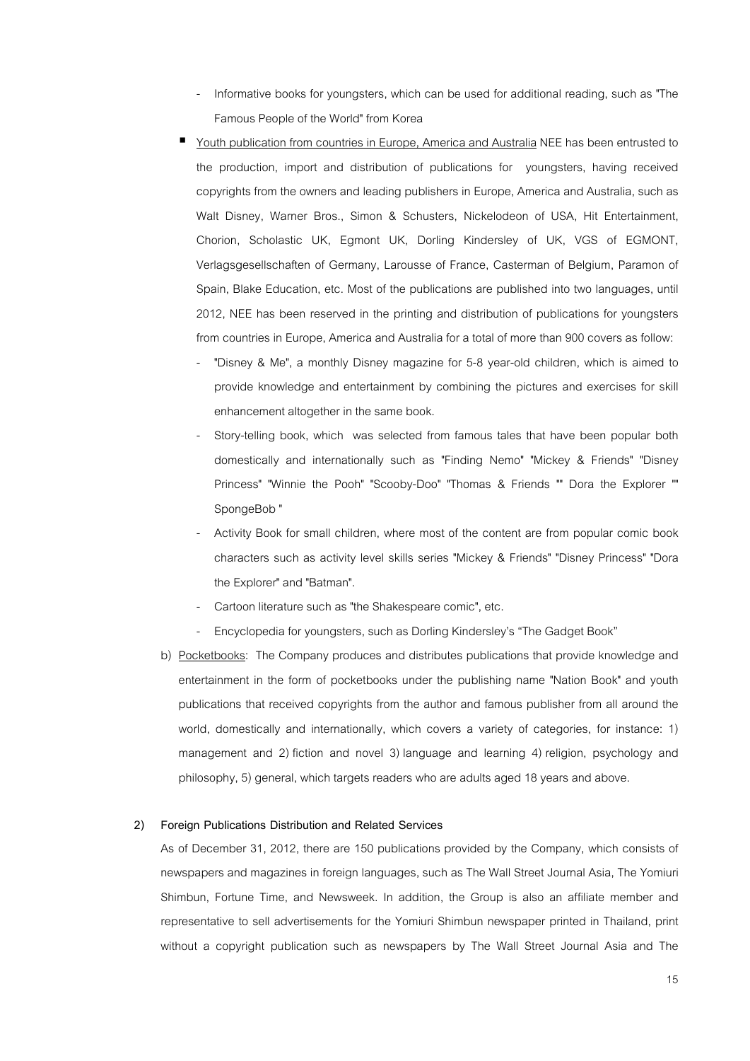- Informative books for youngsters, which can be used for additional reading, such as "The Famous People of the World" from Korea

- Youth publication from countries in Europe, America and Australia NEE has been entrusted to the production, import and distribution of publications for youngsters, having received copyrights from the owners and leading publishers in Europe, America and Australia, such as Walt Disney, Warner Bros., Simon & Schusters, Nickelodeon of USA, Hit Entertainment, Chorion, Scholastic UK, Egmont UK, Dorling Kindersley of UK, VGS of EGMONT, Verlagsgesellschaften of Germany, Larousse of France, Casterman of Belgium, Paramon of Spain, Blake Education, etc. Most of the publications are published into two languages, until 2012, NEE has been reserved in the printing and distribution of publications for youngsters from countries in Europe, America and Australia for a total of more than 900 covers as follow:
  - "Disney & Me", a monthly Disney magazine for 5-8 year-old children, which is aimed to provide knowledge and entertainment by combining the pictures and exercises for skill enhancement altogether in the same book.
  - Story-telling book, which was selected from famous tales that have been popular both domestically and internationally such as "Finding Nemo" "Mickey & Friends" "Disney Princess" "Winnie the Pooh" "Scooby-Doo" "Thomas & Friends "" Dora the Explorer "" SpongeBob "
  - Activity Book for small children, where most of the content are from popular comic book characters such as activity level skills series "Mickey & Friends" "Disney Princess" "Dora the Explorer" and "Batman".
  - Cartoon literature such as "the Shakespeare comic", etc.
  - Encyclopedia for youngsters, such as Dorling Kindersley's "The Gadget Book"

b) Pocketbooks: The Company produces and distributes publications that provide knowledge and entertainment in the form of pocketbooks under the publishing name "Nation Book" and youth publications that received copyrights from the author and famous publisher from all around the world, domestically and internationally, which covers a variety of categories, for instance: 1) management and 2) fiction and novel 3) language and learning 4) religion, psychology and philosophy, 5) general, which targets readers who are adults aged 18 years and above.

**2) Foreign Publications Distribution and Related Services**

As of December 31, 2012, there are 150 publications provided by the Company, which consists of newspapers and magazines in foreign languages, such as The Wall Street Journal Asia, The Yomiuri Shimbun, Fortune Time, and Newsweek. In addition, the Group is also an affiliate member and representative to sell advertisements for the Yomiuri Shimbun newspaper printed in Thailand, print without a copyright publication such as newspapers by The Wall Street Journal Asia and The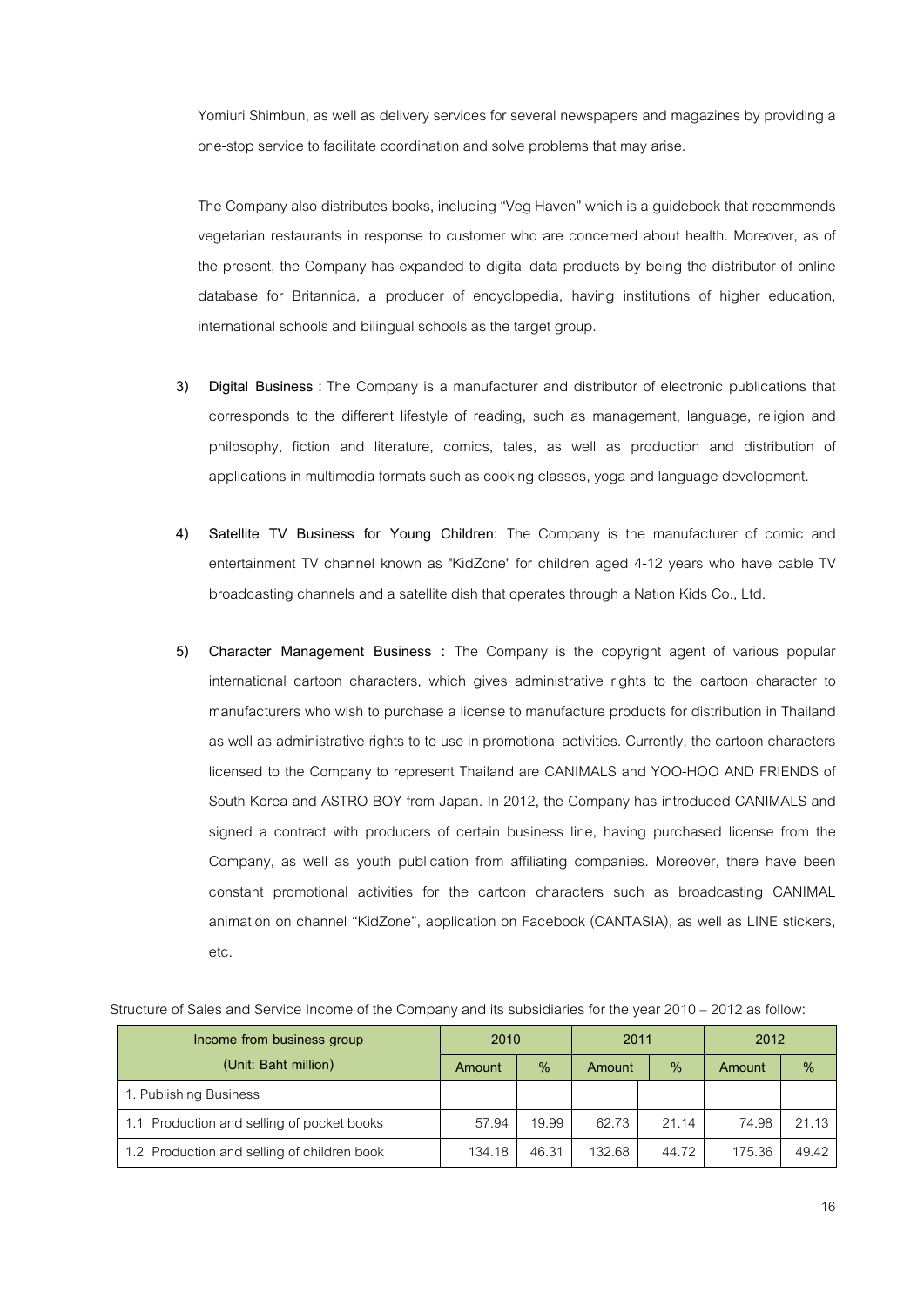Yomiuri Shimbun, as well as delivery services for several newspapers and magazines by providing a one-stop service to facilitate coordination and solve problems that may arise.

The Company also distributes books, including "Veg Haven" which is a guidebook that recommends vegetarian restaurants in response to customer who are concerned about health. Moreover, as of the present, the Company has expanded to digital data products by being the distributor of online database for Britannica, a producer of encyclopedia, having institutions of higher education, international schools and bilingual schools as the target group.

3) **Digital Business :** The Company is a manufacturer and distributor of electronic publications that corresponds to the different lifestyle of reading, such as management, language, religion and philosophy, fiction and literature, comics, tales, as well as production and distribution of applications in multimedia formats such as cooking classes, yoga and language development.

4) **Satellite TV Business for Young Children:** The Company is the manufacturer of comic and entertainment TV channel known as "KidZone" for children aged 4-12 years who have cable TV broadcasting channels and a satellite dish that operates through a Nation Kids Co., Ltd.

5) **Character Management Business :** The Company is the copyright agent of various popular international cartoon characters, which gives administrative rights to the cartoon character to manufacturers who wish to purchase a license to manufacture products for distribution in Thailand as well as administrative rights to to use in promotional activities. Currently, the cartoon characters licensed to the Company to represent Thailand are CANIMALS and YOO-HOO AND FRIENDS of South Korea and ASTRO BOY from Japan. In 2012, the Company has introduced CANIMALS and signed a contract with producers of certain business line, having purchased license from the Company, as well as youth publication from affiliating companies. Moreover, there have been constant promotional activities for the cartoon characters such as broadcasting CANIMAL animation on channel "KidZone", application on Facebook (CANTASIA), as well as LINE stickers, etc.

Structure of Sales and Service Income of the Company and its subsidiaries for the year 2010 – 2012 as follow:

| Income from business group (Unit: Baht million) | 2010 | | 2011 | | 2012 | |
|---|---|---|---|---|---|---|
| | Amount | % | Amount | % | Amount | % |
| 1. Publishing Business | | | | | | |
| 1.1 Production and selling of pocket books | 57.94 | 19.99 | 62.73 | 21.14 | 74.98 | 21.13 |
| 1.2 Production and selling of children book | 134.18 | 46.31 | 132.68 | 44.72 | 175.36 | 49.42 |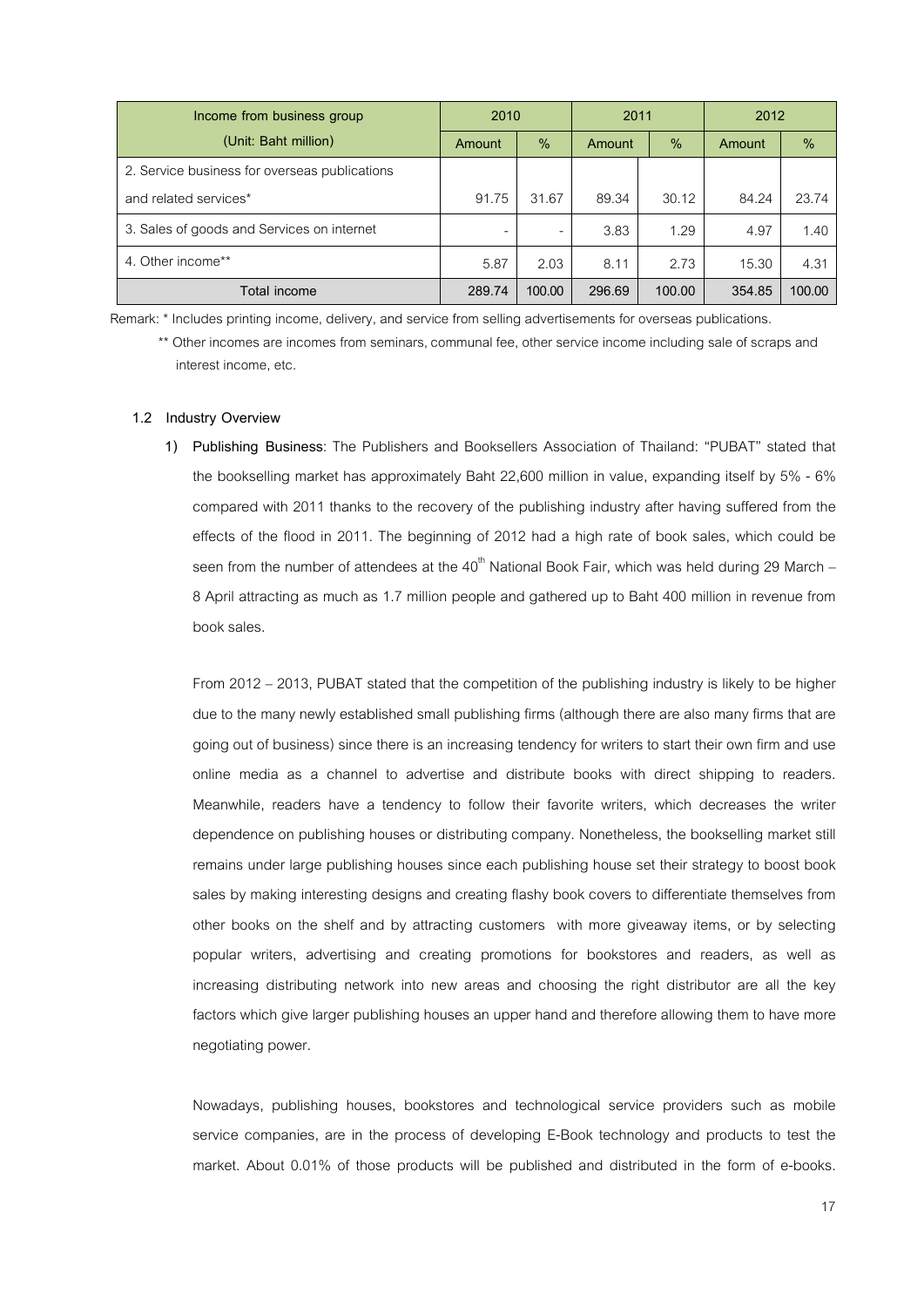| Income from business group (Unit: Baht million) | 2010 | | 2011 | | 2012 | |
|---|---|---|---|---|---|---|
| | Amount | % | Amount | % | Amount | % |
| 2. Service business for overseas publications and related services* | 91.75 | 31.67 | 89.34 | 30.12 | 84.24 | 23.74 |
| 3. Sales of goods and Services on internet | - | - | 3.83 | 1.29 | 4.97 | 1.40 |
| 4. Other income** | 5.87 | 2.03 | 8.11 | 2.73 | 15.30 | 4.31 |
| Total income | 289.74 | 100.00 | 296.69 | 100.00 | 354.85 | 100.00 |

Remark: * Includes printing income, delivery, and service from selling advertisements for overseas publications.

** Other incomes are incomes from seminars, communal fee, other service income including sale of scraps and interest income, etc.

### 1.2 Industry Overview

1) **Publishing Business**: The Publishers and Booksellers Association of Thailand: "PUBAT" stated that the bookselling market has approximately Baht 22,600 million in value, expanding itself by 5% - 6% compared with 2011 thanks to the recovery of the publishing industry after having suffered from the effects of the flood in 2011. The beginning of 2012 had a high rate of book sales, which could be seen from the number of attendees at the 40th National Book Fair, which was held during 29 March – 8 April attracting as much as 1.7 million people and gathered up to Baht 400 million in revenue from book sales.

From 2012 – 2013, PUBAT stated that the competition of the publishing industry is likely to be higher due to the many newly established small publishing firms (although there are also many firms that are going out of business) since there is an increasing tendency for writers to start their own firm and use online media as a channel to advertise and distribute books with direct shipping to readers. Meanwhile, readers have a tendency to follow their favorite writers, which decreases the writer dependence on publishing houses or distributing company. Nonetheless, the bookselling market still remains under large publishing houses since each publishing house set their strategy to boost book sales by making interesting designs and creating flashy book covers to differentiate themselves from other books on the shelf and by attracting customers with more giveaway items, or by selecting popular writers, advertising and creating promotions for bookstores and readers, as well as increasing distributing network into new areas and choosing the right distributor are all the key factors which give larger publishing houses an upper hand and therefore allowing them to have more negotiating power.

Nowadays, publishing houses, bookstores and technological service providers such as mobile service companies, are in the process of developing E-Book technology and products to test the market. About 0.01% of those products will be published and distributed in the form of e-books.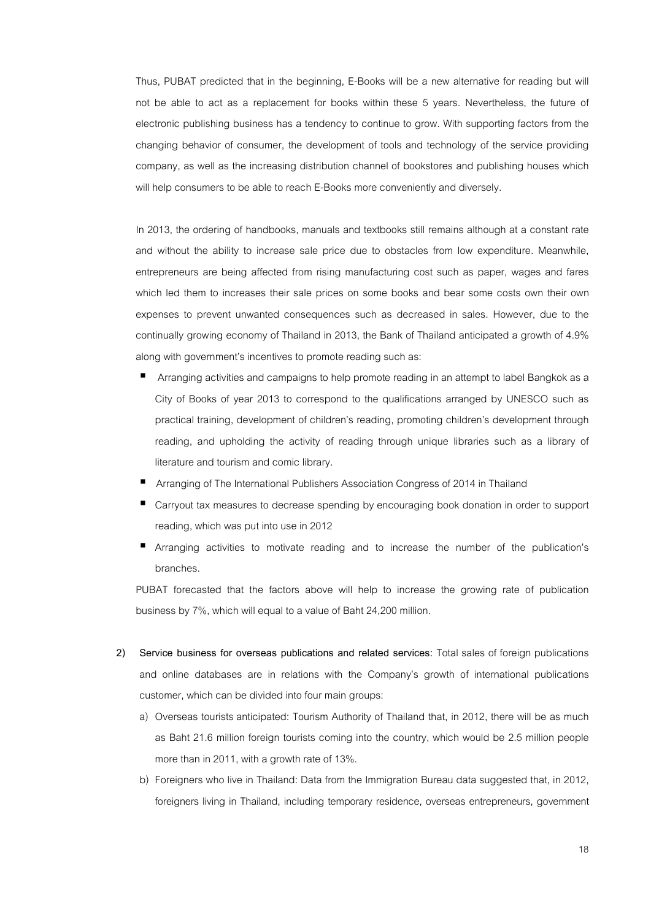Thus, PUBAT predicted that in the beginning, E-Books will be a new alternative for reading but will not be able to act as a replacement for books within these 5 years. Nevertheless, the future of electronic publishing business has a tendency to continue to grow. With supporting factors from the changing behavior of consumer, the development of tools and technology of the service providing company, as well as the increasing distribution channel of bookstores and publishing houses which will help consumers to be able to reach E-Books more conveniently and diversely.

In 2013, the ordering of handbooks, manuals and textbooks still remains although at a constant rate and without the ability to increase sale price due to obstacles from low expenditure. Meanwhile, entrepreneurs are being affected from rising manufacturing cost such as paper, wages and fares which led them to increases their sale prices on some books and bear some costs own their own expenses to prevent unwanted consequences such as decreased in sales. However, due to the continually growing economy of Thailand in 2013, the Bank of Thailand anticipated a growth of 4.9% along with government's incentives to promote reading such as:

- Arranging activities and campaigns to help promote reading in an attempt to label Bangkok as a City of Books of year 2013 to correspond to the qualifications arranged by UNESCO such as practical training, development of children's reading, promoting children's development through reading, and upholding the activity of reading through unique libraries such as a library of literature and tourism and comic library.
- Arranging of The International Publishers Association Congress of 2014 in Thailand
- Carryout tax measures to decrease spending by encouraging book donation in order to support reading, which was put into use in 2012
- Arranging activities to motivate reading and to increase the number of the publication's branches.

PUBAT forecasted that the factors above will help to increase the growing rate of publication business by 7%, which will equal to a value of Baht 24,200 million.

2) **Service business for overseas publications and related services:** Total sales of foreign publications and online databases are in relations with the Company's growth of international publications customer, which can be divided into four main groups:

   a) Overseas tourists anticipated: Tourism Authority of Thailand that, in 2012, there will be as much as Baht 21.6 million foreign tourists coming into the country, which would be 2.5 million people more than in 2011, with a growth rate of 13%.

   b) Foreigners who live in Thailand: Data from the Immigration Bureau data suggested that, in 2012, foreigners living in Thailand, including temporary residence, overseas entrepreneurs, government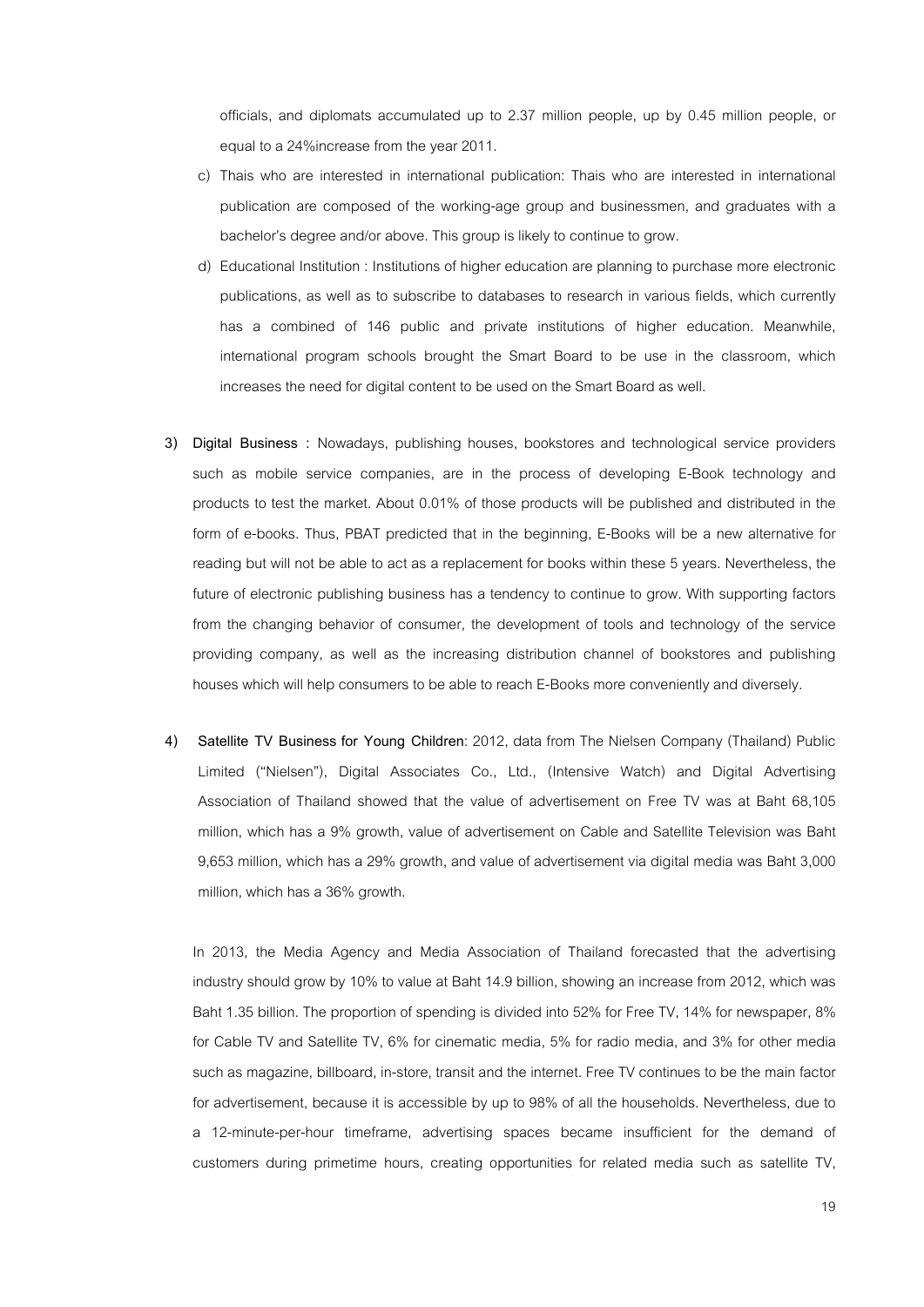officials, and diplomats accumulated up to 2.37 million people, up by 0.45 million people, or equal to a 24%increase from the year 2011.

c) Thais who are interested in international publication: Thais who are interested in international publication are composed of the working-age group and businessmen, and graduates with a bachelor's degree and/or above. This group is likely to continue to grow.

d) Educational Institution : Institutions of higher education are planning to purchase more electronic publications, as well as to subscribe to databases to research in various fields, which currently has a combined of 146 public and private institutions of higher education. Meanwhile, international program schools brought the Smart Board to be use in the classroom, which increases the need for digital content to be used on the Smart Board as well.

3) **Digital Business** : Nowadays, publishing houses, bookstores and technological service providers such as mobile service companies, are in the process of developing E-Book technology and products to test the market. About 0.01% of those products will be published and distributed in the form of e-books. Thus, PBAT predicted that in the beginning, E-Books will be a new alternative for reading but will not be able to act as a replacement for books within these 5 years. Nevertheless, the future of electronic publishing business has a tendency to continue to grow. With supporting factors from the changing behavior of consumer, the development of tools and technology of the service providing company, as well as the increasing distribution channel of bookstores and publishing houses which will help consumers to be able to reach E-Books more conveniently and diversely.

4) **Satellite TV Business for Young Children**: 2012, data from The Nielsen Company (Thailand) Public Limited ("Nielsen"), Digital Associates Co., Ltd., (Intensive Watch) and Digital Advertising Association of Thailand showed that the value of advertisement on Free TV was at Baht 68,105 million, which has a 9% growth, value of advertisement on Cable and Satellite Television was Baht 9,653 million, which has a 29% growth, and value of advertisement via digital media was Baht 3,000 million, which has a 36% growth.

In 2013, the Media Agency and Media Association of Thailand forecasted that the advertising industry should grow by 10% to value at Baht 14.9 billion, showing an increase from 2012, which was Baht 1.35 billion. The proportion of spending is divided into 52% for Free TV, 14% for newspaper, 8% for Cable TV and Satellite TV, 6% for cinematic media, 5% for radio media, and 3% for other media such as magazine, billboard, in-store, transit and the internet. Free TV continues to be the main factor for advertisement, because it is accessible by up to 98% of all the households. Nevertheless, due to a 12-minute-per-hour timeframe, advertising spaces became insufficient for the demand of customers during primetime hours, creating opportunities for related media such as satellite TV,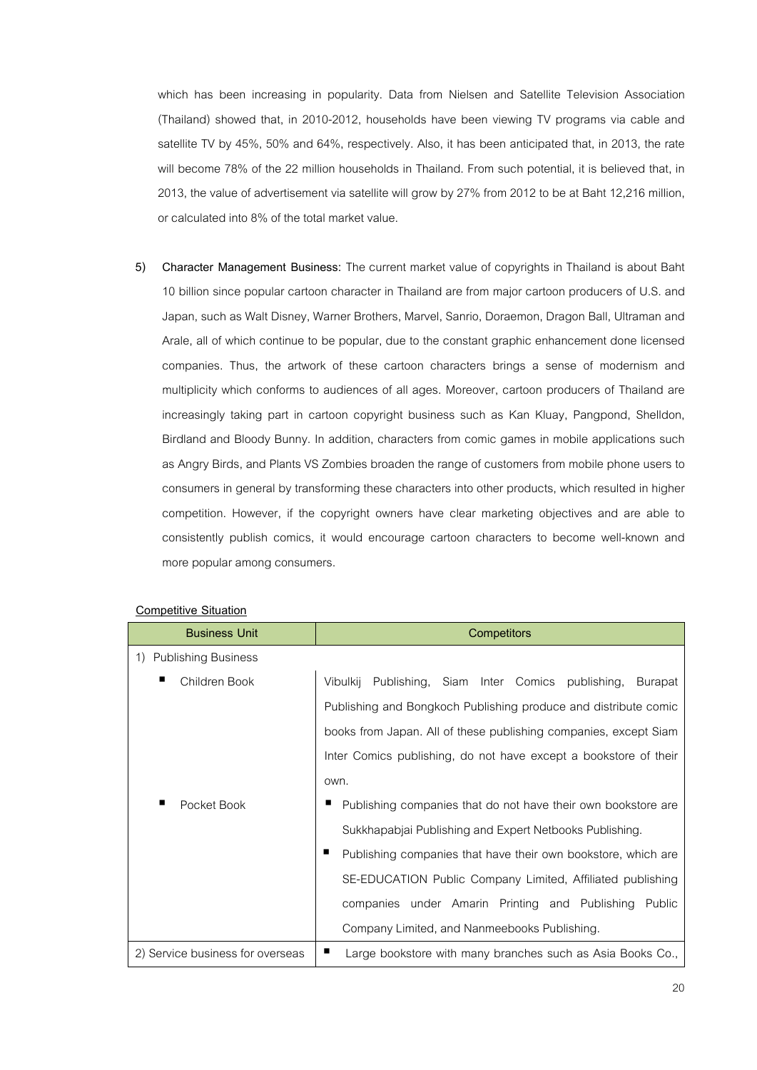which has been increasing in popularity. Data from Nielsen and Satellite Television Association (Thailand) showed that, in 2010-2012, households have been viewing TV programs via cable and satellite TV by 45%, 50% and 64%, respectively. Also, it has been anticipated that, in 2013, the rate will become 78% of the 22 million households in Thailand. From such potential, it is believed that, in 2013, the value of advertisement via satellite will grow by 27% from 2012 to be at Baht 12,216 million, or calculated into 8% of the total market value.

5) **Character Management Business:** The current market value of copyrights in Thailand is about Baht 10 billion since popular cartoon character in Thailand are from major cartoon producers of U.S. and Japan, such as Walt Disney, Warner Brothers, Marvel, Sanrio, Doraemon, Dragon Ball, Ultraman and Arale, all of which continue to be popular, due to the constant graphic enhancement done licensed companies. Thus, the artwork of these cartoon characters brings a sense of modernism and multiplicity which conforms to audiences of all ages. Moreover, cartoon producers of Thailand are increasingly taking part in cartoon copyright business such as Kan Kluay, Pangpond, Shelldon, Birdland and Bloody Bunny. In addition, characters from comic games in mobile applications such as Angry Birds, and Plants VS Zombies broaden the range of customers from mobile phone users to consumers in general by transforming these characters into other products, which resulted in higher competition. However, if the copyright owners have clear marketing objectives and are able to consistently publish comics, it would encourage cartoon characters to become well-known and more popular among consumers.

**Competitive Situation**

| Business Unit | Competitors |
|---|---|
| 1) Publishing Business | |
| ▪ Children Book | Vibulkij Publishing, Siam Inter Comics publishing, Burapat Publishing and Bongkoch Publishing produce and distribute comic books from Japan. All of these publishing companies, except Siam Inter Comics publishing, do not have except a bookstore of their own. |
| ▪ Pocket Book | ▪ Publishing companies that do not have their own bookstore are Sukkhapabjai Publishing and Expert Netbooks Publishing.<br>▪ Publishing companies that have their own bookstore, which are SE-EDUCATION Public Company Limited, Affiliated publishing companies under Amarin Printing and Publishing Public Company Limited, and Nanmeebooks Publishing. |
| 2) Service business for overseas | ▪ Large bookstore with many branches such as Asia Books Co., |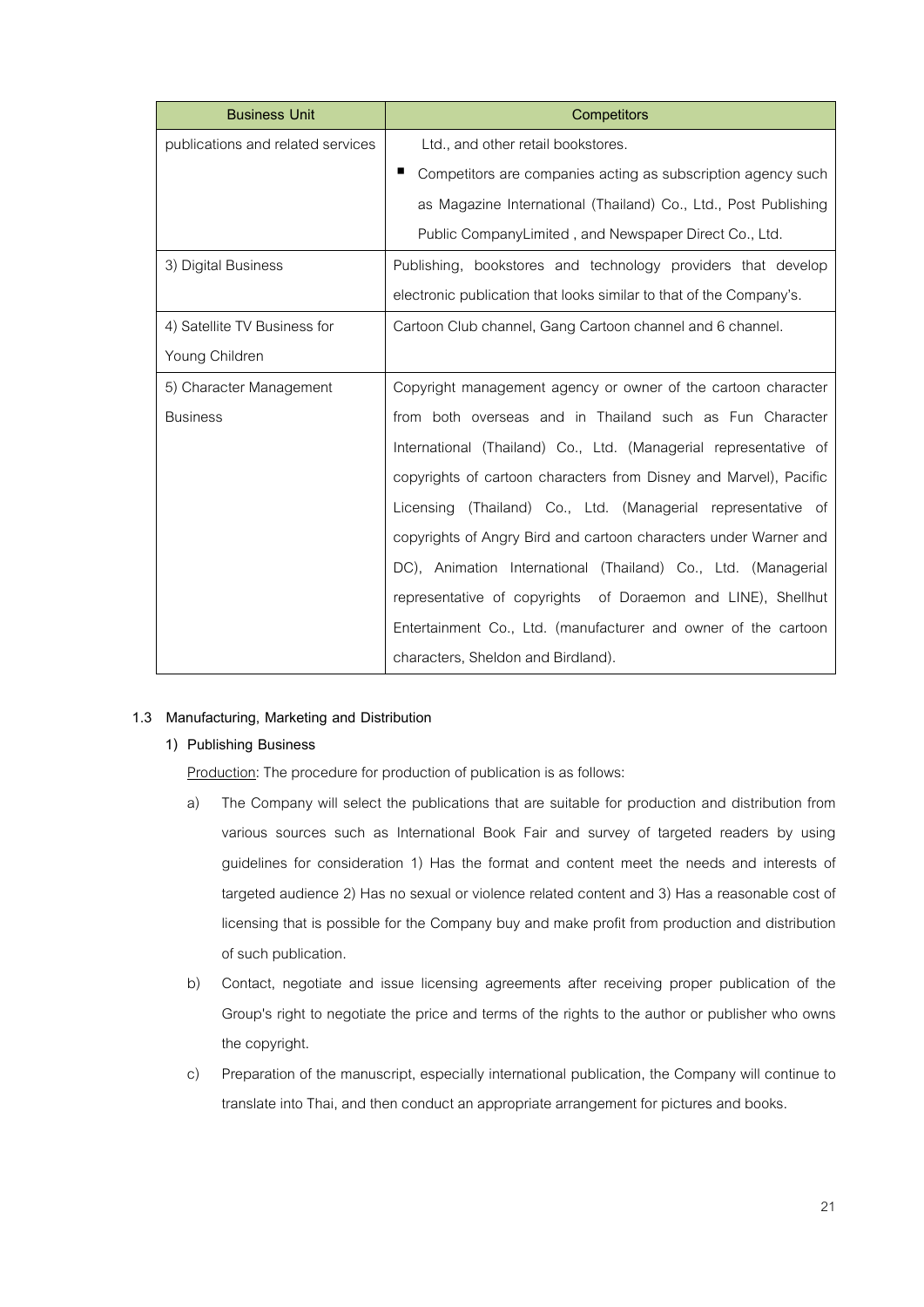| Business Unit | Competitors |
|---|---|
| publications and related services | Ltd., and other retail bookstores.<br>▪ Competitors are companies acting as subscription agency such as Magazine International (Thailand) Co., Ltd., Post Publishing Public CompanyLimited , and Newspaper Direct Co., Ltd. |
| 3) Digital Business | Publishing, bookstores and technology providers that develop electronic publication that looks similar to that of the Company's. |
| 4) Satellite TV Business for Young Children | Cartoon Club channel, Gang Cartoon channel and 6 channel. |
| 5) Character Management Business | Copyright management agency or owner of the cartoon character from both overseas and in Thailand such as Fun Character International (Thailand) Co., Ltd. (Managerial representative of copyrights of cartoon characters from Disney and Marvel), Pacific Licensing (Thailand) Co., Ltd. (Managerial representative of copyrights of Angry Bird and cartoon characters under Warner and DC), Animation International (Thailand) Co., Ltd. (Managerial representative of copyrights of Doraemon and LINE), Shellhut Entertainment Co., Ltd. (manufacturer and owner of the cartoon characters, Sheldon and Birdland). |

### 1.3 Manufacturing, Marketing and Distribution

#### 1) Publishing Business

Production: The procedure for production of publication is as follows:

a) The Company will select the publications that are suitable for production and distribution from various sources such as International Book Fair and survey of targeted readers by using guidelines for consideration 1) Has the format and content meet the needs and interests of targeted audience 2) Has no sexual or violence related content and 3) Has a reasonable cost of licensing that is possible for the Company buy and make profit from production and distribution of such publication.

b) Contact, negotiate and issue licensing agreements after receiving proper publication of the Group's right to negotiate the price and terms of the rights to the author or publisher who owns the copyright.

c) Preparation of the manuscript, especially international publication, the Company will continue to translate into Thai, and then conduct an appropriate arrangement for pictures and books.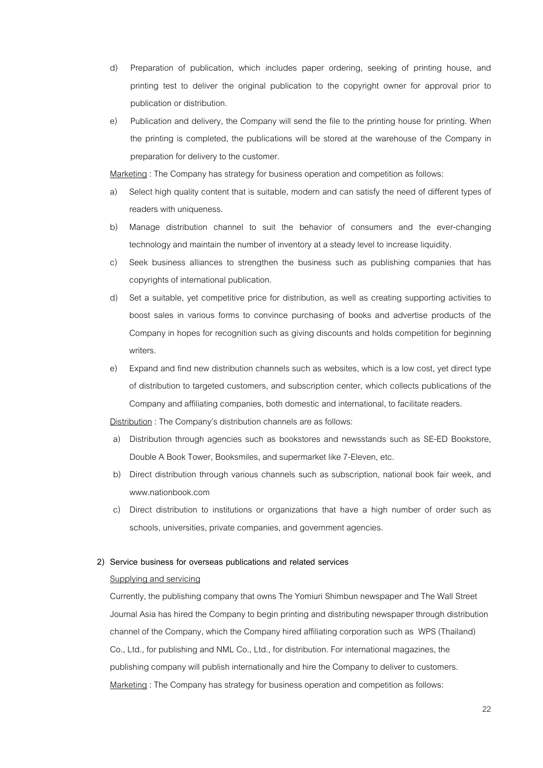d) Preparation of publication, which includes paper ordering, seeking of printing house, and printing test to deliver the original publication to the copyright owner for approval prior to publication or distribution.

e) Publication and delivery, the Company will send the file to the printing house for printing. When the printing is completed, the publications will be stored at the warehouse of the Company in preparation for delivery to the customer.

<u>Marketing</u> : The Company has strategy for business operation and competition as follows:

a) Select high quality content that is suitable, modern and can satisfy the need of different types of readers with uniqueness.

b) Manage distribution channel to suit the behavior of consumers and the ever-changing technology and maintain the number of inventory at a steady level to increase liquidity.

c) Seek business alliances to strengthen the business such as publishing companies that has copyrights of international publication.

d) Set a suitable, yet competitive price for distribution, as well as creating supporting activities to boost sales in various forms to convince purchasing of books and advertise products of the Company in hopes for recognition such as giving discounts and holds competition for beginning writers.

e) Expand and find new distribution channels such as websites, which is a low cost, yet direct type of distribution to targeted customers, and subscription center, which collects publications of the Company and affiliating companies, both domestic and international, to facilitate readers.

<u>Distribution</u> : The Company's distribution channels are as follows:

a) Distribution through agencies such as bookstores and newsstands such as SE-ED Bookstore, Double A Book Tower, Booksmiles, and supermarket like 7-Eleven, etc.

b) Direct distribution through various channels such as subscription, national book fair week, and www.nationbook.com

c) Direct distribution to institutions or organizations that have a high number of order such as schools, universities, private companies, and government agencies.

**2) Service business for overseas publications and related services**

<u>Supplying and servicing</u>

Currently, the publishing company that owns The Yomiuri Shimbun newspaper and The Wall Street Journal Asia has hired the Company to begin printing and distributing newspaper through distribution channel of the Company, which the Company hired affiliating corporation such as WPS (Thailand) Co., Ltd., for publishing and NML Co., Ltd., for distribution. For international magazines, the publishing company will publish internationally and hire the Company to deliver to customers.

<u>Marketing</u> : The Company has strategy for business operation and competition as follows: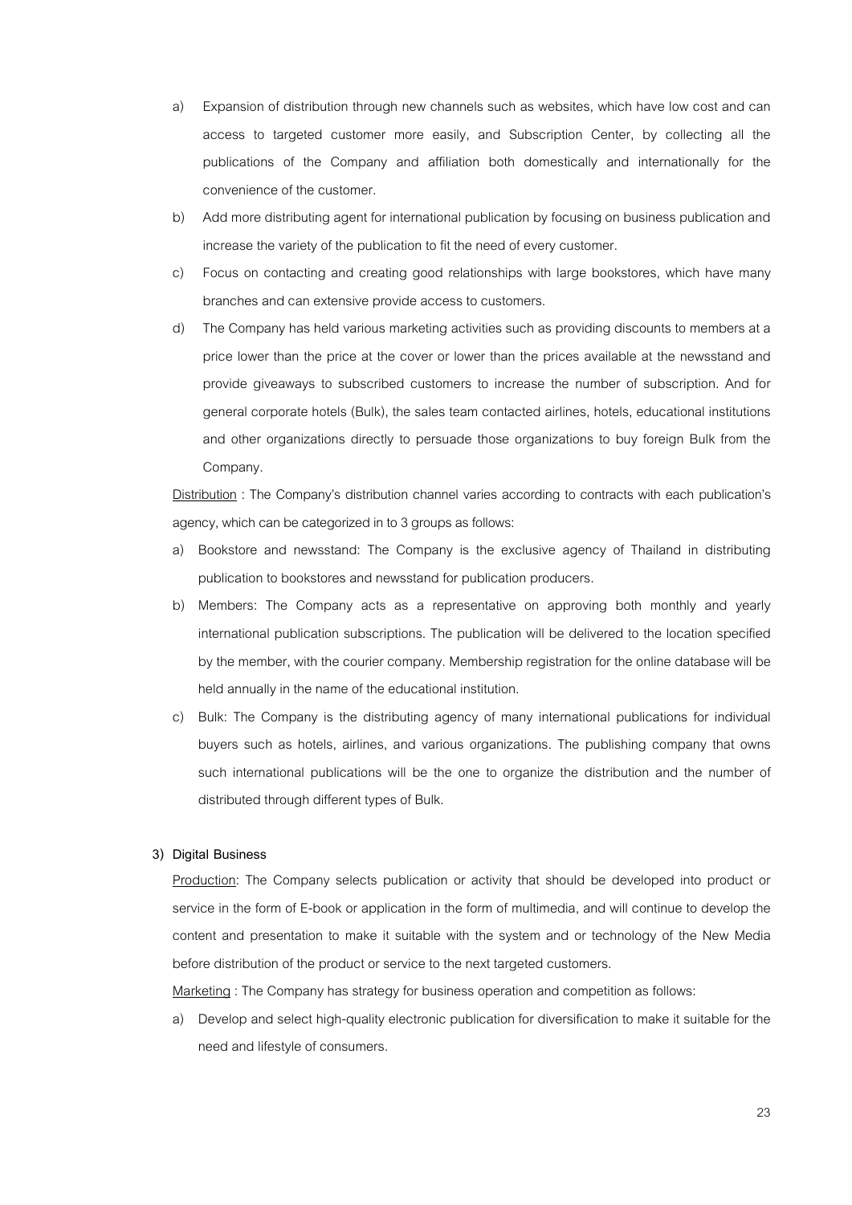a) Expansion of distribution through new channels such as websites, which have low cost and can access to targeted customer more easily, and Subscription Center, by collecting all the publications of the Company and affiliation both domestically and internationally for the convenience of the customer.
b) Add more distributing agent for international publication by focusing on business publication and increase the variety of the publication to fit the need of every customer.
c) Focus on contacting and creating good relationships with large bookstores, which have many branches and can extensive provide access to customers.
d) The Company has held various marketing activities such as providing discounts to members at a price lower than the price at the cover or lower than the prices available at the newsstand and provide giveaways to subscribed customers to increase the number of subscription. And for general corporate hotels (Bulk), the sales team contacted airlines, hotels, educational institutions and other organizations directly to persuade those organizations to buy foreign Bulk from the Company.

<u>Distribution</u> : The Company's distribution channel varies according to contracts with each publication's agency, which can be categorized in to 3 groups as follows:

a) Bookstore and newsstand: The Company is the exclusive agency of Thailand in distributing publication to bookstores and newsstand for publication producers.
b) Members: The Company acts as a representative on approving both monthly and yearly international publication subscriptions. The publication will be delivered to the location specified by the member, with the courier company. Membership registration for the online database will be held annually in the name of the educational institution.
c) Bulk: The Company is the distributing agency of many international publications for individual buyers such as hotels, airlines, and various organizations. The publishing company that owns such international publications will be the one to organize the distribution and the number of distributed through different types of Bulk.

**3) Digital Business**

<u>Production</u>: The Company selects publication or activity that should be developed into product or service in the form of E-book or application in the form of multimedia, and will continue to develop the content and presentation to make it suitable with the system and or technology of the New Media before distribution of the product or service to the next targeted customers.

<u>Marketing</u> : The Company has strategy for business operation and competition as follows:

a) Develop and select high-quality electronic publication for diversification to make it suitable for the need and lifestyle of consumers.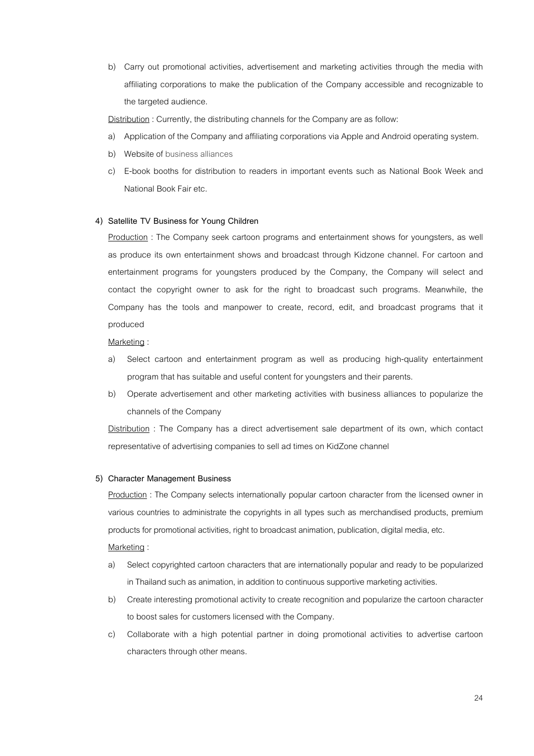b) Carry out promotional activities, advertisement and marketing activities through the media with affiliating corporations to make the publication of the Company accessible and recognizable to the targeted audience.

Distribution : Currently, the distributing channels for the Company are as follow:

a) Application of the Company and affiliating corporations via Apple and Android operating system.
b) Website of business alliances
c) E-book booths for distribution to readers in important events such as National Book Week and National Book Fair etc.

**4) Satellite TV Business for Young Children**

Production : The Company seek cartoon programs and entertainment shows for youngsters, as well as produce its own entertainment shows and broadcast through Kidzone channel. For cartoon and entertainment programs for youngsters produced by the Company, the Company will select and contact the copyright owner to ask for the right to broadcast such programs. Meanwhile, the Company has the tools and manpower to create, record, edit, and broadcast programs that it produced

Marketing :

a) Select cartoon and entertainment program as well as producing high-quality entertainment program that has suitable and useful content for youngsters and their parents.
b) Operate advertisement and other marketing activities with business alliances to popularize the channels of the Company

Distribution : The Company has a direct advertisement sale department of its own, which contact representative of advertising companies to sell ad times on KidZone channel

**5) Character Management Business**

Production : The Company selects internationally popular cartoon character from the licensed owner in various countries to administrate the copyrights in all types such as merchandised products, premium products for promotional activities, right to broadcast animation, publication, digital media, etc.

Marketing :

a) Select copyrighted cartoon characters that are internationally popular and ready to be popularized in Thailand such as animation, in addition to continuous supportive marketing activities.
b) Create interesting promotional activity to create recognition and popularize the cartoon character to boost sales for customers licensed with the Company.
c) Collaborate with a high potential partner in doing promotional activities to advertise cartoon characters through other means.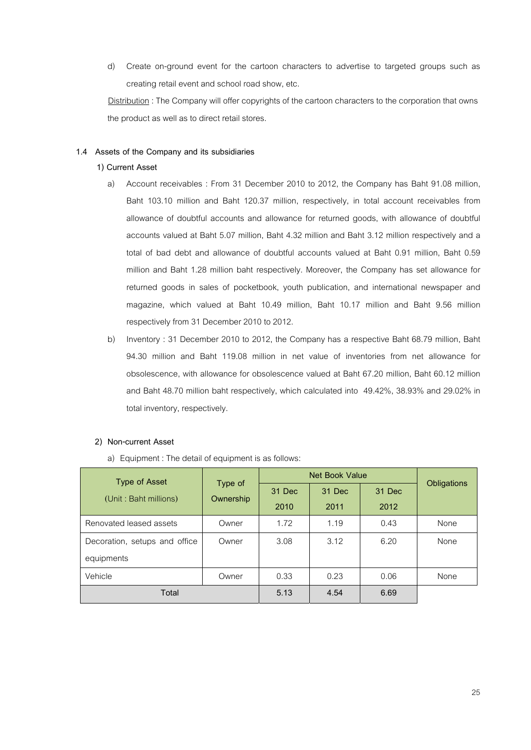d) Create on-ground event for the cartoon characters to advertise to targeted groups such as creating retail event and school road show, etc.

<u>Distribution</u> : The Company will offer copyrights of the cartoon characters to the corporation that owns the product as well as to direct retail stores.

### 1.4 Assets of the Company and its subsidiaries

**1) Current Asset**

a) Account receivables : From 31 December 2010 to 2012, the Company has Baht 91.08 million, Baht 103.10 million and Baht 120.37 million, respectively, in total account receivables from allowance of doubtful accounts and allowance for returned goods, with allowance of doubtful accounts valued at Baht 5.07 million, Baht 4.32 million and Baht 3.12 million respectively and a total of bad debt and allowance of doubtful accounts valued at Baht 0.91 million, Baht 0.59 million and Baht 1.28 million baht respectively. Moreover, the Company has set allowance for returned goods in sales of pocketbook, youth publication, and international newspaper and magazine, which valued at Baht 10.49 million, Baht 10.17 million and Baht 9.56 million respectively from 31 December 2010 to 2012.

b) Inventory : 31 December 2010 to 2012, the Company has a respective Baht 68.79 million, Baht 94.30 million and Baht 119.08 million in net value of inventories from net allowance for obsolescence, with allowance for obsolescence valued at Baht 67.20 million, Baht 60.12 million and Baht 48.70 million baht respectively, which calculated into 49.42%, 38.93% and 29.02% in total inventory, respectively.

**2) Non-current Asset**

a) Equipment : The detail of equipment is as follows:

| Type of Asset (Unit : Baht millions) | Type of Ownership | Net Book Value | | | Obligations |
|---|---|---|---|---|---|
| | | 31 Dec 2010 | 31 Dec 2011 | 31 Dec 2012 | |
| Renovated leased assets | Owner | 1.72 | 1.19 | 0.43 | None |
| Decoration, setups and office equipments | Owner | 3.08 | 3.12 | 6.20 | None |
| Vehicle | Owner | 0.33 | 0.23 | 0.06 | None |
| **Total** | | **5.13** | **4.54** | **6.69** | |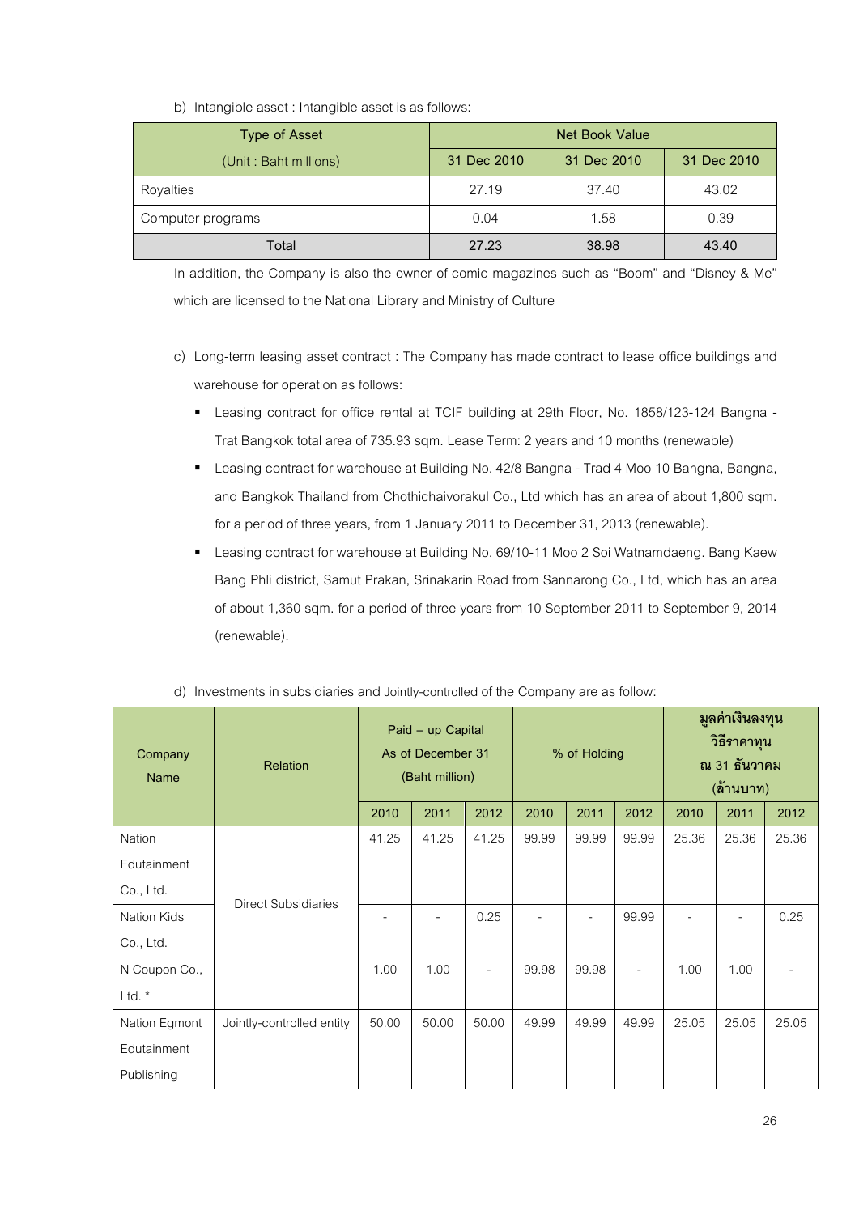b) Intangible asset : Intangible asset is as follows:

| Type of Asset | Net Book Value | | |
|---|---|---|---|
| (Unit : Baht millions) | 31 Dec 2010 | 31 Dec 2010 | 31 Dec 2010 |
| Royalties | 27.19 | 37.40 | 43.02 |
| Computer programs | 0.04 | 1.58 | 0.39 |
| Total | 27.23 | 38.98 | 43.40 |

In addition, the Company is also the owner of comic magazines such as "Boom" and "Disney & Me" which are licensed to the National Library and Ministry of Culture

c) Long-term leasing asset contract : The Company has made contract to lease office buildings and warehouse for operation as follows:

- Leasing contract for office rental at TCIF building at 29th Floor, No. 1858/123-124 Bangna - Trat Bangkok total area of 735.93 sqm. Lease Term: 2 years and 10 months (renewable)
- Leasing contract for warehouse at Building No. 42/8 Bangna - Trad 4 Moo 10 Bangna, Bangna, and Bangkok Thailand from Chothichaivorakul Co., Ltd which has an area of about 1,800 sqm. for a period of three years, from 1 January 2011 to December 31, 2013 (renewable).
- Leasing contract for warehouse at Building No. 69/10-11 Moo 2 Soi Watnamdaeng. Bang Kaew Bang Phli district, Samut Prakan, Srinakarin Road from Sannarong Co., Ltd, which has an area of about 1,360 sqm. for a period of three years from 10 September 2011 to September 9, 2014 (renewable).

d) Investments in subsidiaries and Jointly-controlled of the Company are as follow:

| Company Name | Relation | Paid – up Capital As of December 31 (Baht million) | | | % of Holding | | | มูลค่าเงินลงทุน วิธีราคาทุน ณ 31 ธันวาคม (ล้านบาท) | | |
|---|---|---|---|---|---|---|---|---|---|---|
| | | 2010 | 2011 | 2012 | 2010 | 2011 | 2012 | 2010 | 2011 | 2012 |
| Nation Edutainment Co., Ltd. | Direct Subsidiaries | 41.25 | 41.25 | 41.25 | 99.99 | 99.99 | 99.99 | 25.36 | 25.36 | 25.36 |
| Nation Kids Co., Ltd. | | - | - | 0.25 | - | - | 99.99 | - | - | 0.25 |
| N Coupon Co., Ltd. * | | 1.00 | 1.00 | - | 99.98 | 99.98 | - | 1.00 | 1.00 | - |
| Nation Egmont Edutainment Publishing | Jointly-controlled entity | 50.00 | 50.00 | 50.00 | 49.99 | 49.99 | 49.99 | 25.05 | 25.05 | 25.05 |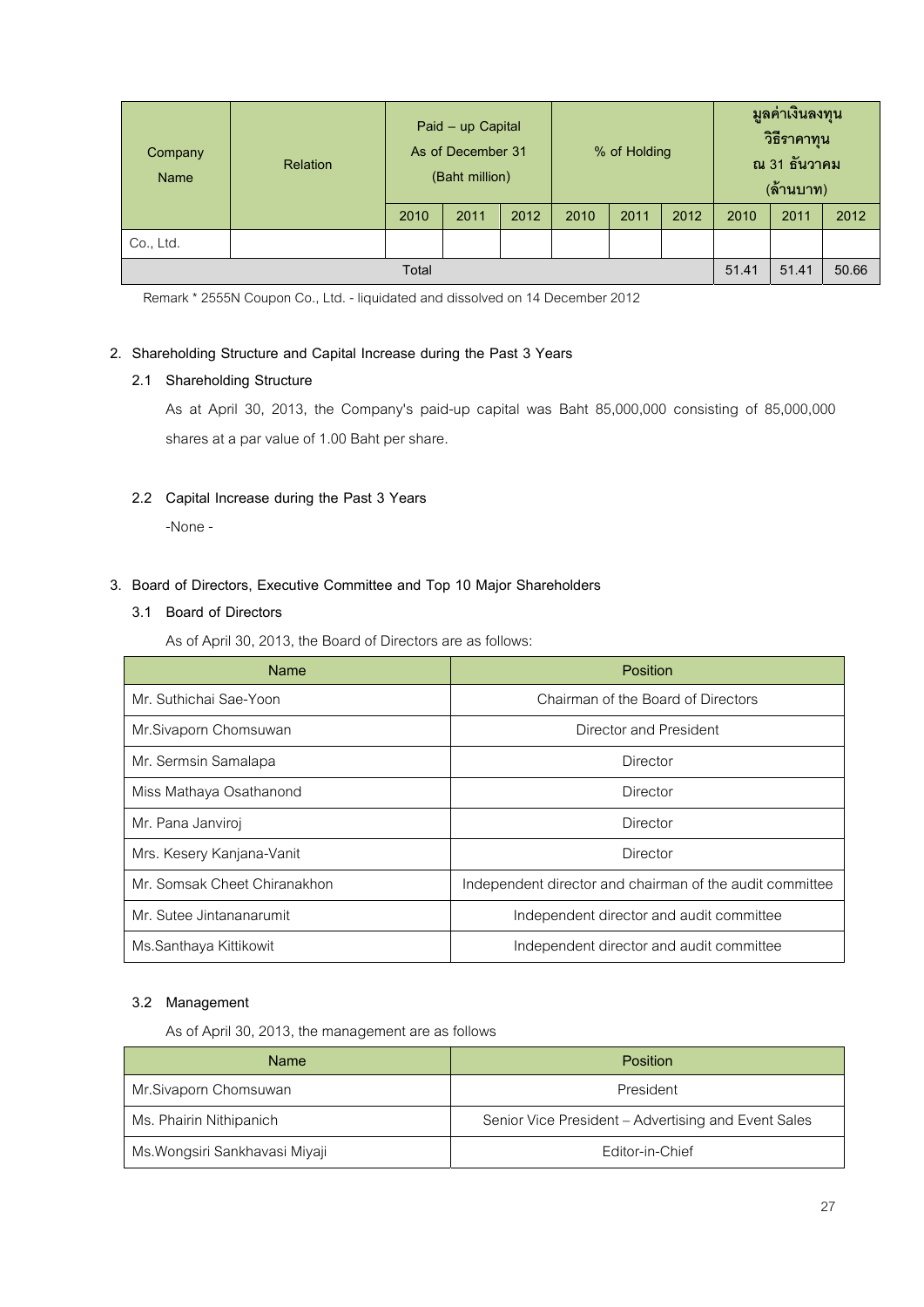| Company Name | Relation | Paid – up Capital As of December 31 (Baht million) | | | % of Holding | | | มูลค่าเงินลงทุน วิธีราคาทุน ณ 31 ธันวาคม (ล้านบาท) | | |
|---|---|---|---|---|---|---|---|---|---|---|
| | | 2010 | 2011 | 2012 | 2010 | 2011 | 2012 | 2010 | 2011 | 2012 |
| Co., Ltd. | | | | | | | | | | |
| Total | | | | | | | | 51.41 | 51.41 | 50.66 |

Remark * 2555N Coupon Co., Ltd. - liquidated and dissolved on 14 December 2012

## 2. Shareholding Structure and Capital Increase during the Past 3 Years

### 2.1 Shareholding Structure

As at April 30, 2013, the Company's paid-up capital was Baht 85,000,000 consisting of 85,000,000 shares at a par value of 1.00 Baht per share.

### 2.2 Capital Increase during the Past 3 Years

-None -

## 3. Board of Directors, Executive Committee and Top 10 Major Shareholders

### 3.1 Board of Directors

As of April 30, 2013, the Board of Directors are as follows:

| Name | Position |
|---|---|
| Mr. Suthichai Sae-Yoon | Chairman of the Board of Directors |
| Mr.Sivaporn Chomsuwan | Director and President |
| Mr. Sermsin Samalapa | Director |
| Miss Mathaya Osathanond | Director |
| Mr. Pana Janviroj | Director |
| Mrs. Kesery Kanjana-Vanit | Director |
| Mr. Somsak Cheet Chiranakhon | Independent director and chairman of the audit committee |
| Mr. Sutee Jintananarumit | Independent director and audit committee |
| Ms.Santhaya Kittikowit | Independent director and audit committee |

### 3.2 Management

As of April 30, 2013, the management are as follows

| Name | Position |
|---|---|
| Mr.Sivaporn Chomsuwan | President |
| Ms. Phairin Nithipanich | Senior Vice President – Advertising and Event Sales |
| Ms.Wongsiri Sankhavasi Miyaji | Editor-in-Chief |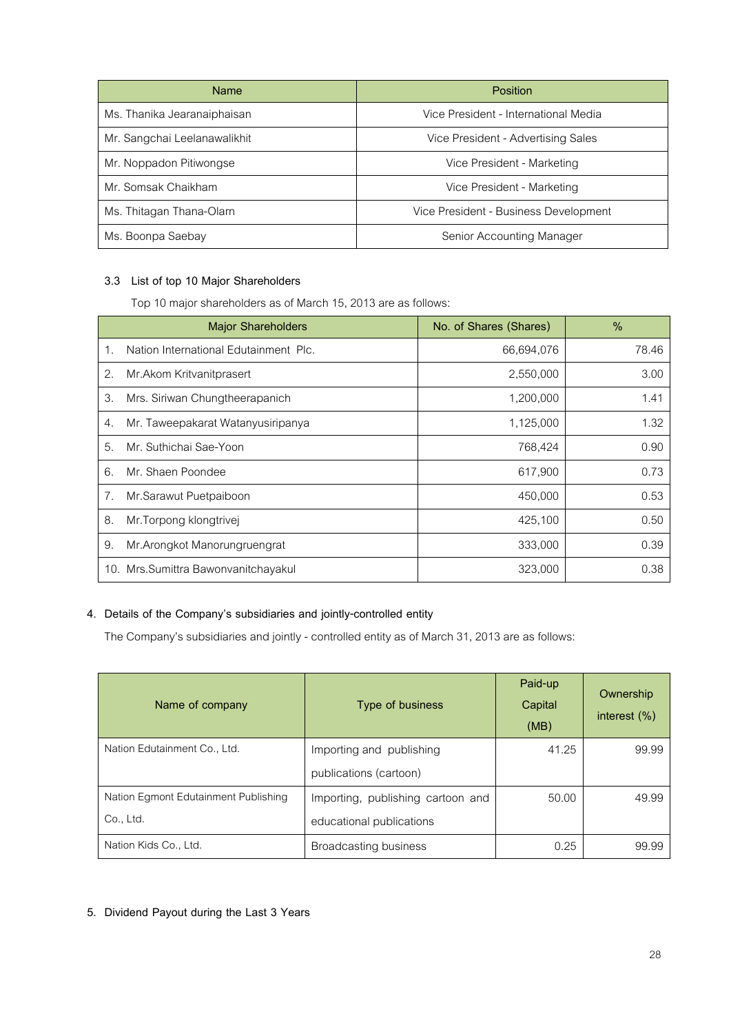| Name | Position |
|---|---|
| Ms. Thanika Jearanaiphaisan | Vice President - International Media |
| Mr. Sangchai Leelanawalikhit | Vice President - Advertising Sales |
| Mr. Noppadon Pitiwongse | Vice President - Marketing |
| Mr. Somsak Chaikham | Vice President - Marketing |
| Ms. Thitagan Thana-Olarn | Vice President - Business Development |
| Ms. Boonpa Saebay | Senior Accounting Manager |

### 3.3 List of top 10 Major Shareholders

Top 10 major shareholders as of March 15, 2013 are as follows:

| Major Shareholders | No. of Shares (Shares) | % |
|---|---:|---:|
| 1. Nation International Edutainment Plc. | 66,694,076 | 78.46 |
| 2. Mr.Akom Kritvanitprasert | 2,550,000 | 3.00 |
| 3. Mrs. Siriwan Chungtheerapanich | 1,200,000 | 1.41 |
| 4. Mr. Taweepakarat Watanyusiripanya | 1,125,000 | 1.32 |
| 5. Mr. Suthichai Sae-Yoon | 768,424 | 0.90 |
| 6. Mr. Shaen Poondee | 617,900 | 0.73 |
| 7. Mr.Sarawut Puetpaiboon | 450,000 | 0.53 |
| 8. Mr.Torpong klongtrivej | 425,100 | 0.50 |
| 9. Mr.Arongkot Manorungruengrat | 333,000 | 0.39 |
| 10. Mrs.Sumittra Bawonvanitchayakul | 323,000 | 0.38 |

## 4. Details of the Company's subsidiaries and jointly-controlled entity

The Company's subsidiaries and jointly - controlled entity as of March 31, 2013 are as follows:

| Name of company | Type of business | Paid-up Capital (MB) | Ownership interest (%) |
|---|---|---:|---:|
| Nation Edutainment Co., Ltd. | Importing and publishing publications (cartoon) | 41.25 | 99.99 |
| Nation Egmont Edutainment Publishing Co., Ltd. | Importing, publishing cartoon and educational publications | 50.00 | 49.99 |
| Nation Kids Co., Ltd. | Broadcasting business | 0.25 | 99.99 |

## 5. Dividend Payout during the Last 3 Years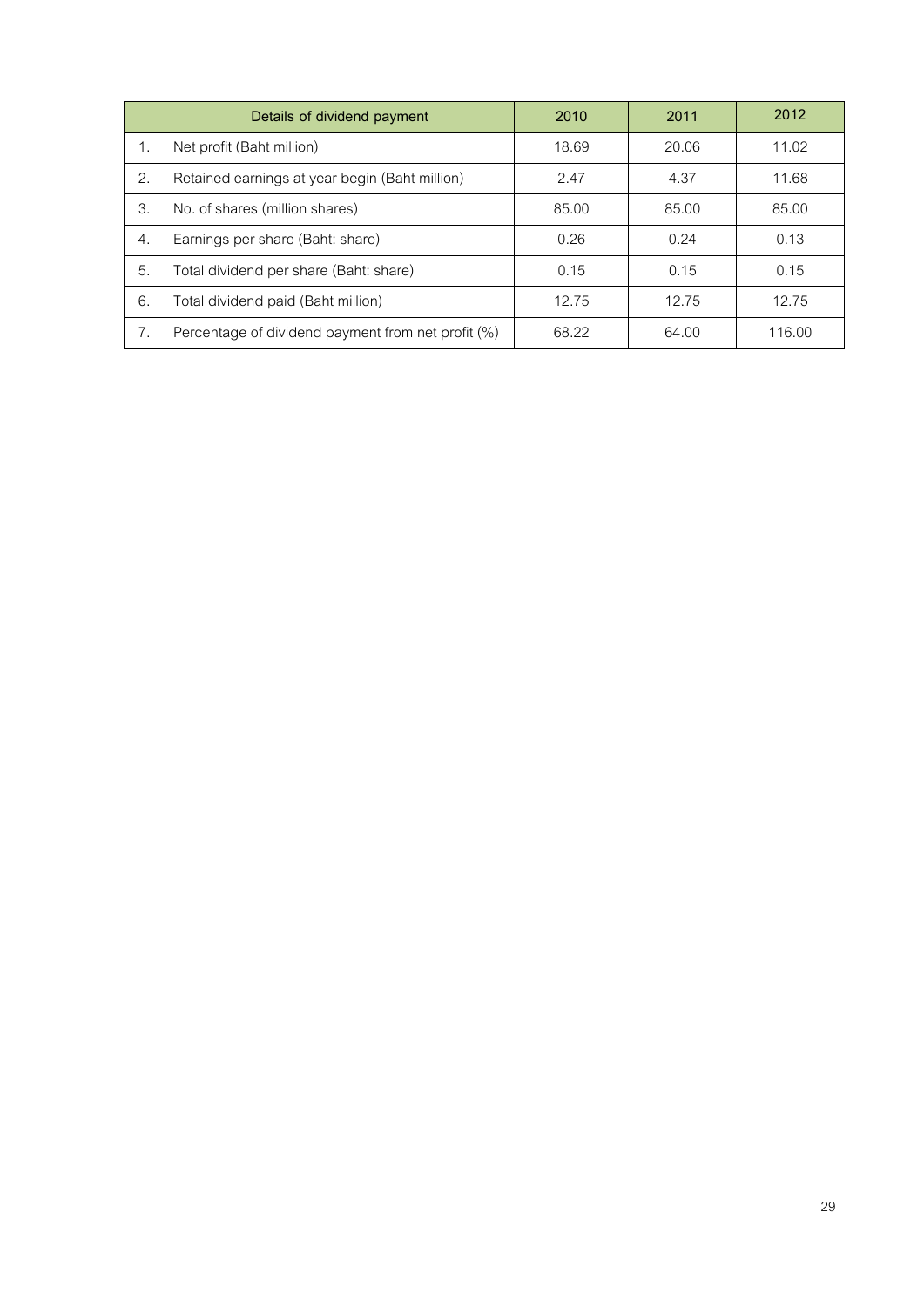|  | Details of dividend payment | 2010 | 2011 | 2012 |
|---|---|---|---|---|
| 1. | Net profit (Baht million) | 18.69 | 20.06 | 11.02 |
| 2. | Retained earnings at year begin (Baht million) | 2.47 | 4.37 | 11.68 |
| 3. | No. of shares (million shares) | 85.00 | 85.00 | 85.00 |
| 4. | Earnings per share (Baht: share) | 0.26 | 0.24 | 0.13 |
| 5. | Total dividend per share (Baht: share) | 0.15 | 0.15 | 0.15 |
| 6. | Total dividend paid (Baht million) | 12.75 | 12.75 | 12.75 |
| 7. | Percentage of dividend payment from net profit (%) | 68.22 | 64.00 | 116.00 |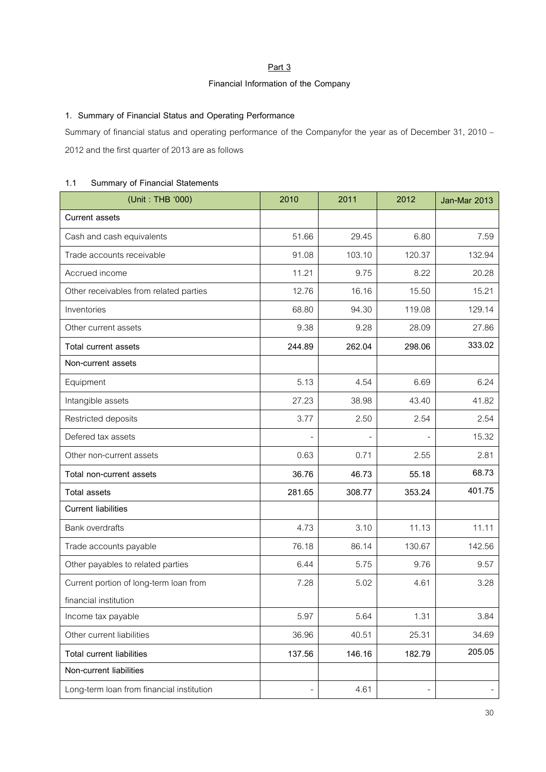## Part 3

## Financial Information of the Company

### 1. Summary of Financial Status and Operating Performance

Summary of financial status and operating performance of the Companyfor the year as of December 31, 2010 – 2012 and the first quarter of 2013 are as follows

### 1.1 Summary of Financial Statements

| (Unit : THB '000) | 2010 | 2011 | 2012 | Jan-Mar 2013 |
|---|---|---|---|---|
| **Current assets** | | | | |
| Cash and cash equivalents | 51.66 | 29.45 | 6.80 | 7.59 |
| Trade accounts receivable | 91.08 | 103.10 | 120.37 | 132.94 |
| Accrued income | 11.21 | 9.75 | 8.22 | 20.28 |
| Other receivables from related parties | 12.76 | 16.16 | 15.50 | 15.21 |
| Inventories | 68.80 | 94.30 | 119.08 | 129.14 |
| Other current assets | 9.38 | 9.28 | 28.09 | 27.86 |
| **Total current assets** | **244.89** | **262.04** | **298.06** | **333.02** |
| **Non-current assets** | | | | |
| Equipment | 5.13 | 4.54 | 6.69 | 6.24 |
| Intangible assets | 27.23 | 38.98 | 43.40 | 41.82 |
| Restricted deposits | 3.77 | 2.50 | 2.54 | 2.54 |
| Defered tax assets | - | - | - | 15.32 |
| Other non-current assets | 0.63 | 0.71 | 2.55 | 2.81 |
| **Total non-current assets** | **36.76** | **46.73** | **55.18** | **68.73** |
| **Total assets** | **281.65** | **308.77** | **353.24** | **401.75** |
| **Current liabilities** | | | | |
| Bank overdrafts | 4.73 | 3.10 | 11.13 | 11.11 |
| Trade accounts payable | 76.18 | 86.14 | 130.67 | 142.56 |
| Other payables to related parties | 6.44 | 5.75 | 9.76 | 9.57 |
| Current portion of long-term loan from financial institution | 7.28 | 5.02 | 4.61 | 3.28 |
| Income tax payable | 5.97 | 5.64 | 1.31 | 3.84 |
| Other current liabilities | 36.96 | 40.51 | 25.31 | 34.69 |
| **Total current liabilities** | **137.56** | **146.16** | **182.79** | **205.05** |
| **Non-current liabilities** | | | | |
| Long-term loan from financial institution | - | 4.61 | - | - |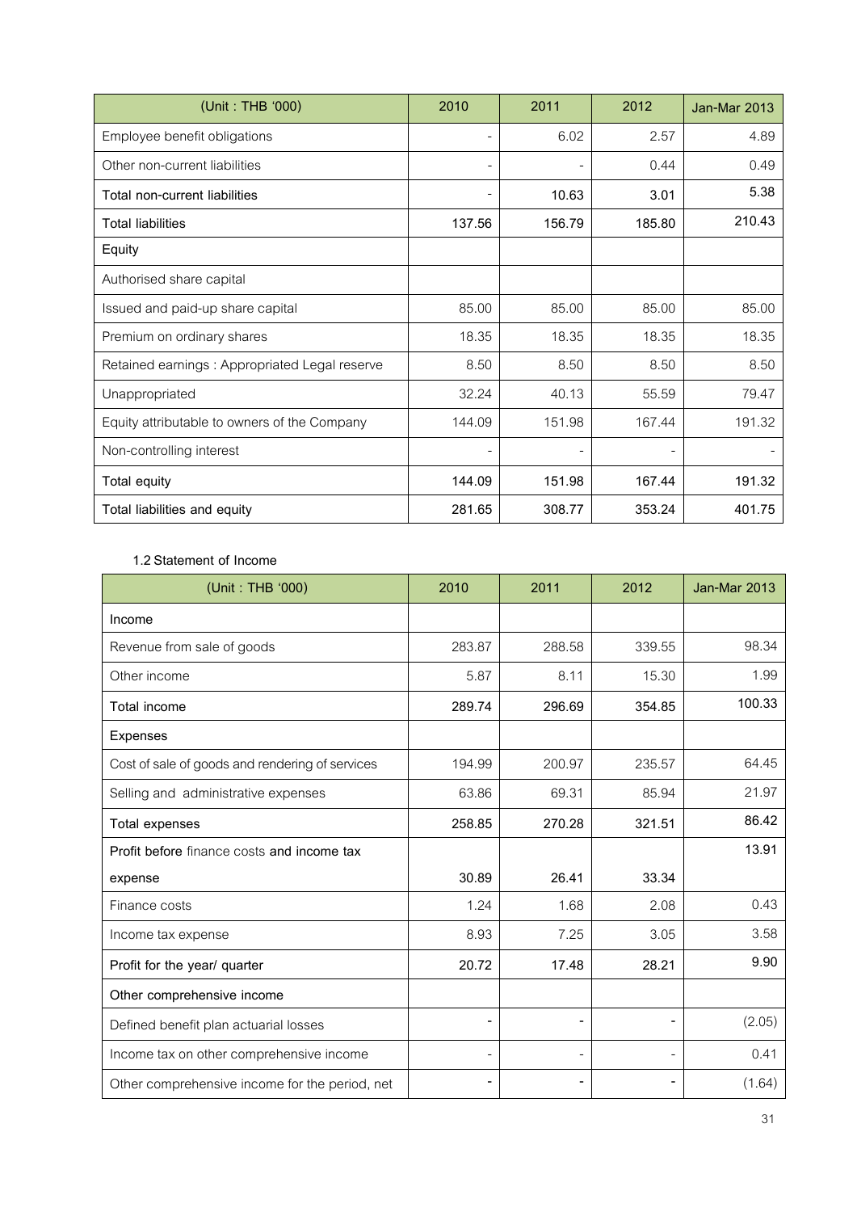| (Unit : THB '000) | 2010 | 2011 | 2012 | Jan-Mar 2013 |
|---|---|---|---|---|
| Employee benefit obligations | - | 6.02 | 2.57 | 4.89 |
| Other non-current liabilities | - | - | 0.44 | 0.49 |
| Total non-current liabilities | - | 10.63 | 3.01 | 5.38 |
| Total liabilities | 137.56 | 156.79 | 185.80 | 210.43 |
| Equity | | | | |
| Authorised share capital | | | | |
| Issued and paid-up share capital | 85.00 | 85.00 | 85.00 | 85.00 |
| Premium on ordinary shares | 18.35 | 18.35 | 18.35 | 18.35 |
| Retained earnings : Appropriated Legal reserve | 8.50 | 8.50 | 8.50 | 8.50 |
| Unappropriated | 32.24 | 40.13 | 55.59 | 79.47 |
| Equity attributable to owners of the Company | 144.09 | 151.98 | 167.44 | 191.32 |
| Non-controlling interest | - | - | - | - |
| Total equity | 144.09 | 151.98 | 167.44 | 191.32 |
| Total liabilities and equity | 281.65 | 308.77 | 353.24 | 401.75 |

1.2 Statement of Income

| (Unit : THB '000) | 2010 | 2011 | 2012 | Jan-Mar 2013 |
|---|---|---|---|---|
| Income | | | | |
| Revenue from sale of goods | 283.87 | 288.58 | 339.55 | 98.34 |
| Other income | 5.87 | 8.11 | 15.30 | 1.99 |
| Total income | 289.74 | 296.69 | 354.85 | 100.33 |
| Expenses | | | | |
| Cost of sale of goods and rendering of services | 194.99 | 200.97 | 235.57 | 64.45 |
| Selling and administrative expenses | 63.86 | 69.31 | 85.94 | 21.97 |
| Total expenses | 258.85 | 270.28 | 321.51 | 86.42 |
| Profit before finance costs and income tax expense | 30.89 | 26.41 | 33.34 | 13.91 |
| Finance costs | 1.24 | 1.68 | 2.08 | 0.43 |
| Income tax expense | 8.93 | 7.25 | 3.05 | 3.58 |
| Profit for the year/ quarter | 20.72 | 17.48 | 28.21 | 9.90 |
| Other comprehensive income | | | | |
| Defined benefit plan actuarial losses | - | - | - | (2.05) |
| Income tax on other comprehensive income | - | - | - | 0.41 |
| Other comprehensive income for the period, net | - | - | - | (1.64) |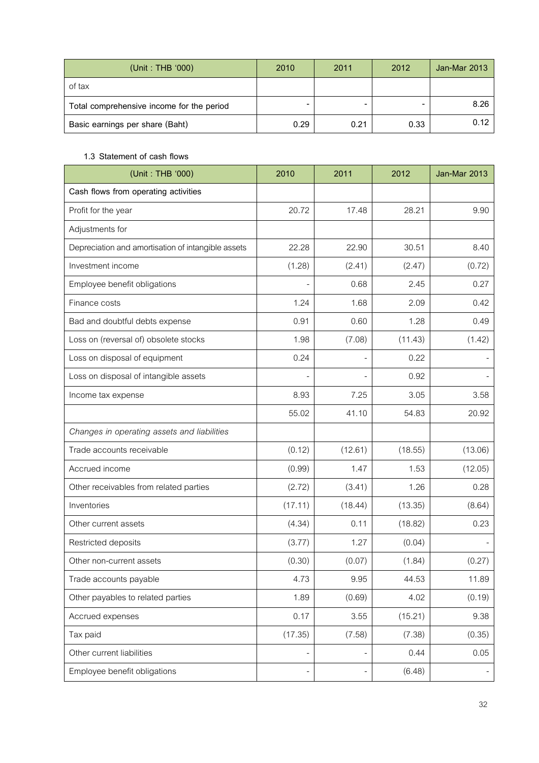| (Unit : THB '000) | 2010 | 2011 | 2012 | Jan-Mar 2013 |
|---|---|---|---|---|
| of tax | | | | |
| Total comprehensive income for the period | - | - | - | 8.26 |
| Basic earnings per share (Baht) | 0.29 | 0.21 | 0.33 | 0.12 |

1.3 Statement of cash flows

| (Unit : THB '000) | 2010 | 2011 | 2012 | Jan-Mar 2013 |
|---|---|---|---|---|
| Cash flows from operating activities | | | | |
| Profit for the year | 20.72 | 17.48 | 28.21 | 9.90 |
| Adjustments for | | | | |
| Depreciation and amortisation of intangible assets | 22.28 | 22.90 | 30.51 | 8.40 |
| Investment income | (1.28) | (2.41) | (2.47) | (0.72) |
| Employee benefit obligations | - | 0.68 | 2.45 | 0.27 |
| Finance costs | 1.24 | 1.68 | 2.09 | 0.42 |
| Bad and doubtful debts expense | 0.91 | 0.60 | 1.28 | 0.49 |
| Loss on (reversal of) obsolete stocks | 1.98 | (7.08) | (11.43) | (1.42) |
| Loss on disposal of equipment | 0.24 | - | 0.22 | - |
| Loss on disposal of intangible assets | - | - | 0.92 | - |
| Income tax expense | 8.93 | 7.25 | 3.05 | 3.58 |
| | 55.02 | 41.10 | 54.83 | 20.92 |
| *Changes in operating assets and liabilities* | | | | |
| Trade accounts receivable | (0.12) | (12.61) | (18.55) | (13.06) |
| Accrued income | (0.99) | 1.47 | 1.53 | (12.05) |
| Other receivables from related parties | (2.72) | (3.41) | 1.26 | 0.28 |
| Inventories | (17.11) | (18.44) | (13.35) | (8.64) |
| Other current assets | (4.34) | 0.11 | (18.82) | 0.23 |
| Restricted deposits | (3.77) | 1.27 | (0.04) | - |
| Other non-current assets | (0.30) | (0.07) | (1.84) | (0.27) |
| Trade accounts payable | 4.73 | 9.95 | 44.53 | 11.89 |
| Other payables to related parties | 1.89 | (0.69) | 4.02 | (0.19) |
| Accrued expenses | 0.17 | 3.55 | (15.21) | 9.38 |
| Tax paid | (17.35) | (7.58) | (7.38) | (0.35) |
| Other current liabilities | - | - | 0.44 | 0.05 |
| Employee benefit obligations | - | - | (6.48) | - |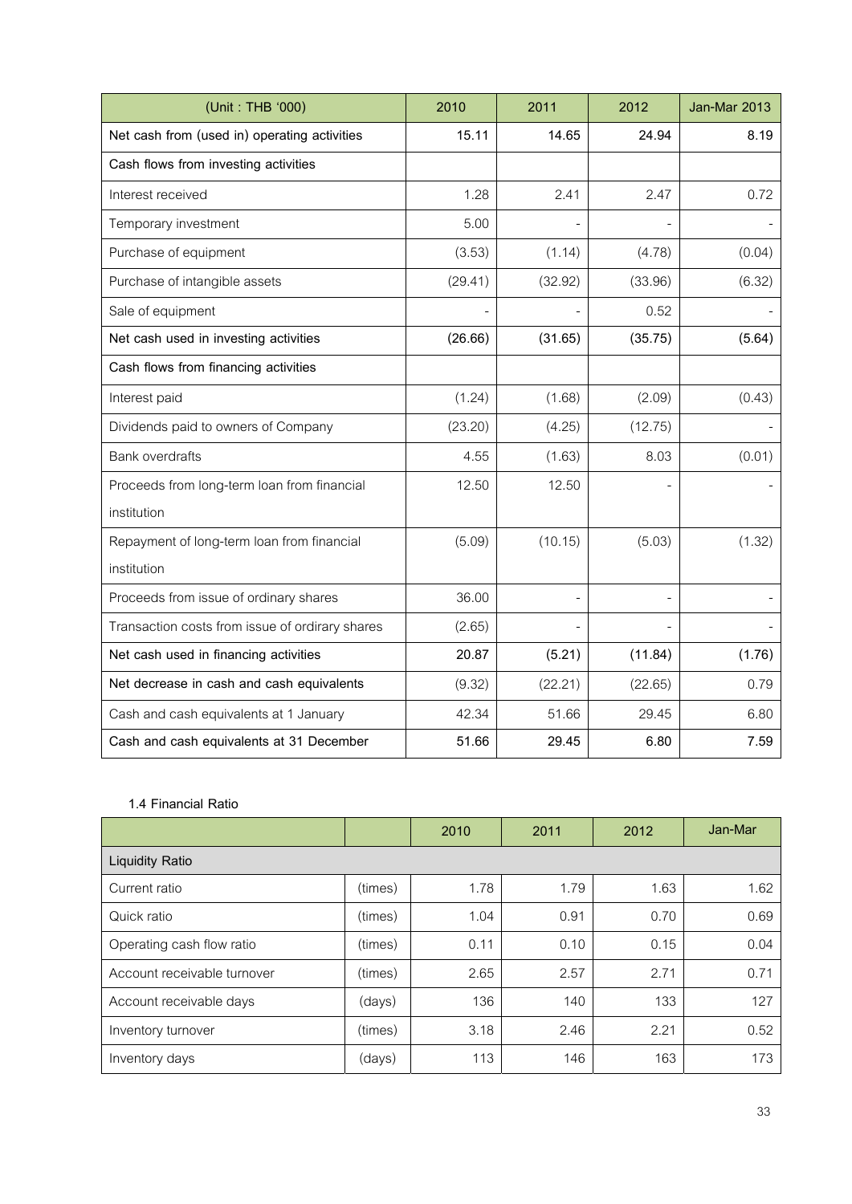| (Unit : THB '000) | 2010 | 2011 | 2012 | Jan-Mar 2013 |
|---|---|---|---|---|
| **Net cash from (used in) operating activities** | **15.11** | **14.65** | **24.94** | **8.19** |
| **Cash flows from investing activities** | | | | |
| Interest received | 1.28 | 2.41 | 2.47 | 0.72 |
| Temporary investment | 5.00 | - | - | - |
| Purchase of equipment | (3.53) | (1.14) | (4.78) | (0.04) |
| Purchase of intangible assets | (29.41) | (32.92) | (33.96) | (6.32) |
| Sale of equipment | - | - | 0.52 | - |
| **Net cash used in investing activities** | **(26.66)** | **(31.65)** | **(35.75)** | **(5.64)** |
| **Cash flows from financing activities** | | | | |
| Interest paid | (1.24) | (1.68) | (2.09) | (0.43) |
| Dividends paid to owners of Company | (23.20) | (4.25) | (12.75) | - |
| Bank overdrafts | 4.55 | (1.63) | 8.03 | (0.01) |
| Proceeds from long-term loan from financial institution | 12.50 | 12.50 | - | - |
| Repayment of long-term loan from financial institution | (5.09) | (10.15) | (5.03) | (1.32) |
| Proceeds from issue of ordinary shares | 36.00 | - | - | - |
| Transaction costs from issue of ordirary shares | (2.65) | - | - | - |
| **Net cash used in financing activities** | **20.87** | **(5.21)** | **(11.84)** | **(1.76)** |
| **Net decrease in cash and cash equivalents** | **(9.32)** | **(22.21)** | **(22.65)** | **0.79** |
| Cash and cash equivalents at 1 January | 42.34 | 51.66 | 29.45 | 6.80 |
| **Cash and cash equivalents at 31 December** | **51.66** | **29.45** | **6.80** | **7.59** |

1.4 Financial Ratio

| | | 2010 | 2011 | 2012 | Jan-Mar |
|---|---|---|---|---|---|
| Liquidity Ratio | | | | | |
| Current ratio | (times) | 1.78 | 1.79 | 1.63 | 1.62 |
| Quick ratio | (times) | 1.04 | 0.91 | 0.70 | 0.69 |
| Operating cash flow ratio | (times) | 0.11 | 0.10 | 0.15 | 0.04 |
| Account receivable turnover | (times) | 2.65 | 2.57 | 2.71 | 0.71 |
| Account receivable days | (days) | 136 | 140 | 133 | 127 |
| Inventory turnover | (times) | 3.18 | 2.46 | 2.21 | 0.52 |
| Inventory days | (days) | 113 | 146 | 163 | 173 |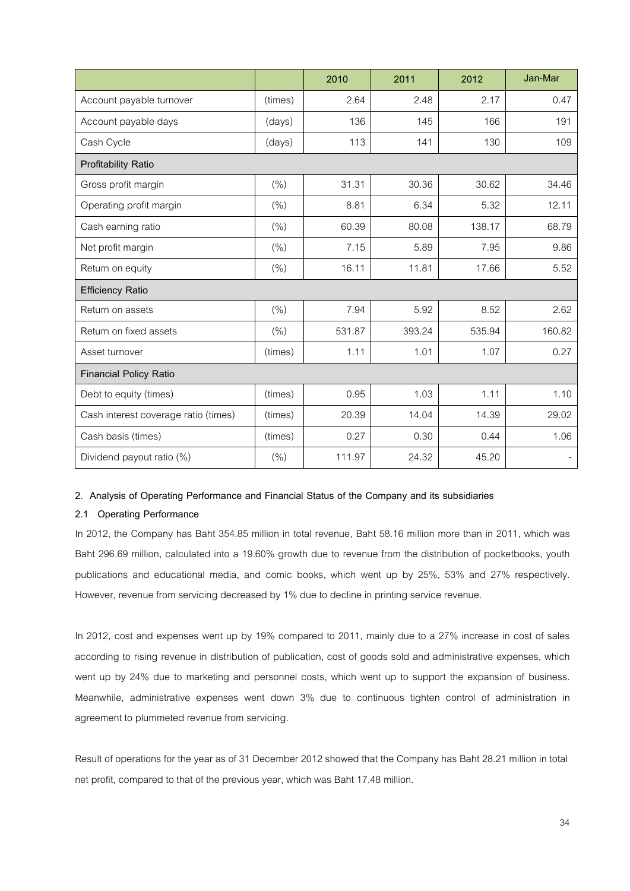| | | 2010 | 2011 | 2012 | Jan-Mar |
|---|---|---|---|---|---|
| Account payable turnover | (times) | 2.64 | 2.48 | 2.17 | 0.47 |
| Account payable days | (days) | 136 | 145 | 166 | 191 |
| Cash Cycle | (days) | 113 | 141 | 130 | 109 |
| **Profitability Ratio** | | | | | |
| Gross profit margin | (%) | 31.31 | 30.36 | 30.62 | 34.46 |
| Operating profit margin | (%) | 8.81 | 6.34 | 5.32 | 12.11 |
| Cash earning ratio | (%) | 60.39 | 80.08 | 138.17 | 68.79 |
| Net profit margin | (%) | 7.15 | 5.89 | 7.95 | 9.86 |
| Return on equity | (%) | 16.11 | 11.81 | 17.66 | 5.52 |
| **Efficiency Ratio** | | | | | |
| Return on assets | (%) | 7.94 | 5.92 | 8.52 | 2.62 |
| Return on fixed assets | (%) | 531.87 | 393.24 | 535.94 | 160.82 |
| Asset turnover | (times) | 1.11 | 1.01 | 1.07 | 0.27 |
| **Financial Policy Ratio** | | | | | |
| Debt to equity (times) | (times) | 0.95 | 1.03 | 1.11 | 1.10 |
| Cash interest coverage ratio (times) | (times) | 20.39 | 14.04 | 14.39 | 29.02 |
| Cash basis (times) | (times) | 0.27 | 0.30 | 0.44 | 1.06 |
| Dividend payout ratio (%) | (%) | 111.97 | 24.32 | 45.20 | - |

**2. Analysis of Operating Performance and Financial Status of the Company and its subsidiaries**

**2.1 Operating Performance**

In 2012, the Company has Baht 354.85 million in total revenue, Baht 58.16 million more than in 2011, which was Baht 296.69 million, calculated into a 19.60% growth due to revenue from the distribution of pocketbooks, youth publications and educational media, and comic books, which went up by 25%, 53% and 27% respectively. However, revenue from servicing decreased by 1% due to decline in printing service revenue.

In 2012, cost and expenses went up by 19% compared to 2011, mainly due to a 27% increase in cost of sales according to rising revenue in distribution of publication, cost of goods sold and administrative expenses, which went up by 24% due to marketing and personnel costs, which went up to support the expansion of business. Meanwhile, administrative expenses went down 3% due to continuous tighten control of administration in agreement to plummeted revenue from servicing.

Result of operations for the year as of 31 December 2012 showed that the Company has Baht 28.21 million in total net profit, compared to that of the previous year, which was Baht 17.48 million.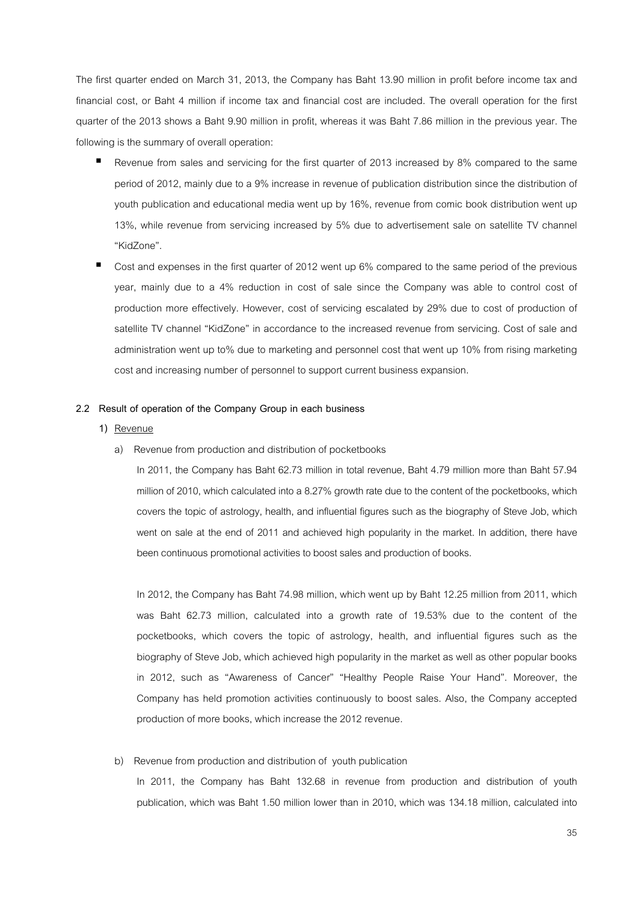The first quarter ended on March 31, 2013, the Company has Baht 13.90 million in profit before income tax and financial cost, or Baht 4 million if income tax and financial cost are included. The overall operation for the first quarter of the 2013 shows a Baht 9.90 million in profit, whereas it was Baht 7.86 million in the previous year. The following is the summary of overall operation:

- Revenue from sales and servicing for the first quarter of 2013 increased by 8% compared to the same period of 2012, mainly due to a 9% increase in revenue of publication distribution since the distribution of youth publication and educational media went up by 16%, revenue from comic book distribution went up 13%, while revenue from servicing increased by 5% due to advertisement sale on satellite TV channel "KidZone".
- Cost and expenses in the first quarter of 2012 went up 6% compared to the same period of the previous year, mainly due to a 4% reduction in cost of sale since the Company was able to control cost of production more effectively. However, cost of servicing escalated by 29% due to cost of production of satellite TV channel "KidZone" in accordance to the increased revenue from servicing. Cost of sale and administration went up to% due to marketing and personnel cost that went up 10% from rising marketing cost and increasing number of personnel to support current business expansion.

**2.2 Result of operation of the Company Group in each business**

1) Revenue

a) Revenue from production and distribution of pocketbooks

In 2011, the Company has Baht 62.73 million in total revenue, Baht 4.79 million more than Baht 57.94 million of 2010, which calculated into a 8.27% growth rate due to the content of the pocketbooks, which covers the topic of astrology, health, and influential figures such as the biography of Steve Job, which went on sale at the end of 2011 and achieved high popularity in the market. In addition, there have been continuous promotional activities to boost sales and production of books.

In 2012, the Company has Baht 74.98 million, which went up by Baht 12.25 million from 2011, which was Baht 62.73 million, calculated into a growth rate of 19.53% due to the content of the pocketbooks, which covers the topic of astrology, health, and influential figures such as the biography of Steve Job, which achieved high popularity in the market as well as other popular books in 2012, such as "Awareness of Cancer" "Healthy People Raise Your Hand". Moreover, the Company has held promotion activities continuously to boost sales. Also, the Company accepted production of more books, which increase the 2012 revenue.

b) Revenue from production and distribution of youth publication

In 2011, the Company has Baht 132.68 in revenue from production and distribution of youth publication, which was Baht 1.50 million lower than in 2010, which was 134.18 million, calculated into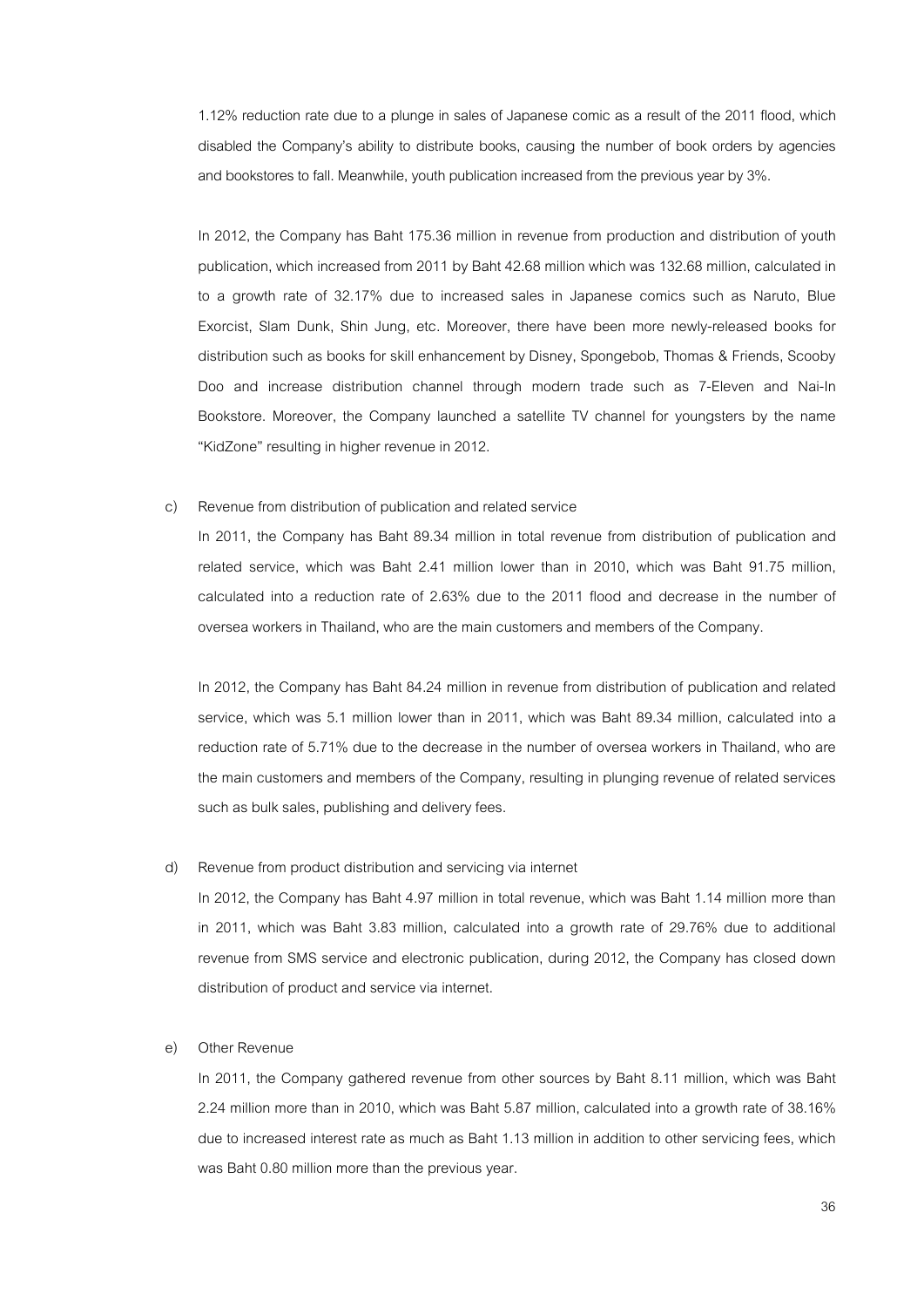1.12% reduction rate due to a plunge in sales of Japanese comic as a result of the 2011 flood, which disabled the Company's ability to distribute books, causing the number of book orders by agencies and bookstores to fall. Meanwhile, youth publication increased from the previous year by 3%.

In 2012, the Company has Baht 175.36 million in revenue from production and distribution of youth publication, which increased from 2011 by Baht 42.68 million which was 132.68 million, calculated in to a growth rate of 32.17% due to increased sales in Japanese comics such as Naruto, Blue Exorcist, Slam Dunk, Shin Jung, etc. Moreover, there have been more newly-released books for distribution such as books for skill enhancement by Disney, Spongebob, Thomas & Friends, Scooby Doo and increase distribution channel through modern trade such as 7-Eleven and Nai-In Bookstore. Moreover, the Company launched a satellite TV channel for youngsters by the name "KidZone" resulting in higher revenue in 2012.

c) Revenue from distribution of publication and related service

In 2011, the Company has Baht 89.34 million in total revenue from distribution of publication and related service, which was Baht 2.41 million lower than in 2010, which was Baht 91.75 million, calculated into a reduction rate of 2.63% due to the 2011 flood and decrease in the number of oversea workers in Thailand, who are the main customers and members of the Company.

In 2012, the Company has Baht 84.24 million in revenue from distribution of publication and related service, which was 5.1 million lower than in 2011, which was Baht 89.34 million, calculated into a reduction rate of 5.71% due to the decrease in the number of oversea workers in Thailand, who are the main customers and members of the Company, resulting in plunging revenue of related services such as bulk sales, publishing and delivery fees.

d) Revenue from product distribution and servicing via internet

In 2012, the Company has Baht 4.97 million in total revenue, which was Baht 1.14 million more than in 2011, which was Baht 3.83 million, calculated into a growth rate of 29.76% due to additional revenue from SMS service and electronic publication, during 2012, the Company has closed down distribution of product and service via internet.

e) Other Revenue

In 2011, the Company gathered revenue from other sources by Baht 8.11 million, which was Baht 2.24 million more than in 2010, which was Baht 5.87 million, calculated into a growth rate of 38.16% due to increased interest rate as much as Baht 1.13 million in addition to other servicing fees, which was Baht 0.80 million more than the previous year.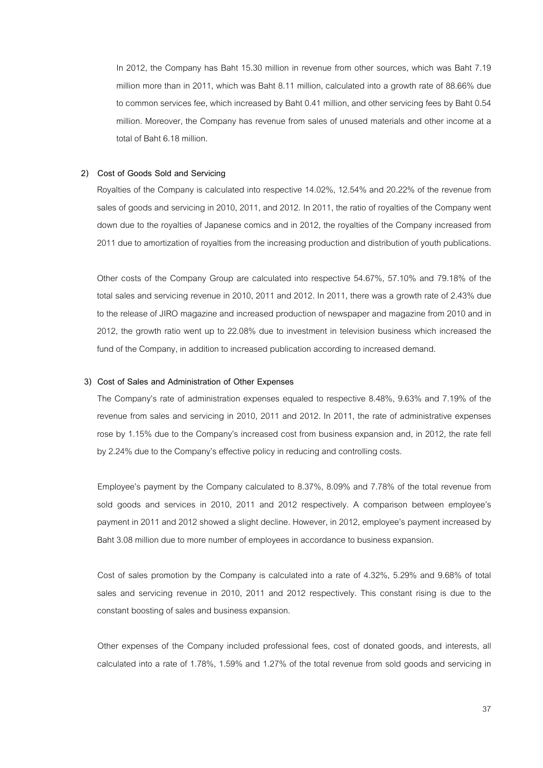In 2012, the Company has Baht 15.30 million in revenue from other sources, which was Baht 7.19 million more than in 2011, which was Baht 8.11 million, calculated into a growth rate of 88.66% due to common services fee, which increased by Baht 0.41 million, and other servicing fees by Baht 0.54 million. Moreover, the Company has revenue from sales of unused materials and other income at a total of Baht 6.18 million.

**2) Cost of Goods Sold and Servicing**

Royalties of the Company is calculated into respective 14.02%, 12.54% and 20.22% of the revenue from sales of goods and servicing in 2010, 2011, and 2012. In 2011, the ratio of royalties of the Company went down due to the royalties of Japanese comics and in 2012, the royalties of the Company increased from 2011 due to amortization of royalties from the increasing production and distribution of youth publications.

Other costs of the Company Group are calculated into respective 54.67%, 57.10% and 79.18% of the total sales and servicing revenue in 2010, 2011 and 2012. In 2011, there was a growth rate of 2.43% due to the release of JIRO magazine and increased production of newspaper and magazine from 2010 and in 2012, the growth ratio went up to 22.08% due to investment in television business which increased the fund of the Company, in addition to increased publication according to increased demand.

**3) Cost of Sales and Administration of Other Expenses**

The Company's rate of administration expenses equaled to respective 8.48%, 9.63% and 7.19% of the revenue from sales and servicing in 2010, 2011 and 2012. In 2011, the rate of administrative expenses rose by 1.15% due to the Company's increased cost from business expansion and, in 2012, the rate fell by 2.24% due to the Company's effective policy in reducing and controlling costs.

Employee's payment by the Company calculated to 8.37%, 8.09% and 7.78% of the total revenue from sold goods and services in 2010, 2011 and 2012 respectively. A comparison between employee's payment in 2011 and 2012 showed a slight decline. However, in 2012, employee's payment increased by Baht 3.08 million due to more number of employees in accordance to business expansion.

Cost of sales promotion by the Company is calculated into a rate of 4.32%, 5.29% and 9.68% of total sales and servicing revenue in 2010, 2011 and 2012 respectively. This constant rising is due to the constant boosting of sales and business expansion.

Other expenses of the Company included professional fees, cost of donated goods, and interests, all calculated into a rate of 1.78%, 1.59% and 1.27% of the total revenue from sold goods and servicing in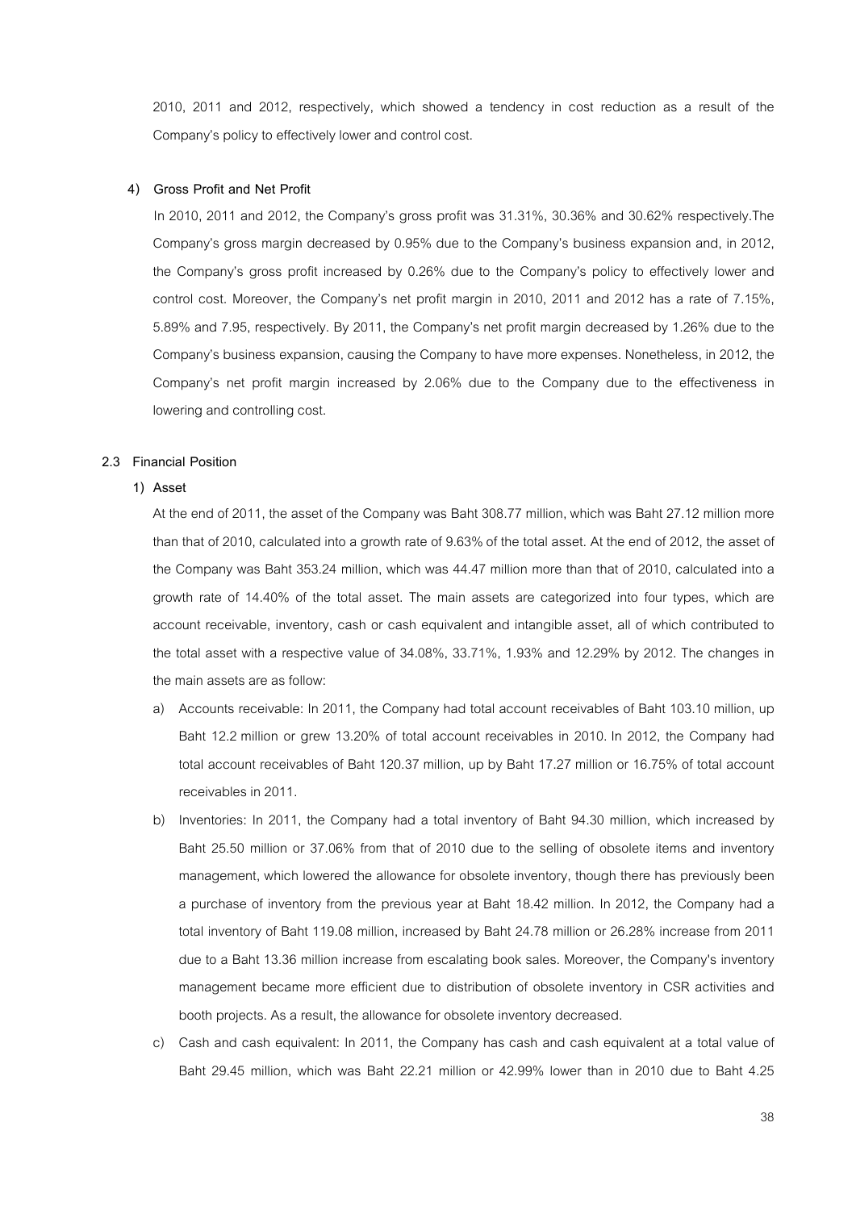2010, 2011 and 2012, respectively, which showed a tendency in cost reduction as a result of the Company's policy to effectively lower and control cost.

**4) Gross Profit and Net Profit**

In 2010, 2011 and 2012, the Company's gross profit was 31.31%, 30.36% and 30.62% respectively.The Company's gross margin decreased by 0.95% due to the Company's business expansion and, in 2012, the Company's gross profit increased by 0.26% due to the Company's policy to effectively lower and control cost. Moreover, the Company's net profit margin in 2010, 2011 and 2012 has a rate of 7.15%, 5.89% and 7.95, respectively. By 2011, the Company's net profit margin decreased by 1.26% due to the Company's business expansion, causing the Company to have more expenses. Nonetheless, in 2012, the Company's net profit margin increased by 2.06% due to the Company due to the effectiveness in lowering and controlling cost.

**2.3 Financial Position**

**1) Asset**

At the end of 2011, the asset of the Company was Baht 308.77 million, which was Baht 27.12 million more than that of 2010, calculated into a growth rate of 9.63% of the total asset. At the end of 2012, the asset of the Company was Baht 353.24 million, which was 44.47 million more than that of 2010, calculated into a growth rate of 14.40% of the total asset. The main assets are categorized into four types, which are account receivable, inventory, cash or cash equivalent and intangible asset, all of which contributed to the total asset with a respective value of 34.08%, 33.71%, 1.93% and 12.29% by 2012. The changes in the main assets are as follow:

a) Accounts receivable: In 2011, the Company had total account receivables of Baht 103.10 million, up Baht 12.2 million or grew 13.20% of total account receivables in 2010. In 2012, the Company had total account receivables of Baht 120.37 million, up by Baht 17.27 million or 16.75% of total account receivables in 2011.

b) Inventories: In 2011, the Company had a total inventory of Baht 94.30 million, which increased by Baht 25.50 million or 37.06% from that of 2010 due to the selling of obsolete items and inventory management, which lowered the allowance for obsolete inventory, though there has previously been a purchase of inventory from the previous year at Baht 18.42 million. In 2012, the Company had a total inventory of Baht 119.08 million, increased by Baht 24.78 million or 26.28% increase from 2011 due to a Baht 13.36 million increase from escalating book sales. Moreover, the Company's inventory management became more efficient due to distribution of obsolete inventory in CSR activities and booth projects. As a result, the allowance for obsolete inventory decreased.

c) Cash and cash equivalent: In 2011, the Company has cash and cash equivalent at a total value of Baht 29.45 million, which was Baht 22.21 million or 42.99% lower than in 2010 due to Baht 4.25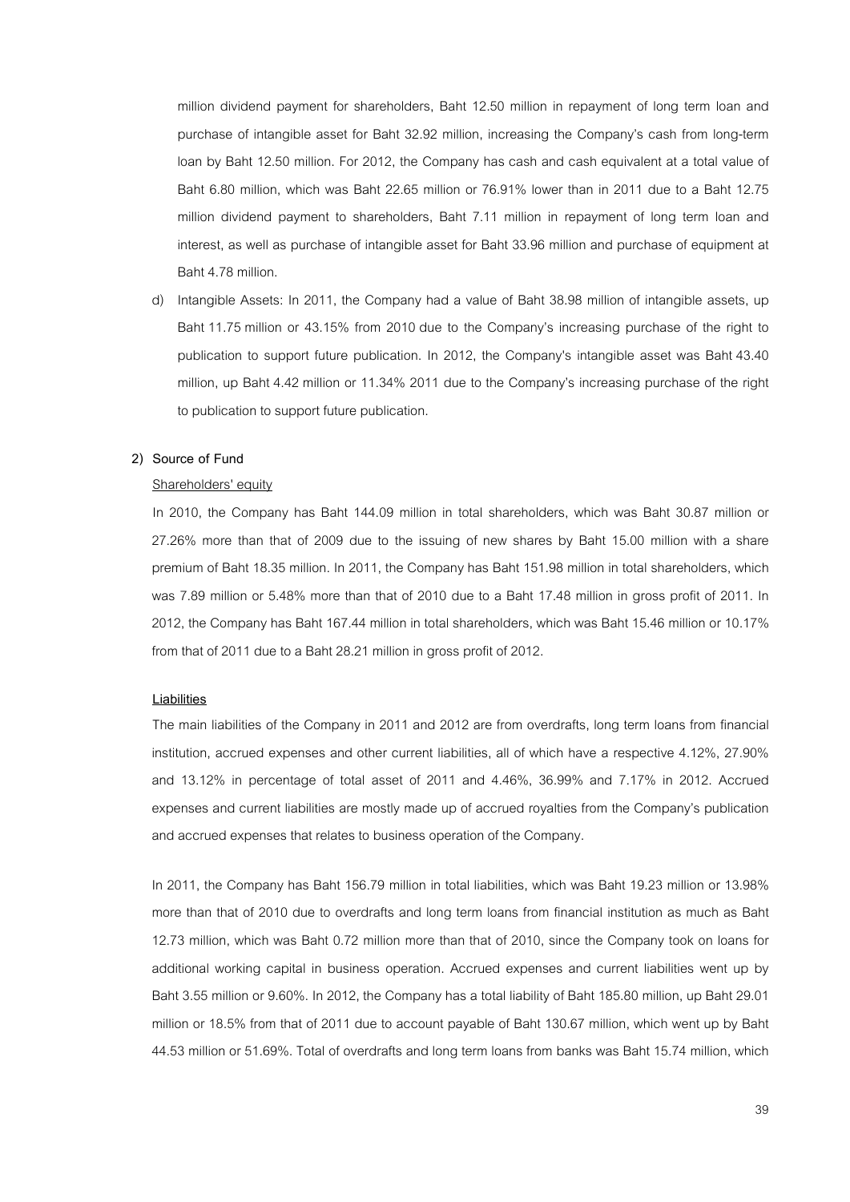million dividend payment for shareholders, Baht 12.50 million in repayment of long term loan and purchase of intangible asset for Baht 32.92 million, increasing the Company's cash from long-term loan by Baht 12.50 million. For 2012, the Company has cash and cash equivalent at a total value of Baht 6.80 million, which was Baht 22.65 million or 76.91% lower than in 2011 due to a Baht 12.75 million dividend payment to shareholders, Baht 7.11 million in repayment of long term loan and interest, as well as purchase of intangible asset for Baht 33.96 million and purchase of equipment at Baht 4.78 million.

d) Intangible Assets: In 2011, the Company had a value of Baht 38.98 million of intangible assets, up Baht 11.75 million or 43.15% from 2010 due to the Company's increasing purchase of the right to publication to support future publication. In 2012, the Company's intangible asset was Baht 43.40 million, up Baht 4.42 million or 11.34% 2011 due to the Company's increasing purchase of the right to publication to support future publication.

**2) Source of Fund**

Shareholders' equity

In 2010, the Company has Baht 144.09 million in total shareholders, which was Baht 30.87 million or 27.26% more than that of 2009 due to the issuing of new shares by Baht 15.00 million with a share premium of Baht 18.35 million. In 2011, the Company has Baht 151.98 million in total shareholders, which was 7.89 million or 5.48% more than that of 2010 due to a Baht 17.48 million in gross profit of 2011. In 2012, the Company has Baht 167.44 million in total shareholders, which was Baht 15.46 million or 10.17% from that of 2011 due to a Baht 28.21 million in gross profit of 2012.

**Liabilities**

The main liabilities of the Company in 2011 and 2012 are from overdrafts, long term loans from financial institution, accrued expenses and other current liabilities, all of which have a respective 4.12%, 27.90% and 13.12% in percentage of total asset of 2011 and 4.46%, 36.99% and 7.17% in 2012. Accrued expenses and current liabilities are mostly made up of accrued royalties from the Company's publication and accrued expenses that relates to business operation of the Company.

In 2011, the Company has Baht 156.79 million in total liabilities, which was Baht 19.23 million or 13.98% more than that of 2010 due to overdrafts and long term loans from financial institution as much as Baht 12.73 million, which was Baht 0.72 million more than that of 2010, since the Company took on loans for additional working capital in business operation. Accrued expenses and current liabilities went up by Baht 3.55 million or 9.60%. In 2012, the Company has a total liability of Baht 185.80 million, up Baht 29.01 million or 18.5% from that of 2011 due to account payable of Baht 130.67 million, which went up by Baht 44.53 million or 51.69%. Total of overdrafts and long term loans from banks was Baht 15.74 million, which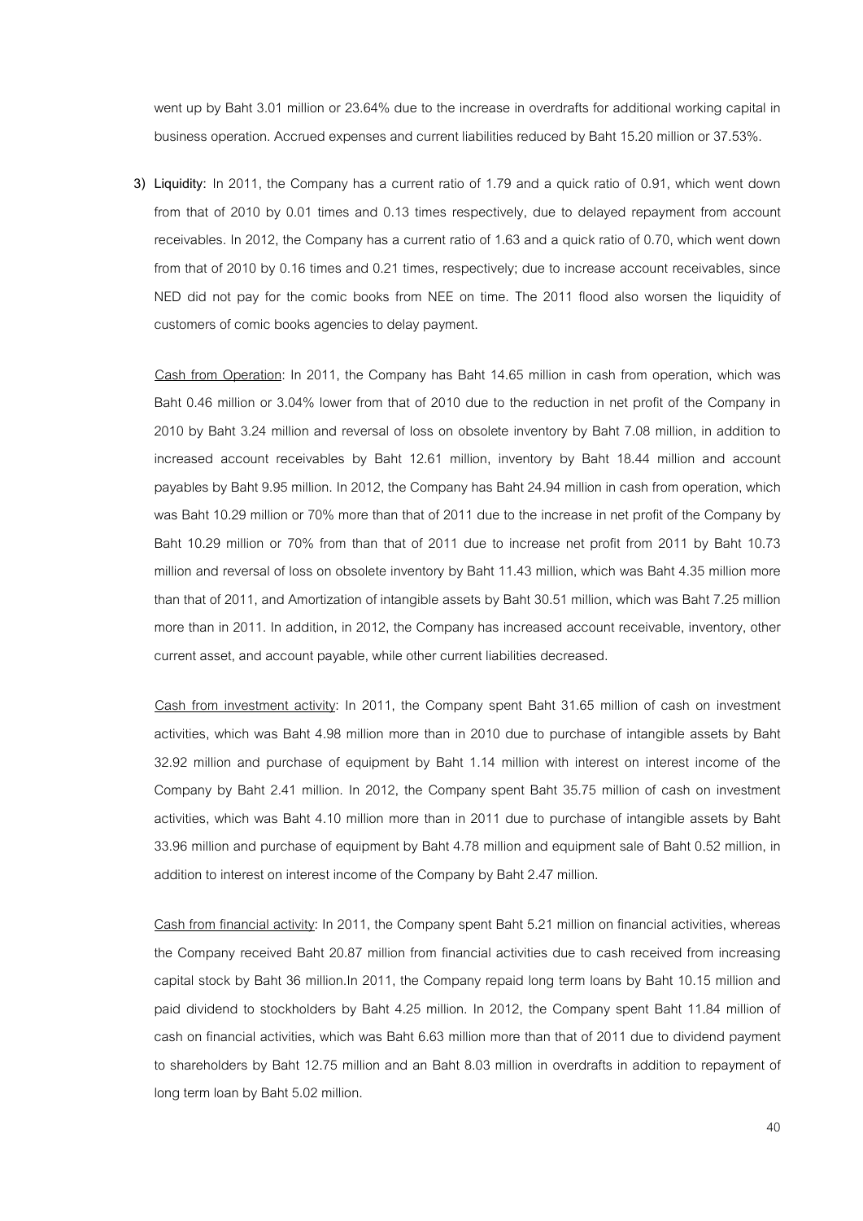went up by Baht 3.01 million or 23.64% due to the increase in overdrafts for additional working capital in business operation. Accrued expenses and current liabilities reduced by Baht 15.20 million or 37.53%.

3) **Liquidity:** In 2011, the Company has a current ratio of 1.79 and a quick ratio of 0.91, which went down from that of 2010 by 0.01 times and 0.13 times respectively, due to delayed repayment from account receivables. In 2012, the Company has a current ratio of 1.63 and a quick ratio of 0.70, which went down from that of 2010 by 0.16 times and 0.21 times, respectively; due to increase account receivables, since NED did not pay for the comic books from NEE on time. The 2011 flood also worsen the liquidity of customers of comic books agencies to delay payment.

<u>Cash from Operation</u>: In 2011, the Company has Baht 14.65 million in cash from operation, which was Baht 0.46 million or 3.04% lower from that of 2010 due to the reduction in net profit of the Company in 2010 by Baht 3.24 million and reversal of loss on obsolete inventory by Baht 7.08 million, in addition to increased account receivables by Baht 12.61 million, inventory by Baht 18.44 million and account payables by Baht 9.95 million. In 2012, the Company has Baht 24.94 million in cash from operation, which was Baht 10.29 million or 70% more than that of 2011 due to the increase in net profit of the Company by Baht 10.29 million or 70% from than that of 2011 due to increase net profit from 2011 by Baht 10.73 million and reversal of loss on obsolete inventory by Baht 11.43 million, which was Baht 4.35 million more than that of 2011, and Amortization of intangible assets by Baht 30.51 million, which was Baht 7.25 million more than in 2011. In addition, in 2012, the Company has increased account receivable, inventory, other current asset, and account payable, while other current liabilities decreased.

<u>Cash from investment activity</u>: In 2011, the Company spent Baht 31.65 million of cash on investment activities, which was Baht 4.98 million more than in 2010 due to purchase of intangible assets by Baht 32.92 million and purchase of equipment by Baht 1.14 million with interest on interest income of the Company by Baht 2.41 million. In 2012, the Company spent Baht 35.75 million of cash on investment activities, which was Baht 4.10 million more than in 2011 due to purchase of intangible assets by Baht 33.96 million and purchase of equipment by Baht 4.78 million and equipment sale of Baht 0.52 million, in addition to interest on interest income of the Company by Baht 2.47 million.

<u>Cash from financial activity</u>: In 2011, the Company spent Baht 5.21 million on financial activities, whereas the Company received Baht 20.87 million from financial activities due to cash received from increasing capital stock by Baht 36 million.In 2011, the Company repaid long term loans by Baht 10.15 million and paid dividend to stockholders by Baht 4.25 million. In 2012, the Company spent Baht 11.84 million of cash on financial activities, which was Baht 6.63 million more than that of 2011 due to dividend payment to shareholders by Baht 12.75 million and an Baht 8.03 million in overdrafts in addition to repayment of long term loan by Baht 5.02 million.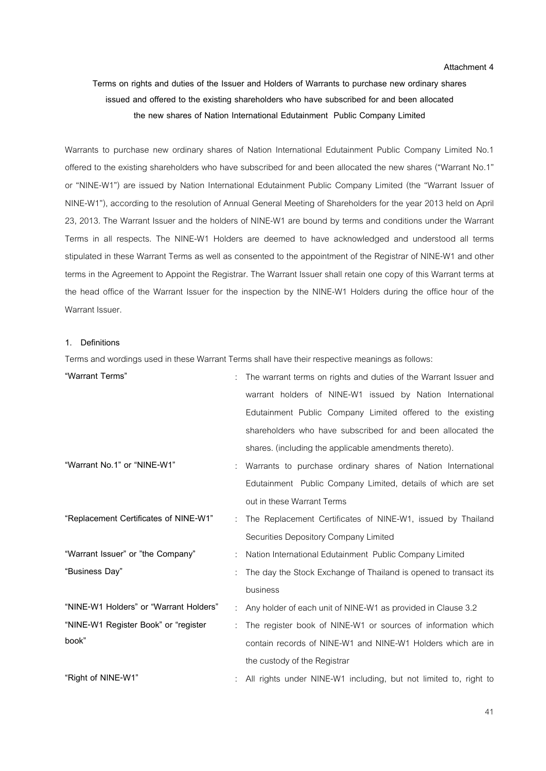Attachment 4

**Terms on rights and duties of the Issuer and Holders of Warrants to purchase new ordinary shares issued and offered to the existing shareholders who have subscribed for and been allocated the new shares of Nation International Edutainment Public Company Limited**

Warrants to purchase new ordinary shares of Nation International Edutainment Public Company Limited No.1 offered to the existing shareholders who have subscribed for and been allocated the new shares ("Warrant No.1" or "NINE-W1") are issued by Nation International Edutainment Public Company Limited (the "Warrant Issuer of NINE-W1"), according to the resolution of Annual General Meeting of Shareholders for the year 2013 held on April 23, 2013. The Warrant Issuer and the holders of NINE-W1 are bound by terms and conditions under the Warrant Terms in all respects. The NINE-W1 Holders are deemed to have acknowledged and understood all terms stipulated in these Warrant Terms as well as consented to the appointment of the Registrar of NINE-W1 and other terms in the Agreement to Appoint the Registrar. The Warrant Issuer shall retain one copy of this Warrant terms at the head office of the Warrant Issuer for the inspection by the NINE-W1 Holders during the office hour of the Warrant Issuer.

**1. Definitions**

Terms and wordings used in these Warrant Terms shall have their respective meanings as follows:

| | | |
|---|---|---|
| **"Warrant Terms"** | : | The warrant terms on rights and duties of the Warrant Issuer and warrant holders of NINE-W1 issued by Nation International Edutainment Public Company Limited offered to the existing shareholders who have subscribed for and been allocated the shares. (including the applicable amendments thereto). |
| **"Warrant No.1" or "NINE-W1"** | : | Warrants to purchase ordinary shares of Nation International Edutainment Public Company Limited, details of which are set out in these Warrant Terms |
| **"Replacement Certificates of NINE-W1"** | : | The Replacement Certificates of NINE-W1, issued by Thailand Securities Depository Company Limited |
| **"Warrant Issuer" or "the Company"** | : | Nation International Edutainment Public Company Limited |
| **"Business Day"** | : | The day the Stock Exchange of Thailand is opened to transact its business |
| **"NINE-W1 Holders" or "Warrant Holders"** | : | Any holder of each unit of NINE-W1 as provided in Clause 3.2 |
| **"NINE-W1 Register Book" or "register book"** | : | The register book of NINE-W1 or sources of information which contain records of NINE-W1 and NINE-W1 Holders which are in the custody of the Registrar |
| **"Right of NINE-W1"** | : | All rights under NINE-W1 including, but not limited to, right to |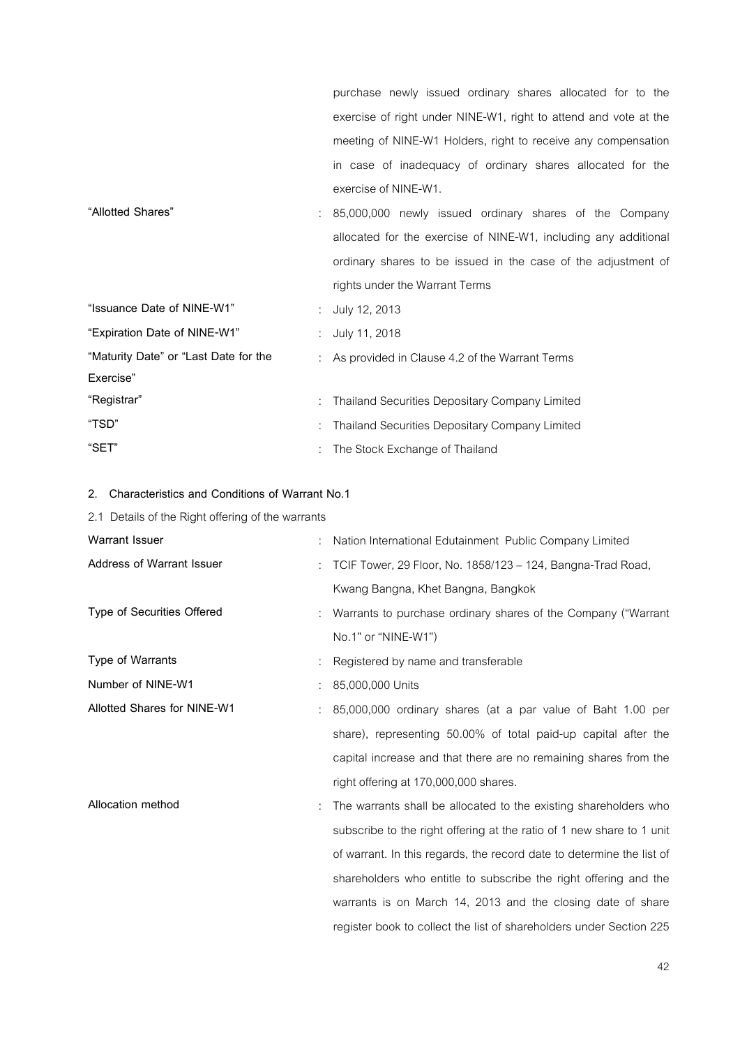purchase newly issued ordinary shares allocated for to the exercise of right under NINE-W1, right to attend and vote at the meeting of NINE-W1 Holders, right to receive any compensation in case of inadequacy of ordinary shares allocated for the exercise of NINE-W1.

| | | |
|---|---|---|
| "Allotted Shares" | : | 85,000,000 newly issued ordinary shares of the Company allocated for the exercise of NINE-W1, including any additional ordinary shares to be issued in the case of the adjustment of rights under the Warrant Terms |
| "Issuance Date of NINE-W1" | : | July 12, 2013 |
| "Expiration Date of NINE-W1" | : | July 11, 2018 |
| "Maturity Date" or "Last Date for the Exercise" | : | As provided in Clause 4.2 of the Warrant Terms |
| "Registrar" | : | Thailand Securities Depositary Company Limited |
| "TSD" | : | Thailand Securities Depositary Company Limited |
| "SET" | : | The Stock Exchange of Thailand |

## 2. Characteristics and Conditions of Warrant No.1

2.1 Details of the Right offering of the warrants

| | | |
|---|---|---|
| **Warrant Issuer** | : | Nation International Edutainment Public Company Limited |
| **Address of Warrant Issuer** | : | TCIF Tower, 29 Floor, No. 1858/123 – 124, Bangna-Trad Road, Kwang Bangna, Khet Bangna, Bangkok |
| **Type of Securities Offered** | : | Warrants to purchase ordinary shares of the Company ("Warrant No.1" or "NINE-W1") |
| **Type of Warrants** | : | Registered by name and transferable |
| **Number of NINE-W1** | : | 85,000,000 Units |
| **Allotted Shares for NINE-W1** | : | 85,000,000 ordinary shares (at a par value of Baht 1.00 per share), representing 50.00% of total paid-up capital after the capital increase and that there are no remaining shares from the right offering at 170,000,000 shares. |
| **Allocation method** | : | The warrants shall be allocated to the existing shareholders who subscribe to the right offering at the ratio of 1 new share to 1 unit of warrant. In this regards, the record date to determine the list of shareholders who entitle to subscribe the right offering and the warrants is on March 14, 2013 and the closing date of share register book to collect the list of shareholders under Section 225 |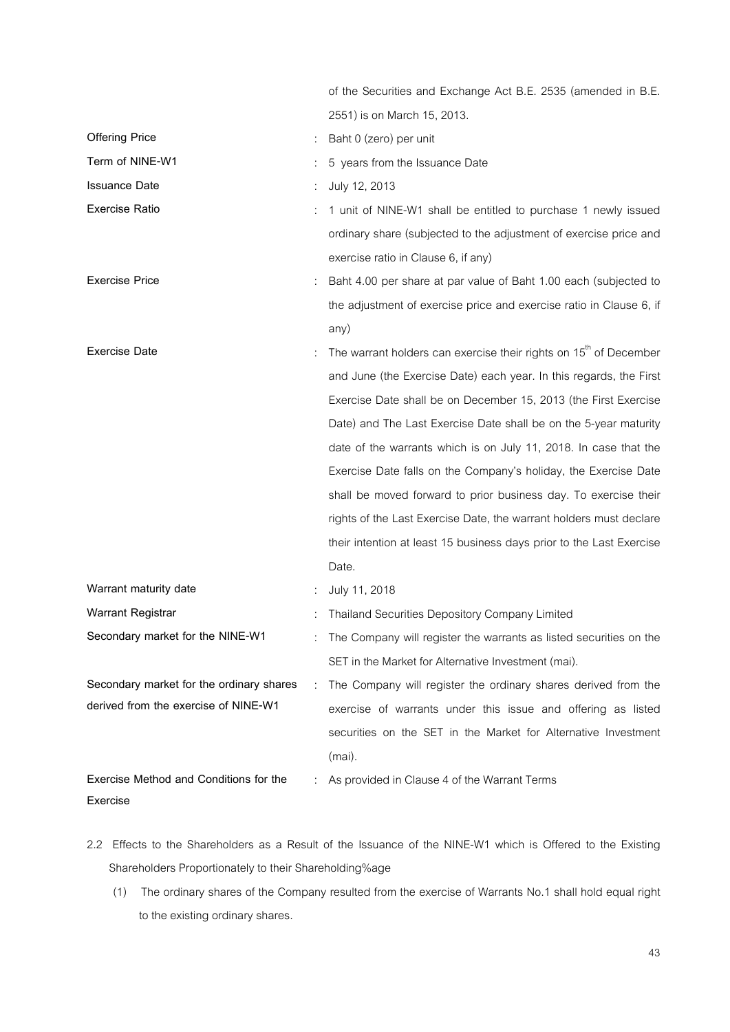| | | |
|---|---|---|
| | | of the Securities and Exchange Act B.E. 2535 (amended in B.E. 2551) is on March 15, 2013. |
| **Offering Price** | : | Baht 0 (zero) per unit |
| **Term of NINE-W1** | : | 5 years from the Issuance Date |
| **Issuance Date** | : | July 12, 2013 |
| **Exercise Ratio** | : | 1 unit of NINE-W1 shall be entitled to purchase 1 newly issued ordinary share (subjected to the adjustment of exercise price and exercise ratio in Clause 6, if any) |
| **Exercise Price** | : | Baht 4.00 per share at par value of Baht 1.00 each (subjected to the adjustment of exercise price and exercise ratio in Clause 6, if any) |
| **Exercise Date** | : | The warrant holders can exercise their rights on 15th of December and June (the Exercise Date) each year. In this regards, the First Exercise Date shall be on December 15, 2013 (the First Exercise Date) and The Last Exercise Date shall be on the 5-year maturity date of the warrants which is on July 11, 2018. In case that the Exercise Date falls on the Company's holiday, the Exercise Date shall be moved forward to prior business day. To exercise their rights of the Last Exercise Date, the warrant holders must declare their intention at least 15 business days prior to the Last Exercise Date. |
| **Warrant maturity date** | : | July 11, 2018 |
| **Warrant Registrar** | : | Thailand Securities Depository Company Limited |
| **Secondary market for the NINE-W1** | : | The Company will register the warrants as listed securities on the SET in the Market for Alternative Investment (mai). |
| **Secondary market for the ordinary shares derived from the exercise of NINE-W1** | : | The Company will register the ordinary shares derived from the exercise of warrants under this issue and offering as listed securities on the SET in the Market for Alternative Investment (mai). |
| **Exercise Method and Conditions for the Exercise** | : | As provided in Clause 4 of the Warrant Terms |

2.2 Effects to the Shareholders as a Result of the Issuance of the NINE-W1 which is Offered to the Existing Shareholders Proportionately to their Shareholding%age

(1) The ordinary shares of the Company resulted from the exercise of Warrants No.1 shall hold equal right to the existing ordinary shares.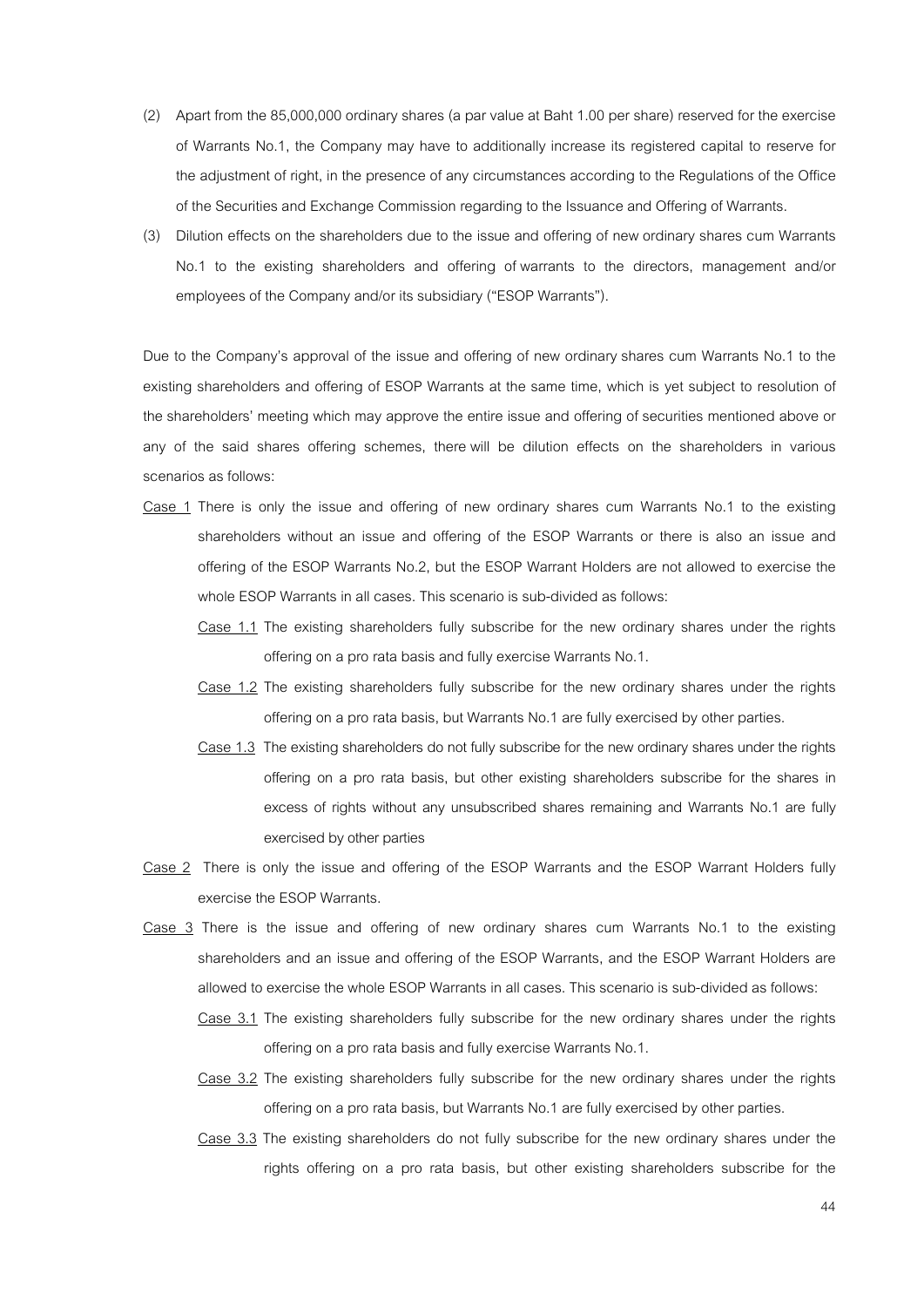(2) Apart from the 85,000,000 ordinary shares (a par value at Baht 1.00 per share) reserved for the exercise of Warrants No.1, the Company may have to additionally increase its registered capital to reserve for the adjustment of right, in the presence of any circumstances according to the Regulations of the Office of the Securities and Exchange Commission regarding to the Issuance and Offering of Warrants.

(3) Dilution effects on the shareholders due to the issue and offering of new ordinary shares cum Warrants No.1 to the existing shareholders and offering of warrants to the directors, management and/or employees of the Company and/or its subsidiary ("ESOP Warrants").

Due to the Company's approval of the issue and offering of new ordinary shares cum Warrants No.1 to the existing shareholders and offering of ESOP Warrants at the same time, which is yet subject to resolution of the shareholders' meeting which may approve the entire issue and offering of securities mentioned above or any of the said shares offering schemes, there will be dilution effects on the shareholders in various scenarios as follows:

<u>Case 1</u> There is only the issue and offering of new ordinary shares cum Warrants No.1 to the existing shareholders without an issue and offering of the ESOP Warrants or there is also an issue and offering of the ESOP Warrants No.2, but the ESOP Warrant Holders are not allowed to exercise the whole ESOP Warrants in all cases. This scenario is sub-divided as follows:

- <u>Case 1.1</u> The existing shareholders fully subscribe for the new ordinary shares under the rights offering on a pro rata basis and fully exercise Warrants No.1.
- <u>Case 1.2</u> The existing shareholders fully subscribe for the new ordinary shares under the rights offering on a pro rata basis, but Warrants No.1 are fully exercised by other parties.
- <u>Case 1.3</u> The existing shareholders do not fully subscribe for the new ordinary shares under the rights offering on a pro rata basis, but other existing shareholders subscribe for the shares in excess of rights without any unsubscribed shares remaining and Warrants No.1 are fully exercised by other parties

<u>Case 2</u> There is only the issue and offering of the ESOP Warrants and the ESOP Warrant Holders fully exercise the ESOP Warrants.

<u>Case 3</u> There is the issue and offering of new ordinary shares cum Warrants No.1 to the existing shareholders and an issue and offering of the ESOP Warrants, and the ESOP Warrant Holders are allowed to exercise the whole ESOP Warrants in all cases. This scenario is sub-divided as follows:

- <u>Case 3.1</u> The existing shareholders fully subscribe for the new ordinary shares under the rights offering on a pro rata basis and fully exercise Warrants No.1.
- <u>Case 3.2</u> The existing shareholders fully subscribe for the new ordinary shares under the rights offering on a pro rata basis, but Warrants No.1 are fully exercised by other parties.
- <u>Case 3.3</u> The existing shareholders do not fully subscribe for the new ordinary shares under the rights offering on a pro rata basis, but other existing shareholders subscribe for the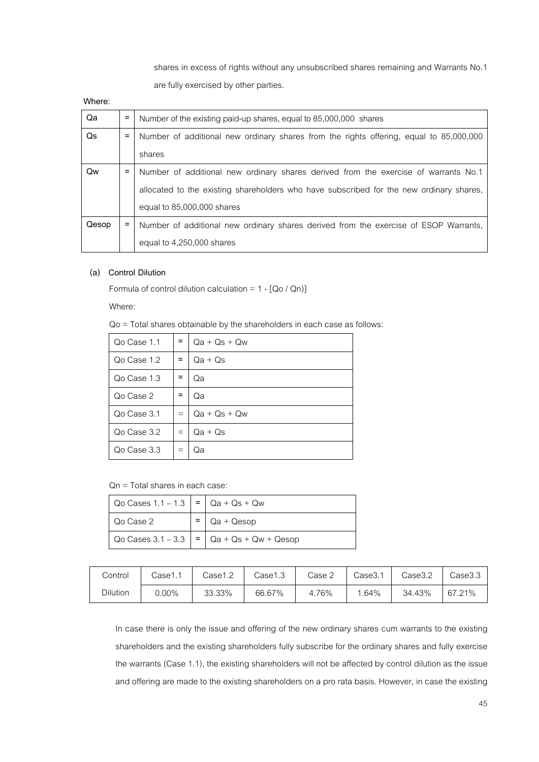shares in excess of rights without any unsubscribed shares remaining and Warrants No.1 are fully exercised by other parties.

**Where:**

| | | |
|---|---|---|
| Qa | = | Number of the existing paid-up shares, equal to 85,000,000 shares |
| Qs | = | Number of additional new ordinary shares from the rights offering, equal to 85,000,000 shares |
| Qw | = | Number of additional new ordinary shares derived from the exercise of warrants No.1 allocated to the existing shareholders who have subscribed for the new ordinary shares, equal to 85,000,000 shares |
| Qesop | = | Number of additional new ordinary shares derived from the exercise of ESOP Warrants, equal to 4,250,000 shares |

**(a) Control Dilution**

Formula of control dilution calculation = 1 - [Qo / Qn)]

Where:

Qo = Total shares obtainable by the shareholders in each case as follows:

| | | |
|---|---|---|
| Qo Case 1.1 | = | Qa + Qs + Qw |
| Qo Case 1.2 | = | Qa + Qs |
| Qo Case 1.3 | = | Qa |
| Qo Case 2 | = | Qa |
| Qo Case 3.1 | = | Qa + Qs + Qw |
| Qo Case 3.2 | = | Qa + Qs |
| Qo Case 3.3 | = | Qa |

Qn = Total shares in each case:

| | | |
|---|---|---|
| Qo Cases 1.1 – 1.3 | = | Qa + Qs + Qw |
| Qo Case 2 | = | Qa + Qesop |
| Qo Cases 3.1 – 3.3 | = | Qa + Qs + Qw + Qesop |

| Control Dilution | Case1.1 | Case1.2 | Case1.3 | Case 2 | Case3.1 | Case3.2 | Case3.3 |
|---|---|---|---|---|---|---|---|
| | 0.00% | 33.33% | 66.67% | 4.76% | 1.64% | 34.43% | 67.21% |

In case there is only the issue and offering of the new ordinary shares cum warrants to the existing shareholders and the existing shareholders fully subscribe for the ordinary shares and fully exercise the warrants (Case 1.1), the existing shareholders will not be affected by control dilution as the issue and offering are made to the existing shareholders on a pro rata basis. However, in case the existing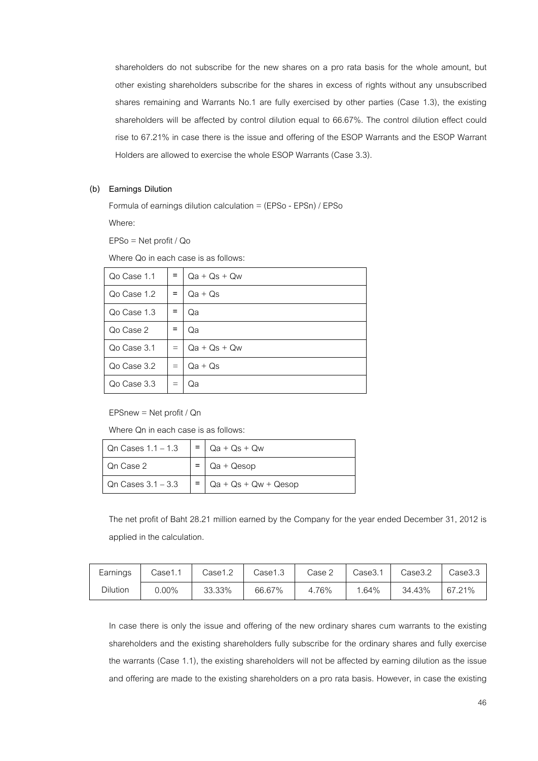shareholders do not subscribe for the new shares on a pro rata basis for the whole amount, but other existing shareholders subscribe for the shares in excess of rights without any unsubscribed shares remaining and Warrants No.1 are fully exercised by other parties (Case 1.3), the existing shareholders will be affected by control dilution equal to 66.67%. The control dilution effect could rise to 67.21% in case there is the issue and offering of the ESOP Warrants and the ESOP Warrant Holders are allowed to exercise the whole ESOP Warrants (Case 3.3).

**(b) Earnings Dilution**

Formula of earnings dilution calculation = (EPSo - EPSn) / EPSo

Where:

EPSo = Net profit / Qo

Where Qo in each case is as follows:

| | | |
|---|---|---|
| Qo Case 1.1 | = | Qa + Qs + Qw |
| Qo Case 1.2 | = | Qa + Qs |
| Qo Case 1.3 | = | Qa |
| Qo Case 2 | = | Qa |
| Qo Case 3.1 | = | Qa + Qs + Qw |
| Qo Case 3.2 | = | Qa + Qs |
| Qo Case 3.3 | = | Qa |

EPSnew = Net profit / Qn

Where Qn in each case is as follows:

| | | |
|---|---|---|
| Qn Cases 1.1 – 1.3 | = | Qa + Qs + Qw |
| Qn Case 2 | = | Qa + Qesop |
| Qn Cases 3.1 – 3.3 | = | Qa + Qs + Qw + Qesop |

The net profit of Baht 28.21 million earned by the Company for the year ended December 31, 2012 is applied in the calculation.

| Earnings | Case1.1 | Case1.2 | Case1.3 | Case 2 | Case3.1 | Case3.2 | Case3.3 |
|---|---|---|---|---|---|---|---|
| Dilution | 0.00% | 33.33% | 66.67% | 4.76% | 1.64% | 34.43% | 67.21% |

In case there is only the issue and offering of the new ordinary shares cum warrants to the existing shareholders and the existing shareholders fully subscribe for the ordinary shares and fully exercise the warrants (Case 1.1), the existing shareholders will not be affected by earning dilution as the issue and offering are made to the existing shareholders on a pro rata basis. However, in case the existing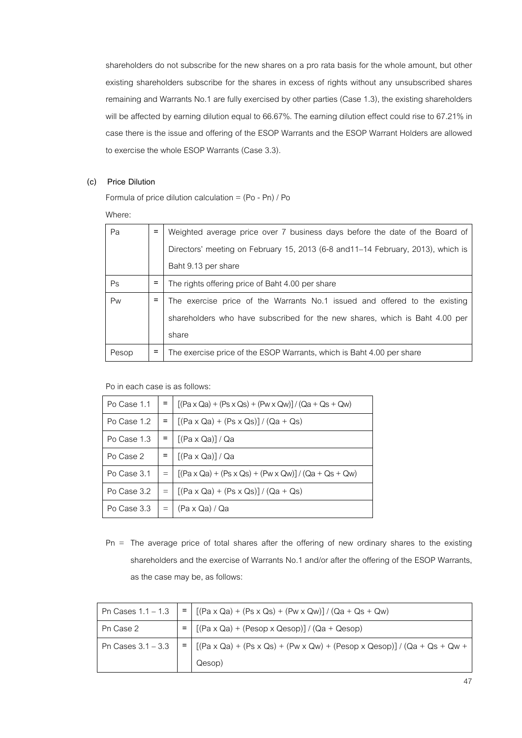shareholders do not subscribe for the new shares on a pro rata basis for the whole amount, but other existing shareholders subscribe for the shares in excess of rights without any unsubscribed shares remaining and Warrants No.1 are fully exercised by other parties (Case 1.3), the existing shareholders will be affected by earning dilution equal to 66.67%. The earning dilution effect could rise to 67.21% in case there is the issue and offering of the ESOP Warrants and the ESOP Warrant Holders are allowed to exercise the whole ESOP Warrants (Case 3.3).

**(c) Price Dilution**

Formula of price dilution calculation = (Po - Pn) / Po

Where:

| Pa | = | Weighted average price over 7 business days before the date of the Board of Directors' meeting on February 15, 2013 (6-8 and11–14 February, 2013), which is Baht 9.13 per share |
|---|---|---|
| Ps | = | The rights offering price of Baht 4.00 per share |
| Pw | = | The exercise price of the Warrants No.1 issued and offered to the existing shareholders who have subscribed for the new shares, which is Baht 4.00 per share |
| Pesop | = | The exercise price of the ESOP Warrants, which is Baht 4.00 per share |

Po in each case is as follows:

| Po Case 1.1 | = | [(Pa x Qa) + (Ps x Qs) + (Pw x Qw)] / (Qa + Qs + Qw) |
|---|---|---|
| Po Case 1.2 | = | [(Pa x Qa) + (Ps x Qs)] / (Qa + Qs) |
| Po Case 1.3 | = | [(Pa x Qa)] / Qa |
| Po Case 2 | = | [(Pa x Qa)] / Qa |
| Po Case 3.1 | = | [(Pa x Qa) + (Ps x Qs) + (Pw x Qw)] / (Qa + Qs + Qw) |
| Po Case 3.2 | = | [(Pa x Qa) + (Ps x Qs)] / (Qa + Qs) |
| Po Case 3.3 | = | (Pa x Qa) / Qa |

Pn = The average price of total shares after the offering of new ordinary shares to the existing shareholders and the exercise of Warrants No.1 and/or after the offering of the ESOP Warrants, as the case may be, as follows:

| Pn Cases 1.1 – 1.3 | = | [(Pa x Qa) + (Ps x Qs) + (Pw x Qw)] / (Qa + Qs + Qw) |
|---|---|---|
| Pn Case 2 | = | [(Pa x Qa) + (Pesop x Qesop)] / (Qa + Qesop) |
| Pn Cases 3.1 – 3.3 | = | [(Pa x Qa) + (Ps x Qs) + (Pw x Qw) + (Pesop x Qesop)] / (Qa + Qs + Qw + Qesop) |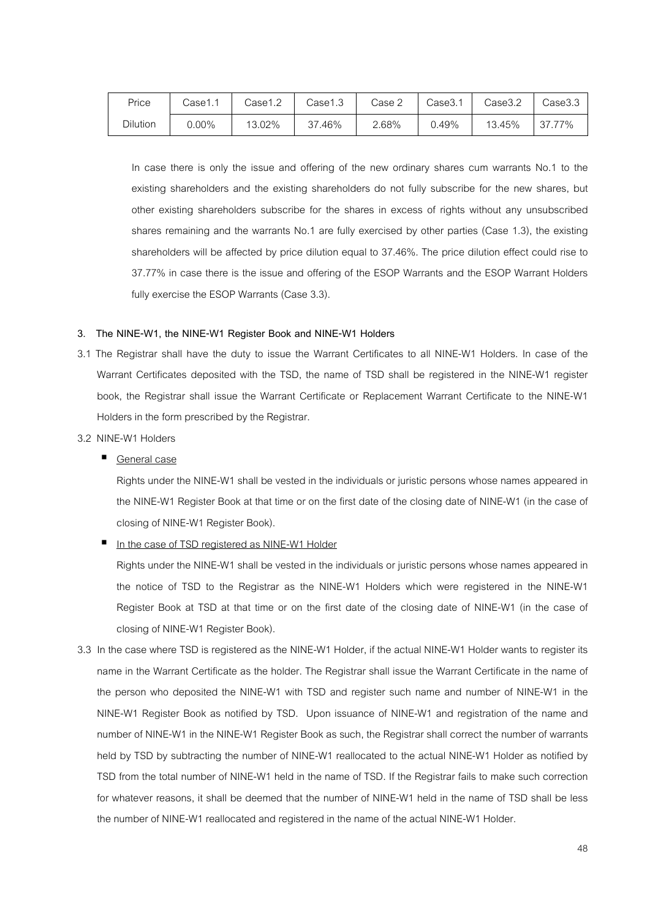| Price Dilution | Case1.1 | Case1.2 | Case1.3 | Case 2 | Case3.1 | Case3.2 | Case3.3 |
|---|---|---|---|---|---|---|---|
| | 0.00% | 13.02% | 37.46% | 2.68% | 0.49% | 13.45% | 37.77% |

In case there is only the issue and offering of the new ordinary shares cum warrants No.1 to the existing shareholders and the existing shareholders do not fully subscribe for the new shares, but other existing shareholders subscribe for the shares in excess of rights without any unsubscribed shares remaining and the warrants No.1 are fully exercised by other parties (Case 1.3), the existing shareholders will be affected by price dilution equal to 37.46%. The price dilution effect could rise to 37.77% in case there is the issue and offering of the ESOP Warrants and the ESOP Warrant Holders fully exercise the ESOP Warrants (Case 3.3).

**3. The NINE-W1, the NINE-W1 Register Book and NINE-W1 Holders**

3.1 The Registrar shall have the duty to issue the Warrant Certificates to all NINE-W1 Holders. In case of the Warrant Certificates deposited with the TSD, the name of TSD shall be registered in the NINE-W1 register book, the Registrar shall issue the Warrant Certificate or Replacement Warrant Certificate to the NINE-W1 Holders in the form prescribed by the Registrar.

3.2 NINE-W1 Holders

- General case

  Rights under the NINE-W1 shall be vested in the individuals or juristic persons whose names appeared in the NINE-W1 Register Book at that time or on the first date of the closing date of NINE-W1 (in the case of closing of NINE-W1 Register Book).

- In the case of TSD registered as NINE-W1 Holder

  Rights under the NINE-W1 shall be vested in the individuals or juristic persons whose names appeared in the notice of TSD to the Registrar as the NINE-W1 Holders which were registered in the NINE-W1 Register Book at TSD at that time or on the first date of the closing date of NINE-W1 (in the case of closing of NINE-W1 Register Book).

3.3 In the case where TSD is registered as the NINE-W1 Holder, if the actual NINE-W1 Holder wants to register its name in the Warrant Certificate as the holder. The Registrar shall issue the Warrant Certificate in the name of the person who deposited the NINE-W1 with TSD and register such name and number of NINE-W1 in the NINE-W1 Register Book as notified by TSD. Upon issuance of NINE-W1 and registration of the name and number of NINE-W1 in the NINE-W1 Register Book as such, the Registrar shall correct the number of warrants held by TSD by subtracting the number of NINE-W1 reallocated to the actual NINE-W1 Holder as notified by TSD from the total number of NINE-W1 held in the name of TSD. If the Registrar fails to make such correction for whatever reasons, it shall be deemed that the number of NINE-W1 held in the name of TSD shall be less the number of NINE-W1 reallocated and registered in the name of the actual NINE-W1 Holder.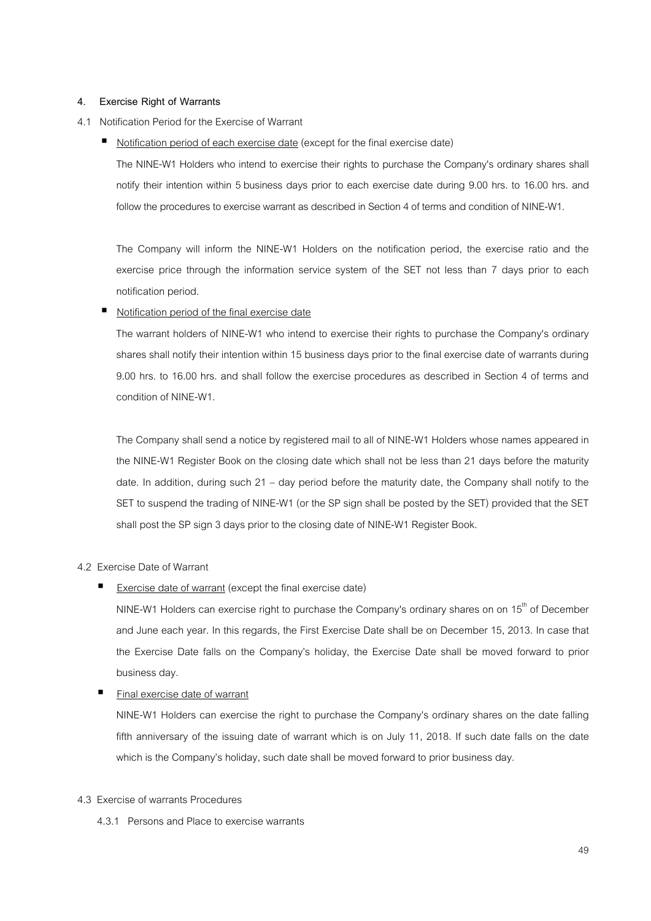#### 4. Exercise Right of Warrants

4.1 Notification Period for the Exercise of Warrant

- Notification period of each exercise date (except for the final exercise date)

  The NINE-W1 Holders who intend to exercise their rights to purchase the Company's ordinary shares shall notify their intention within 5 business days prior to each exercise date during 9.00 hrs. to 16.00 hrs. and follow the procedures to exercise warrant as described in Section 4 of terms and condition of NINE-W1.

  The Company will inform the NINE-W1 Holders on the notification period, the exercise ratio and the exercise price through the information service system of the SET not less than 7 days prior to each notification period.

- Notification period of the final exercise date

  The warrant holders of NINE-W1 who intend to exercise their rights to purchase the Company's ordinary shares shall notify their intention within 15 business days prior to the final exercise date of warrants during 9.00 hrs. to 16.00 hrs. and shall follow the exercise procedures as described in Section 4 of terms and condition of NINE-W1.

  The Company shall send a notice by registered mail to all of NINE-W1 Holders whose names appeared in the NINE-W1 Register Book on the closing date which shall not be less than 21 days before the maturity date. In addition, during such 21 – day period before the maturity date, the Company shall notify to the SET to suspend the trading of NINE-W1 (or the SP sign shall be posted by the SET) provided that the SET shall post the SP sign 3 days prior to the closing date of NINE-W1 Register Book.

4.2 Exercise Date of Warrant

- Exercise date of warrant (except the final exercise date)

  NINE-W1 Holders can exercise right to purchase the Company's ordinary shares on on 15th of December and June each year. In this regards, the First Exercise Date shall be on December 15, 2013. In case that the Exercise Date falls on the Company's holiday, the Exercise Date shall be moved forward to prior business day.

- Final exercise date of warrant

  NINE-W1 Holders can exercise the right to purchase the Company's ordinary shares on the date falling fifth anniversary of the issuing date of warrant which is on July 11, 2018. If such date falls on the date which is the Company's holiday, such date shall be moved forward to prior business day.

4.3 Exercise of warrants Procedures

4.3.1 Persons and Place to exercise warrants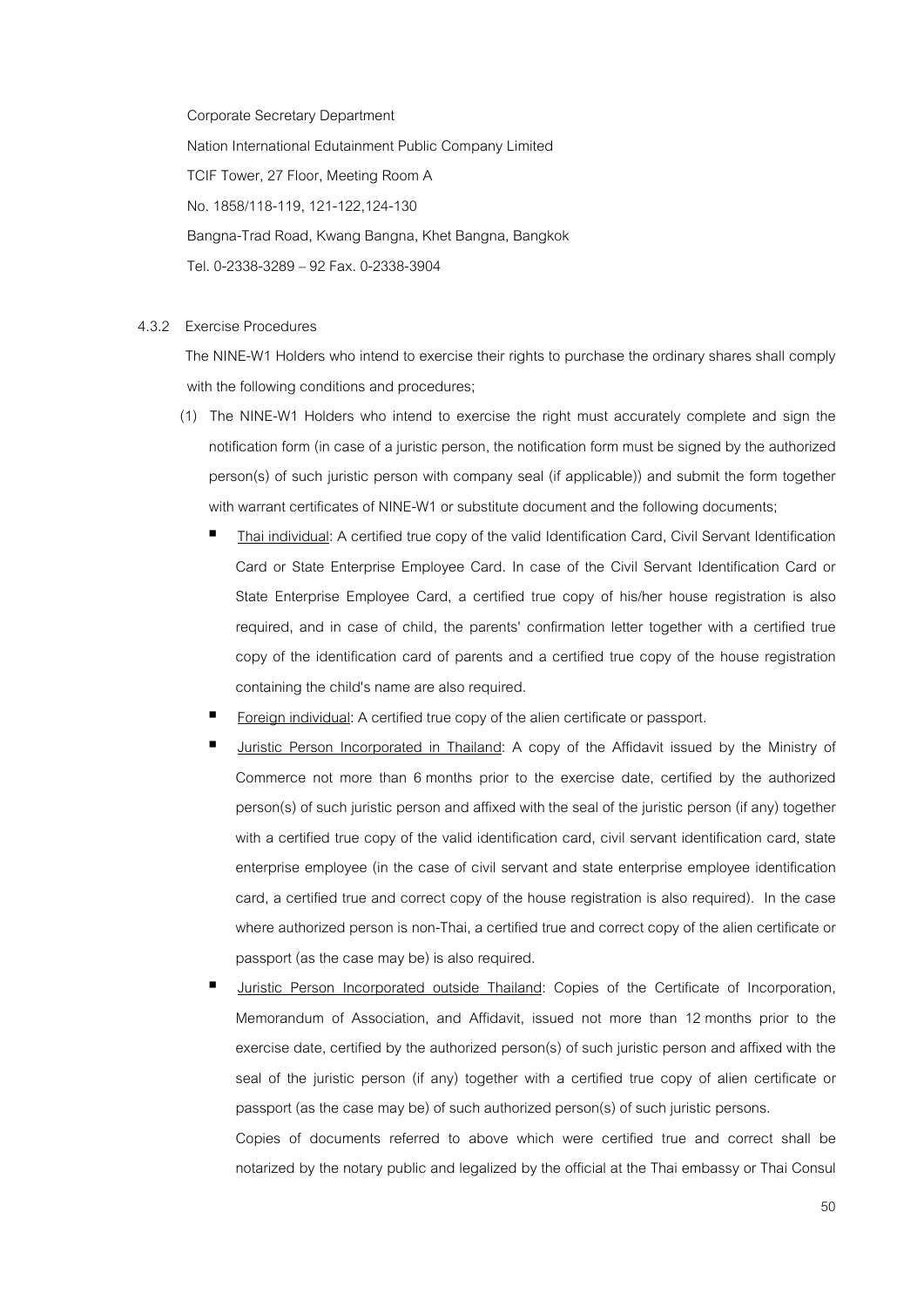Corporate Secretary Department

Nation International Edutainment Public Company Limited

TCIF Tower, 27 Floor, Meeting Room A

No. 1858/118-119, 121-122,124-130

Bangna-Trad Road, Kwang Bangna, Khet Bangna, Bangkok

Tel. 0-2338-3289 – 92 Fax. 0-2338-3904

4.3.2 Exercise Procedures

The NINE-W1 Holders who intend to exercise their rights to purchase the ordinary shares shall comply with the following conditions and procedures;

(1) The NINE-W1 Holders who intend to exercise the right must accurately complete and sign the notification form (in case of a juristic person, the notification form must be signed by the authorized person(s) of such juristic person with company seal (if applicable)) and submit the form together with warrant certificates of NINE-W1 or substitute document and the following documents;

- Thai individual: A certified true copy of the valid Identification Card, Civil Servant Identification Card or State Enterprise Employee Card. In case of the Civil Servant Identification Card or State Enterprise Employee Card, a certified true copy of his/her house registration is also required, and in case of child, the parents' confirmation letter together with a certified true copy of the identification card of parents and a certified true copy of the house registration containing the child's name are also required.
- Foreign individual: A certified true copy of the alien certificate or passport.
- Juristic Person Incorporated in Thailand: A copy of the Affidavit issued by the Ministry of Commerce not more than 6 months prior to the exercise date, certified by the authorized person(s) of such juristic person and affixed with the seal of the juristic person (if any) together with a certified true copy of the valid identification card, civil servant identification card, state enterprise employee (in the case of civil servant and state enterprise employee identification card, a certified true and correct copy of the house registration is also required). In the case where authorized person is non-Thai, a certified true and correct copy of the alien certificate or passport (as the case may be) is also required.
- Juristic Person Incorporated outside Thailand: Copies of the Certificate of Incorporation, Memorandum of Association, and Affidavit, issued not more than 12 months prior to the exercise date, certified by the authorized person(s) of such juristic person and affixed with the seal of the juristic person (if any) together with a certified true copy of alien certificate or passport (as the case may be) of such authorized person(s) of such juristic persons.

  Copies of documents referred to above which were certified true and correct shall be notarized by the notary public and legalized by the official at the Thai embassy or Thai Consul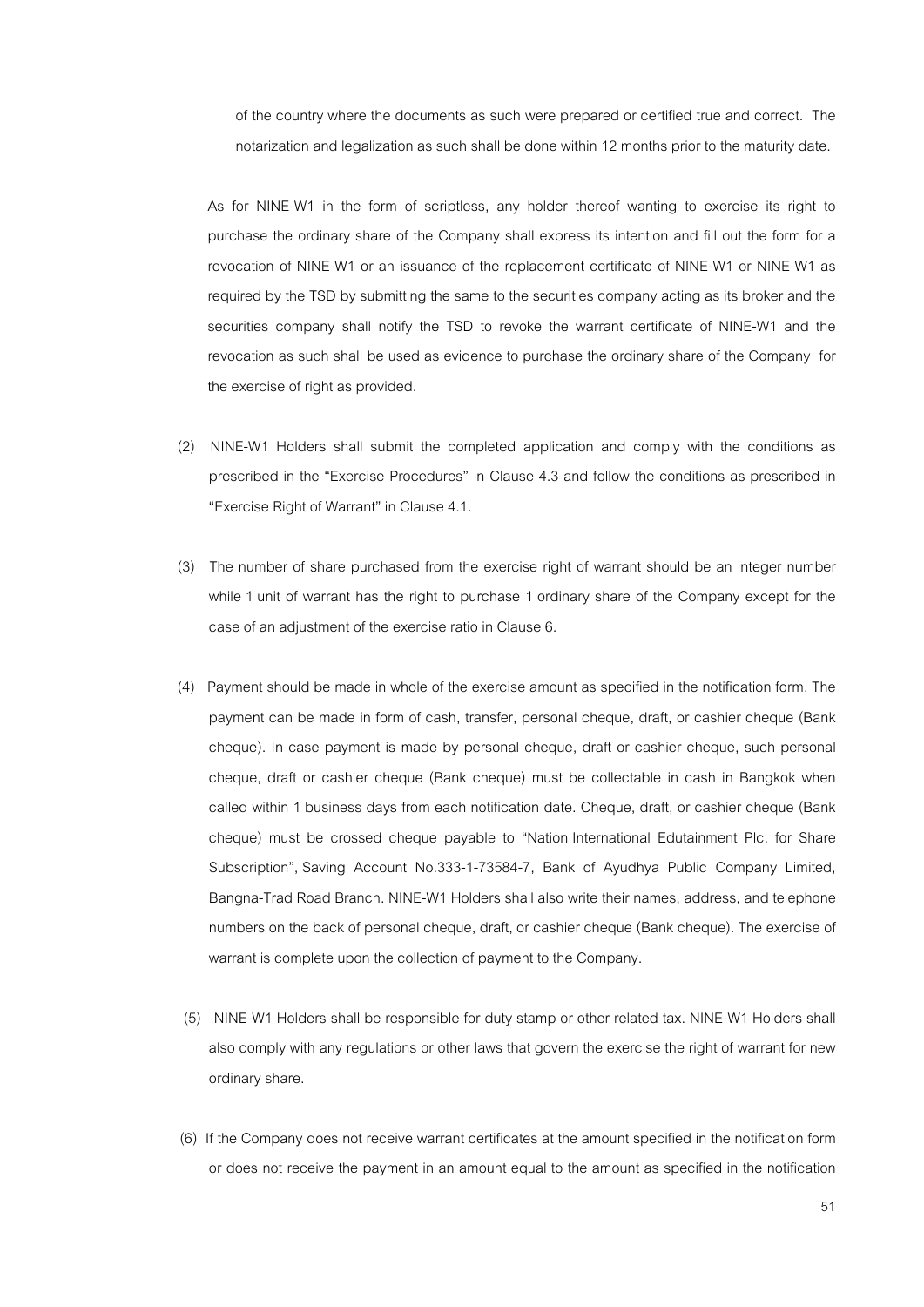of the country where the documents as such were prepared or certified true and correct. The notarization and legalization as such shall be done within 12 months prior to the maturity date.

As for NINE-W1 in the form of scriptless, any holder thereof wanting to exercise its right to purchase the ordinary share of the Company shall express its intention and fill out the form for a revocation of NINE-W1 or an issuance of the replacement certificate of NINE-W1 or NINE-W1 as required by the TSD by submitting the same to the securities company acting as its broker and the securities company shall notify the TSD to revoke the warrant certificate of NINE-W1 and the revocation as such shall be used as evidence to purchase the ordinary share of the Company for the exercise of right as provided.

(2) NINE-W1 Holders shall submit the completed application and comply with the conditions as prescribed in the "Exercise Procedures" in Clause 4.3 and follow the conditions as prescribed in "Exercise Right of Warrant" in Clause 4.1.

(3) The number of share purchased from the exercise right of warrant should be an integer number while 1 unit of warrant has the right to purchase 1 ordinary share of the Company except for the case of an adjustment of the exercise ratio in Clause 6.

(4) Payment should be made in whole of the exercise amount as specified in the notification form. The payment can be made in form of cash, transfer, personal cheque, draft, or cashier cheque (Bank cheque). In case payment is made by personal cheque, draft or cashier cheque, such personal cheque, draft or cashier cheque (Bank cheque) must be collectable in cash in Bangkok when called within 1 business days from each notification date. Cheque, draft, or cashier cheque (Bank cheque) must be crossed cheque payable to "Nation International Edutainment Plc. for Share Subscription", Saving Account No.333-1-73584-7, Bank of Ayudhya Public Company Limited, Bangna-Trad Road Branch. NINE-W1 Holders shall also write their names, address, and telephone numbers on the back of personal cheque, draft, or cashier cheque (Bank cheque). The exercise of warrant is complete upon the collection of payment to the Company.

(5) NINE-W1 Holders shall be responsible for duty stamp or other related tax. NINE-W1 Holders shall also comply with any regulations or other laws that govern the exercise the right of warrant for new ordinary share.

(6) If the Company does not receive warrant certificates at the amount specified in the notification form or does not receive the payment in an amount equal to the amount as specified in the notification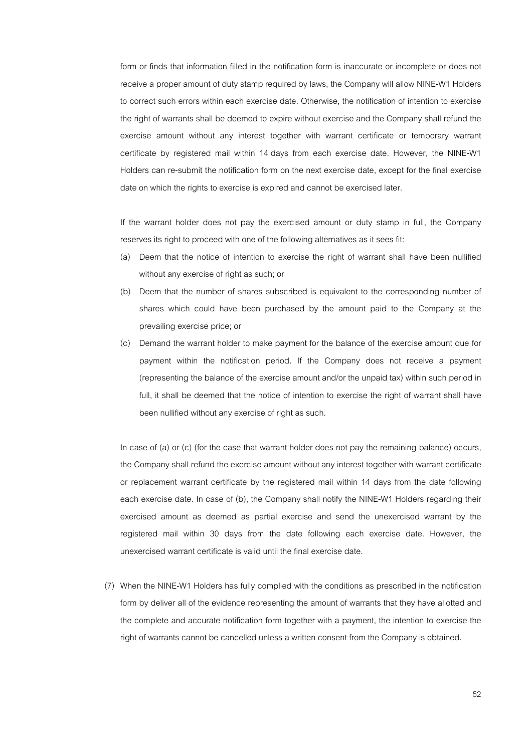form or finds that information filled in the notification form is inaccurate or incomplete or does not receive a proper amount of duty stamp required by laws, the Company will allow NINE-W1 Holders to correct such errors within each exercise date. Otherwise, the notification of intention to exercise the right of warrants shall be deemed to expire without exercise and the Company shall refund the exercise amount without any interest together with warrant certificate or temporary warrant certificate by registered mail within 14 days from each exercise date. However, the NINE-W1 Holders can re-submit the notification form on the next exercise date, except for the final exercise date on which the rights to exercise is expired and cannot be exercised later.

If the warrant holder does not pay the exercised amount or duty stamp in full, the Company reserves its right to proceed with one of the following alternatives as it sees fit:

(a) Deem that the notice of intention to exercise the right of warrant shall have been nullified without any exercise of right as such; or

(b) Deem that the number of shares subscribed is equivalent to the corresponding number of shares which could have been purchased by the amount paid to the Company at the prevailing exercise price; or

(c) Demand the warrant holder to make payment for the balance of the exercise amount due for payment within the notification period. If the Company does not receive a payment (representing the balance of the exercise amount and/or the unpaid tax) within such period in full, it shall be deemed that the notice of intention to exercise the right of warrant shall have been nullified without any exercise of right as such.

In case of (a) or (c) (for the case that warrant holder does not pay the remaining balance) occurs, the Company shall refund the exercise amount without any interest together with warrant certificate or replacement warrant certificate by the registered mail within 14 days from the date following each exercise date. In case of (b), the Company shall notify the NINE-W1 Holders regarding their exercised amount as deemed as partial exercise and send the unexercised warrant by the registered mail within 30 days from the date following each exercise date. However, the unexercised warrant certificate is valid until the final exercise date.

(7) When the NINE-W1 Holders has fully complied with the conditions as prescribed in the notification form by deliver all of the evidence representing the amount of warrants that they have allotted and the complete and accurate notification form together with a payment, the intention to exercise the right of warrants cannot be cancelled unless a written consent from the Company is obtained.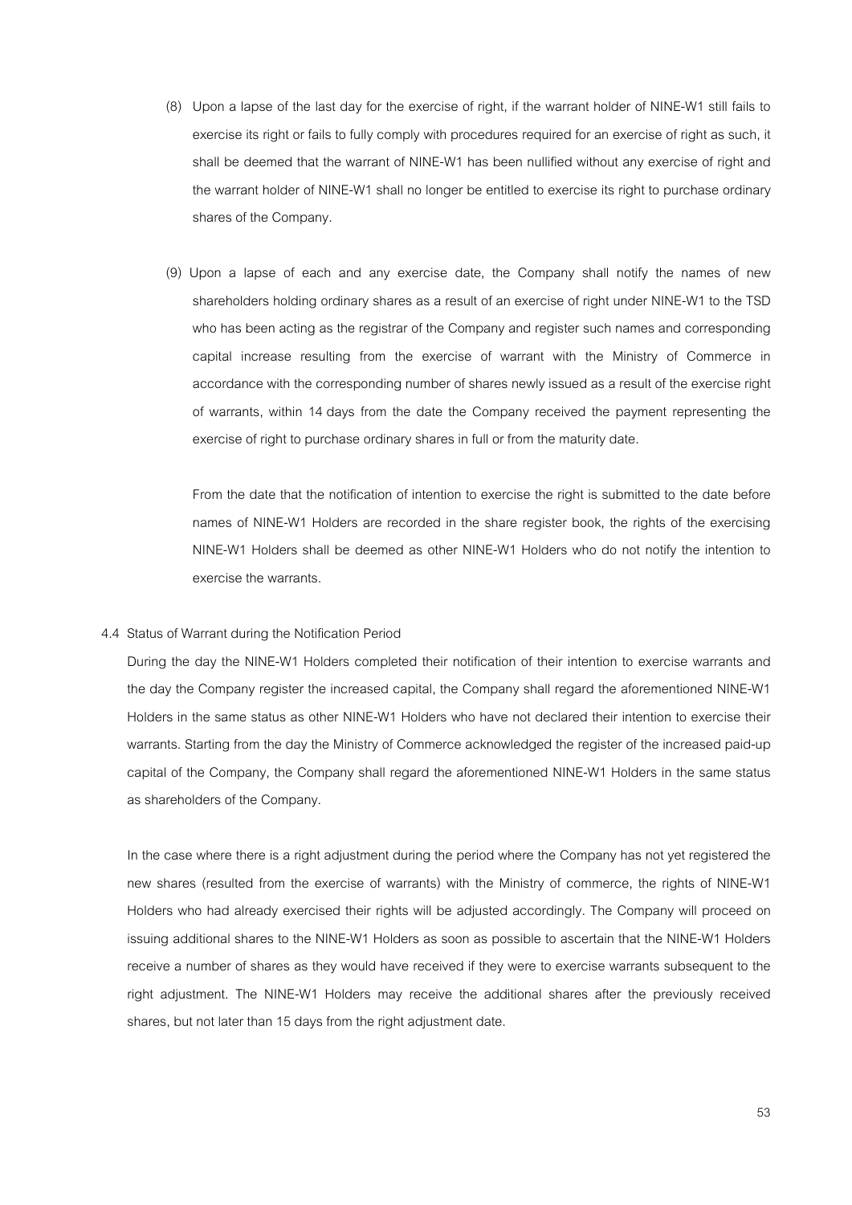(8) Upon a lapse of the last day for the exercise of right, if the warrant holder of NINE-W1 still fails to exercise its right or fails to fully comply with procedures required for an exercise of right as such, it shall be deemed that the warrant of NINE-W1 has been nullified without any exercise of right and the warrant holder of NINE-W1 shall no longer be entitled to exercise its right to purchase ordinary shares of the Company.

(9) Upon a lapse of each and any exercise date, the Company shall notify the names of new shareholders holding ordinary shares as a result of an exercise of right under NINE-W1 to the TSD who has been acting as the registrar of the Company and register such names and corresponding capital increase resulting from the exercise of warrant with the Ministry of Commerce in accordance with the corresponding number of shares newly issued as a result of the exercise right of warrants, within 14 days from the date the Company received the payment representing the exercise of right to purchase ordinary shares in full or from the maturity date.

From the date that the notification of intention to exercise the right is submitted to the date before names of NINE-W1 Holders are recorded in the share register book, the rights of the exercising NINE-W1 Holders shall be deemed as other NINE-W1 Holders who do not notify the intention to exercise the warrants.

4.4 Status of Warrant during the Notification Period

During the day the NINE-W1 Holders completed their notification of their intention to exercise warrants and the day the Company register the increased capital, the Company shall regard the aforementioned NINE-W1 Holders in the same status as other NINE-W1 Holders who have not declared their intention to exercise their warrants. Starting from the day the Ministry of Commerce acknowledged the register of the increased paid-up capital of the Company, the Company shall regard the aforementioned NINE-W1 Holders in the same status as shareholders of the Company.

In the case where there is a right adjustment during the period where the Company has not yet registered the new shares (resulted from the exercise of warrants) with the Ministry of commerce, the rights of NINE-W1 Holders who had already exercised their rights will be adjusted accordingly. The Company will proceed on issuing additional shares to the NINE-W1 Holders as soon as possible to ascertain that the NINE-W1 Holders receive a number of shares as they would have received if they were to exercise warrants subsequent to the right adjustment. The NINE-W1 Holders may receive the additional shares after the previously received shares, but not later than 15 days from the right adjustment date.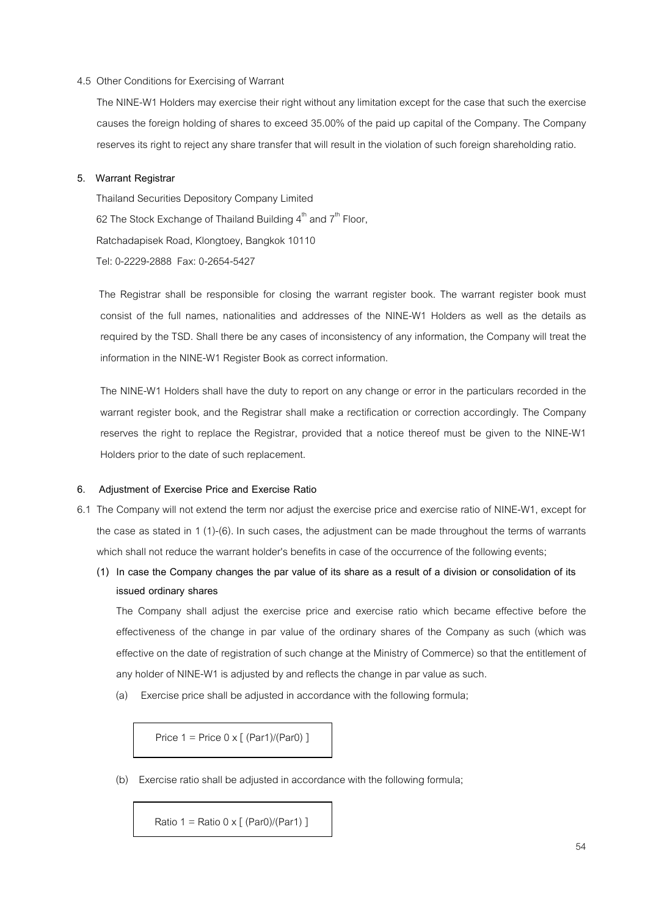4.5 Other Conditions for Exercising of Warrant

The NINE-W1 Holders may exercise their right without any limitation except for the case that such the exercise causes the foreign holding of shares to exceed 35.00% of the paid up capital of the Company. The Company reserves its right to reject any share transfer that will result in the violation of such foreign shareholding ratio.

**5. Warrant Registrar**

Thailand Securities Depository Company Limited
62 The Stock Exchange of Thailand Building 4th and 7th Floor,
Ratchadapisek Road, Klongtoey, Bangkok 10110
Tel: 0-2229-2888 Fax: 0-2654-5427

The Registrar shall be responsible for closing the warrant register book. The warrant register book must consist of the full names, nationalities and addresses of the NINE-W1 Holders as well as the details as required by the TSD. Shall there be any cases of inconsistency of any information, the Company will treat the information in the NINE-W1 Register Book as correct information.

The NINE-W1 Holders shall have the duty to report on any change or error in the particulars recorded in the warrant register book, and the Registrar shall make a rectification or correction accordingly. The Company reserves the right to replace the Registrar, provided that a notice thereof must be given to the NINE-W1 Holders prior to the date of such replacement.

**6. Adjustment of Exercise Price and Exercise Ratio**

6.1 The Company will not extend the term nor adjust the exercise price and exercise ratio of NINE-W1, except for the case as stated in 1 (1)-(6). In such cases, the adjustment can be made throughout the terms of warrants which shall not reduce the warrant holder's benefits in case of the occurrence of the following events;

**(1) In case the Company changes the par value of its share as a result of a division or consolidation of its issued ordinary shares**

The Company shall adjust the exercise price and exercise ratio which became effective before the effectiveness of the change in par value of the ordinary shares of the Company as such (which was effective on the date of registration of such change at the Ministry of Commerce) so that the entitlement of any holder of NINE-W1 is adjusted by and reflects the change in par value as such.

(a) Exercise price shall be adjusted in accordance with the following formula;

$$\text{Price 1} = \text{Price 0} \times [\ (\text{Par1})/(\text{Par0})\ ]$$

(b) Exercise ratio shall be adjusted in accordance with the following formula;

$$\text{Ratio 1} = \text{Ratio 0} \times [\ (\text{Par0})/(\text{Par1})\ ]$$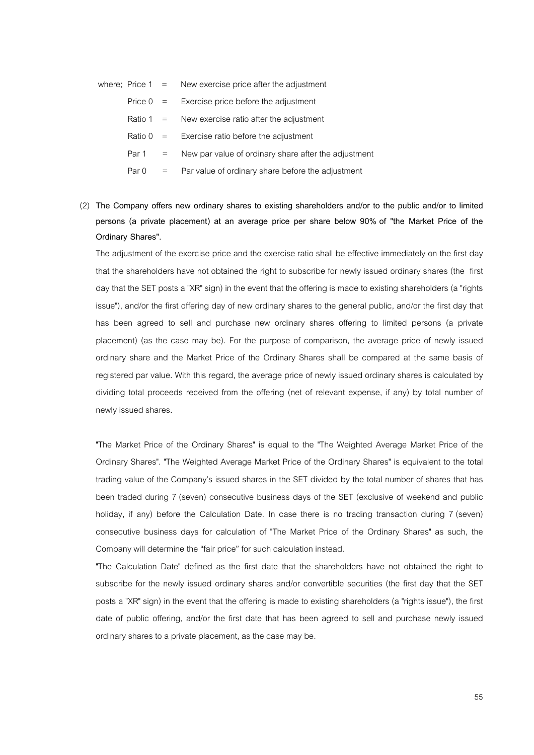where; Price 1 = New exercise price after the adjustment

Price 0 = Exercise price before the adjustment

Ratio 1 = New exercise ratio after the adjustment

Ratio 0 = Exercise ratio before the adjustment

Par 1 = New par value of ordinary share after the adjustment

Par 0 = Par value of ordinary share before the adjustment

(2) **The Company offers new ordinary shares to existing shareholders and/or to the public and/or to limited persons (a private placement) at an average price per share below 90% of "the Market Price of the Ordinary Shares".**

The adjustment of the exercise price and the exercise ratio shall be effective immediately on the first day that the shareholders have not obtained the right to subscribe for newly issued ordinary shares (the first day that the SET posts a "XR" sign) in the event that the offering is made to existing shareholders (a "rights issue"), and/or the first offering day of new ordinary shares to the general public, and/or the first day that has been agreed to sell and purchase new ordinary shares offering to limited persons (a private placement) (as the case may be). For the purpose of comparison, the average price of newly issued ordinary share and the Market Price of the Ordinary Shares shall be compared at the same basis of registered par value. With this regard, the average price of newly issued ordinary shares is calculated by dividing total proceeds received from the offering (net of relevant expense, if any) by total number of newly issued shares.

"The Market Price of the Ordinary Shares" is equal to the "The Weighted Average Market Price of the Ordinary Shares". "The Weighted Average Market Price of the Ordinary Shares" is equivalent to the total trading value of the Company's issued shares in the SET divided by the total number of shares that has been traded during 7 (seven) consecutive business days of the SET (exclusive of weekend and public holiday, if any) before the Calculation Date. In case there is no trading transaction during 7 (seven) consecutive business days for calculation of "The Market Price of the Ordinary Shares" as such, the Company will determine the "fair price" for such calculation instead.

"The Calculation Date" defined as the first date that the shareholders have not obtained the right to subscribe for the newly issued ordinary shares and/or convertible securities (the first day that the SET posts a "XR" sign) in the event that the offering is made to existing shareholders (a "rights issue"), the first date of public offering, and/or the first date that has been agreed to sell and purchase newly issued ordinary shares to a private placement, as the case may be.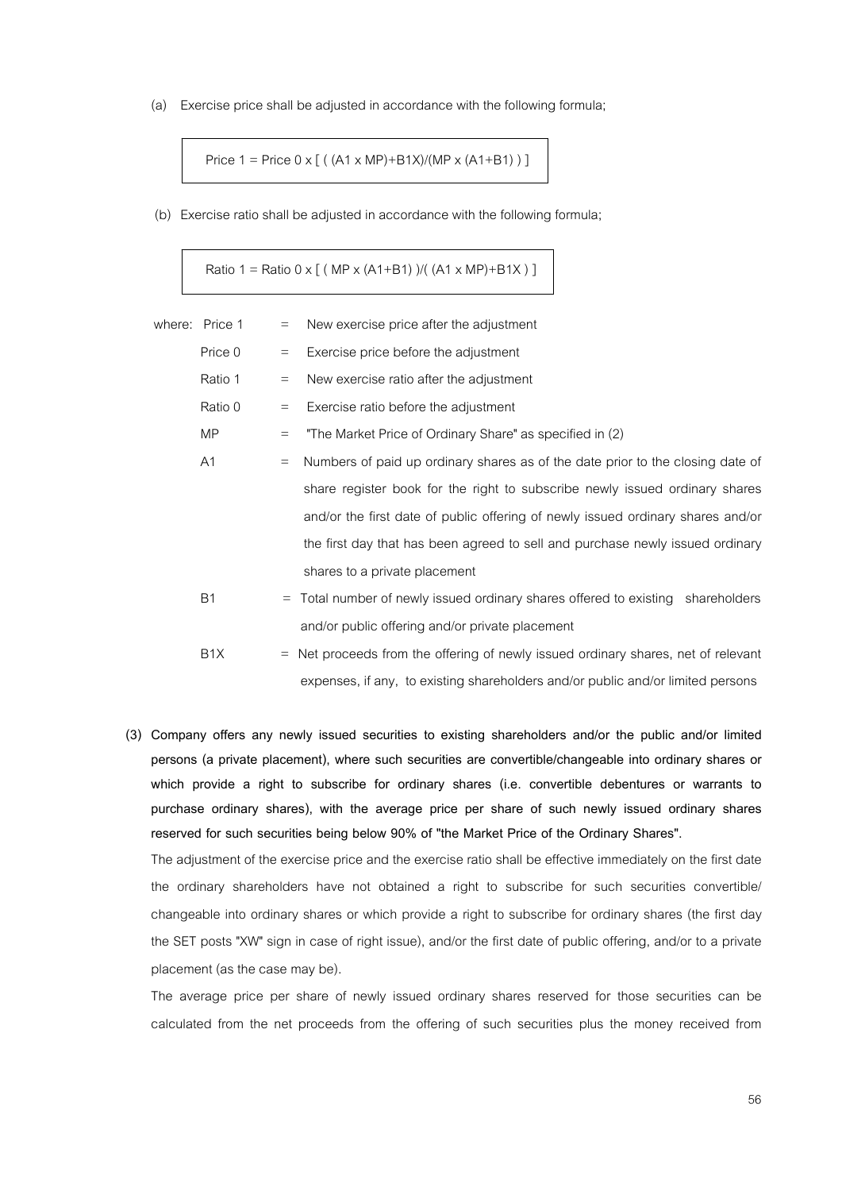(a) Exercise price shall be adjusted in accordance with the following formula;

$$\text{Price 1} = \text{Price 0} \times [ ( (A1 \times MP)+B1X)/(MP \times (A1+B1) ) ]$$

(b) Exercise ratio shall be adjusted in accordance with the following formula;

$$\text{Ratio 1} = \text{Ratio 0} \times [ ( MP \times (A1+B1) )/( (A1 \times MP)+B1X ) ]$$

where:

| | | |
|---|---|---|
| Price 1 | = | New exercise price after the adjustment |
| Price 0 | = | Exercise price before the adjustment |
| Ratio 1 | = | New exercise ratio after the adjustment |
| Ratio 0 | = | Exercise ratio before the adjustment |
| MP | = | "The Market Price of Ordinary Share" as specified in (2) |
| A1 | = | Numbers of paid up ordinary shares as of the date prior to the closing date of share register book for the right to subscribe newly issued ordinary shares and/or the first date of public offering of newly issued ordinary shares and/or the first day that has been agreed to sell and purchase newly issued ordinary shares to a private placement |
| B1 | = | Total number of newly issued ordinary shares offered to existing shareholders and/or public offering and/or private placement |
| B1X | = | Net proceeds from the offering of newly issued ordinary shares, net of relevant expenses, if any, to existing shareholders and/or public and/or limited persons |

**(3) Company offers any newly issued securities to existing shareholders and/or the public and/or limited persons (a private placement), where such securities are convertible/changeable into ordinary shares or which provide a right to subscribe for ordinary shares (i.e. convertible debentures or warrants to purchase ordinary shares), with the average price per share of such newly issued ordinary shares reserved for such securities being below 90% of "the Market Price of the Ordinary Shares".**

The adjustment of the exercise price and the exercise ratio shall be effective immediately on the first date the ordinary shareholders have not obtained a right to subscribe for such securities convertible/ changeable into ordinary shares or which provide a right to subscribe for ordinary shares (the first day the SET posts "XW" sign in case of right issue), and/or the first date of public offering, and/or to a private placement (as the case may be).

The average price per share of newly issued ordinary shares reserved for those securities can be calculated from the net proceeds from the offering of such securities plus the money received from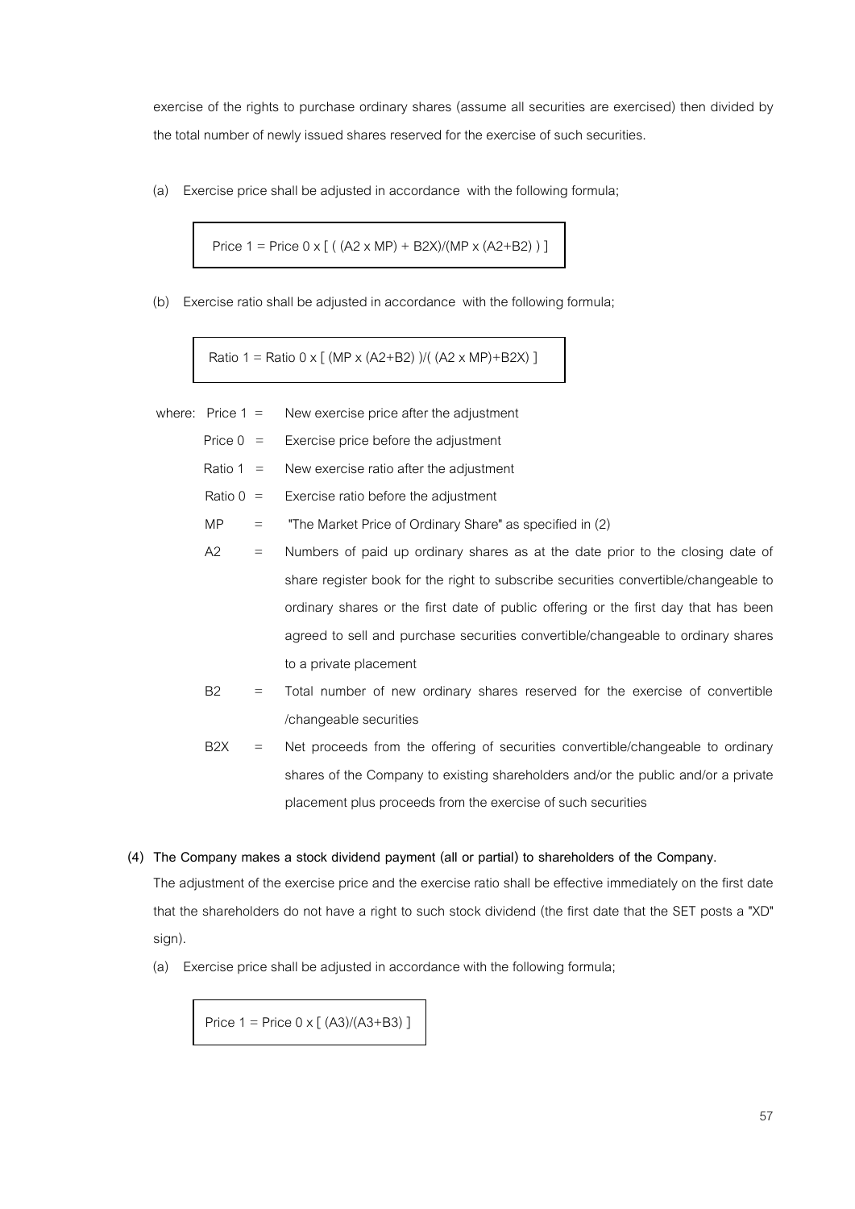exercise of the rights to purchase ordinary shares (assume all securities are exercised) then divided by the total number of newly issued shares reserved for the exercise of such securities.

(a) Exercise price shall be adjusted in accordance with the following formula;

$$\text{Price 1} = \text{Price 0} \times [ ( (A2 \times MP) + B2X)/(MP \times (A2+B2) ) ]$$

(b) Exercise ratio shall be adjusted in accordance with the following formula;

$$\text{Ratio 1} = \text{Ratio 0} \times [ (MP \times (A2+B2) )/( (A2 \times MP)+B2X) ]$$

where:

- Price 1 = New exercise price after the adjustment
- Price 0 = Exercise price before the adjustment
- Ratio 1 = New exercise ratio after the adjustment
- Ratio 0 = Exercise ratio before the adjustment
- MP = "The Market Price of Ordinary Share" as specified in (2)
- A2 = Numbers of paid up ordinary shares as at the date prior to the closing date of share register book for the right to subscribe securities convertible/changeable to ordinary shares or the first date of public offering or the first day that has been agreed to sell and purchase securities convertible/changeable to ordinary shares to a private placement
- B2 = Total number of new ordinary shares reserved for the exercise of convertible /changeable securities
- B2X = Net proceeds from the offering of securities convertible/changeable to ordinary shares of the Company to existing shareholders and/or the public and/or a private placement plus proceeds from the exercise of such securities

**(4) The Company makes a stock dividend payment (all or partial) to shareholders of the Company.**

The adjustment of the exercise price and the exercise ratio shall be effective immediately on the first date that the shareholders do not have a right to such stock dividend (the first date that the SET posts a "XD" sign).

(a) Exercise price shall be adjusted in accordance with the following formula;

$$\text{Price 1} = \text{Price 0} \times [ (A3)/(A3+B3) ]$$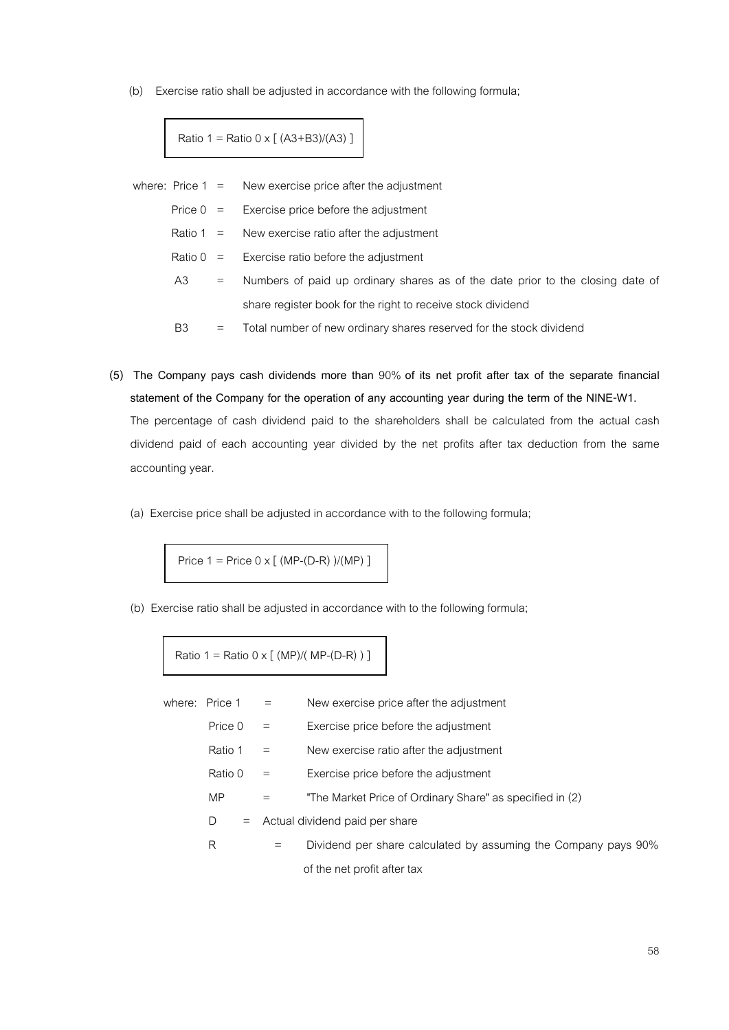(b) Exercise ratio shall be adjusted in accordance with the following formula;

$$\text{Ratio 1} = \text{Ratio 0} \times [ (A3+B3)/(A3) ]$$

where:
- Price 1 = New exercise price after the adjustment
- Price 0 = Exercise price before the adjustment
- Ratio 1 = New exercise ratio after the adjustment
- Ratio 0 = Exercise ratio before the adjustment
- A3 = Numbers of paid up ordinary shares as of the date prior to the closing date of share register book for the right to receive stock dividend
- B3 = Total number of new ordinary shares reserved for the stock dividend

**(5) The Company pays cash dividends more than** 90% **of its net profit after tax of the separate financial statement of the Company for the operation of any accounting year during the term of the NINE-W1.**

The percentage of cash dividend paid to the shareholders shall be calculated from the actual cash dividend paid of each accounting year divided by the net profits after tax deduction from the same accounting year.

(a) Exercise price shall be adjusted in accordance with to the following formula;

$$\text{Price 1} = \text{Price 0} \times [ (MP-(D-R) )/(MP) ]$$

(b) Exercise ratio shall be adjusted in accordance with to the following formula;

$$\text{Ratio 1} = \text{Ratio 0} \times [ (MP)/( MP-(D-R) ) ]$$

where:
- Price 1 = New exercise price after the adjustment
- Price 0 = Exercise price before the adjustment
- Ratio 1 = New exercise ratio after the adjustment
- Ratio 0 = Exercise price before the adjustment
- MP = "The Market Price of Ordinary Share" as specified in (2)
- D = Actual dividend paid per share
- R = Dividend per share calculated by assuming the Company pays 90% of the net profit after tax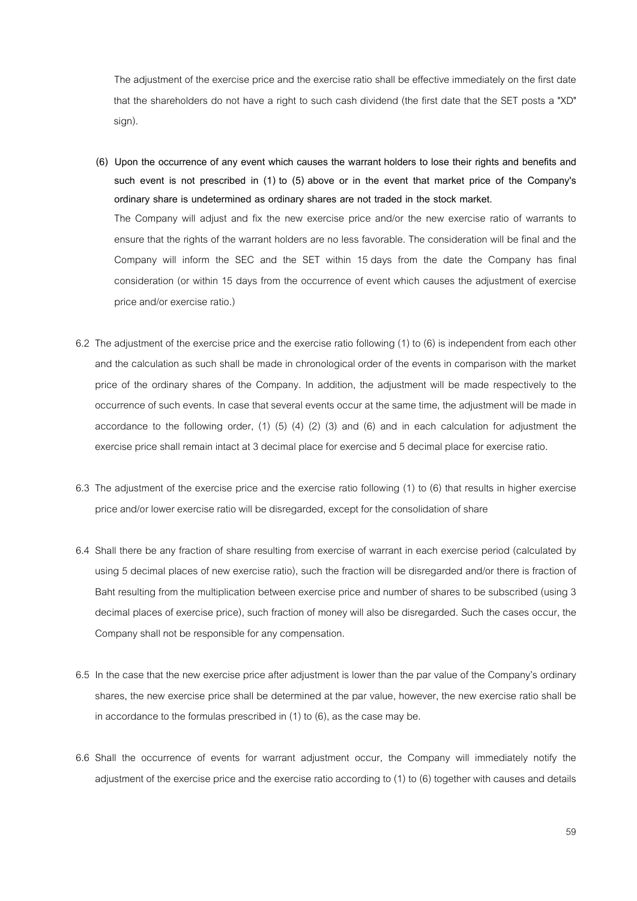The adjustment of the exercise price and the exercise ratio shall be effective immediately on the first date that the shareholders do not have a right to such cash dividend (the first date that the SET posts a "XD" sign).

**(6) Upon the occurrence of any event which causes the warrant holders to lose their rights and benefits and such event is not prescribed in (1) to (5) above or in the event that market price of the Company's ordinary share is undetermined as ordinary shares are not traded in the stock market.**

The Company will adjust and fix the new exercise price and/or the new exercise ratio of warrants to ensure that the rights of the warrant holders are no less favorable. The consideration will be final and the Company will inform the SEC and the SET within 15 days from the date the Company has final consideration (or within 15 days from the occurrence of event which causes the adjustment of exercise price and/or exercise ratio.)

6.2 The adjustment of the exercise price and the exercise ratio following (1) to (6) is independent from each other and the calculation as such shall be made in chronological order of the events in comparison with the market price of the ordinary shares of the Company. In addition, the adjustment will be made respectively to the occurrence of such events. In case that several events occur at the same time, the adjustment will be made in accordance to the following order, (1) (5) (4) (2) (3) and (6) and in each calculation for adjustment the exercise price shall remain intact at 3 decimal place for exercise and 5 decimal place for exercise ratio.

6.3 The adjustment of the exercise price and the exercise ratio following (1) to (6) that results in higher exercise price and/or lower exercise ratio will be disregarded, except for the consolidation of share

6.4 Shall there be any fraction of share resulting from exercise of warrant in each exercise period (calculated by using 5 decimal places of new exercise ratio), such the fraction will be disregarded and/or there is fraction of Baht resulting from the multiplication between exercise price and number of shares to be subscribed (using 3 decimal places of exercise price), such fraction of money will also be disregarded. Such the cases occur, the Company shall not be responsible for any compensation.

6.5 In the case that the new exercise price after adjustment is lower than the par value of the Company's ordinary shares, the new exercise price shall be determined at the par value, however, the new exercise ratio shall be in accordance to the formulas prescribed in (1) to (6), as the case may be.

6.6 Shall the occurrence of events for warrant adjustment occur, the Company will immediately notify the adjustment of the exercise price and the exercise ratio according to (1) to (6) together with causes and details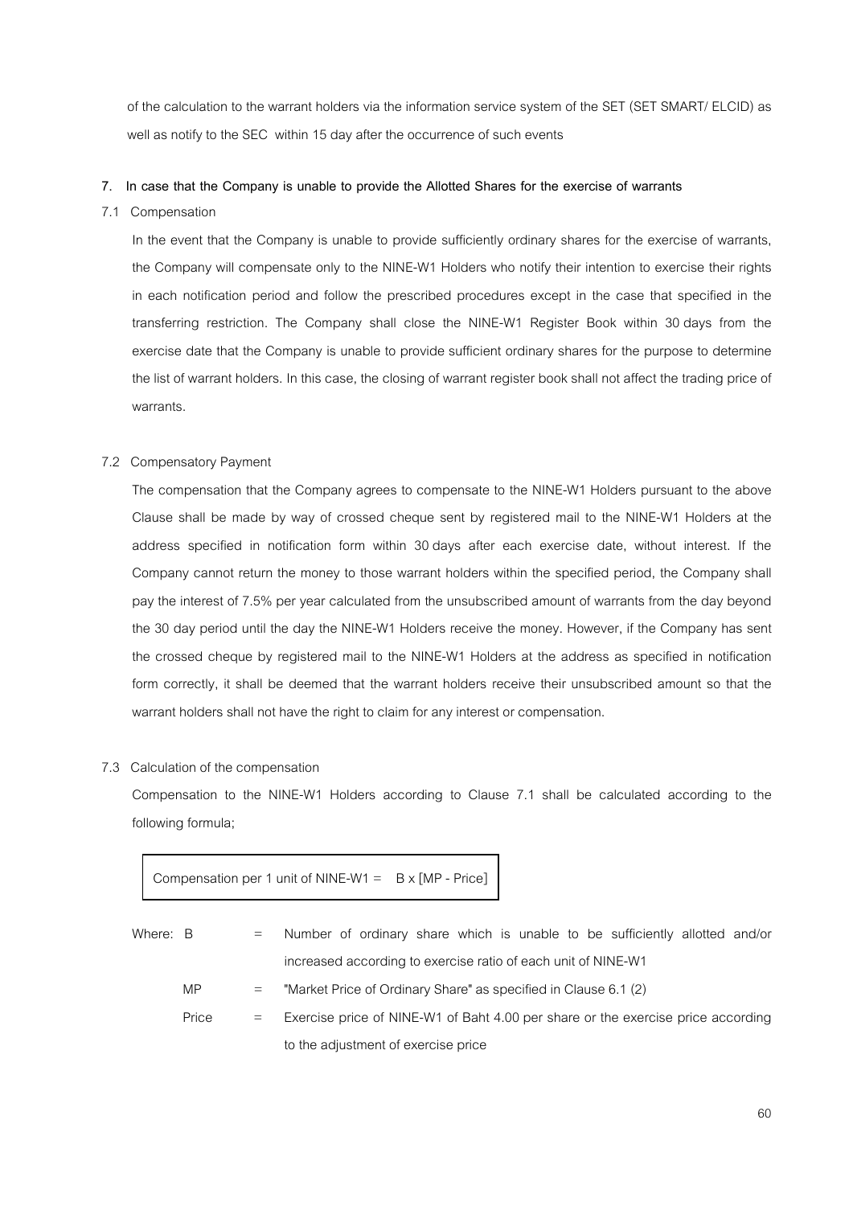of the calculation to the warrant holders via the information service system of the SET (SET SMART/ ELCID) as well as notify to the SEC within 15 day after the occurrence of such events

**7. In case that the Company is unable to provide the Allotted Shares for the exercise of warrants**

7.1 Compensation

In the event that the Company is unable to provide sufficiently ordinary shares for the exercise of warrants, the Company will compensate only to the NINE-W1 Holders who notify their intention to exercise their rights in each notification period and follow the prescribed procedures except in the case that specified in the transferring restriction. The Company shall close the NINE-W1 Register Book within 30 days from the exercise date that the Company is unable to provide sufficient ordinary shares for the purpose to determine the list of warrant holders. In this case, the closing of warrant register book shall not affect the trading price of warrants.

7.2 Compensatory Payment

The compensation that the Company agrees to compensate to the NINE-W1 Holders pursuant to the above Clause shall be made by way of crossed cheque sent by registered mail to the NINE-W1 Holders at the address specified in notification form within 30 days after each exercise date, without interest. If the Company cannot return the money to those warrant holders within the specified period, the Company shall pay the interest of 7.5% per year calculated from the unsubscribed amount of warrants from the day beyond the 30 day period until the day the NINE-W1 Holders receive the money. However, if the Company has sent the crossed cheque by registered mail to the NINE-W1 Holders at the address as specified in notification form correctly, it shall be deemed that the warrant holders receive their unsubscribed amount so that the warrant holders shall not have the right to claim for any interest or compensation.

7.3 Calculation of the compensation

Compensation to the NINE-W1 Holders according to Clause 7.1 shall be calculated according to the following formula;

$$\text{Compensation per 1 unit of NINE-W1} = B \times [MP - Price]$$

Where:

| | | |
|---|---|---|
| B | = | Number of ordinary share which is unable to be sufficiently allotted and/or increased according to exercise ratio of each unit of NINE-W1 |
| MP | = | "Market Price of Ordinary Share" as specified in Clause 6.1 (2) |
| Price | = | Exercise price of NINE-W1 of Baht 4.00 per share or the exercise price according to the adjustment of exercise price |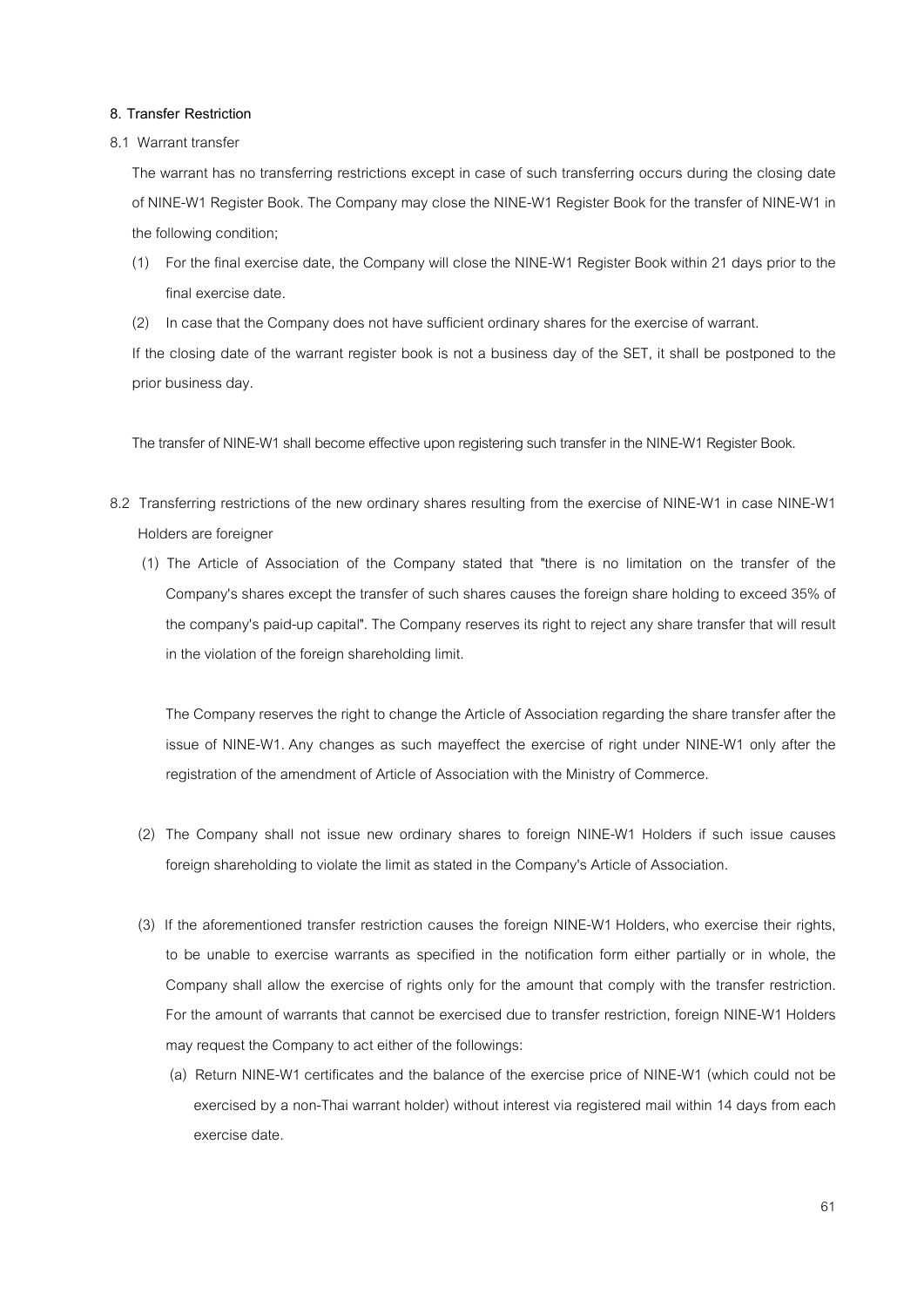**8. Transfer Restriction**

8.1 Warrant transfer

The warrant has no transferring restrictions except in case of such transferring occurs during the closing date of NINE-W1 Register Book. The Company may close the NINE-W1 Register Book for the transfer of NINE-W1 in the following condition;

(1) For the final exercise date, the Company will close the NINE-W1 Register Book within 21 days prior to the final exercise date.

(2) In case that the Company does not have sufficient ordinary shares for the exercise of warrant.

If the closing date of the warrant register book is not a business day of the SET, it shall be postponed to the prior business day.

The transfer of NINE-W1 shall become effective upon registering such transfer in the NINE-W1 Register Book.

8.2 Transferring restrictions of the new ordinary shares resulting from the exercise of NINE-W1 in case NINE-W1 Holders are foreigner

(1) The Article of Association of the Company stated that "there is no limitation on the transfer of the Company's shares except the transfer of such shares causes the foreign share holding to exceed 35% of the company's paid-up capital". The Company reserves its right to reject any share transfer that will result in the violation of the foreign shareholding limit.

The Company reserves the right to change the Article of Association regarding the share transfer after the issue of NINE-W1. Any changes as such mayeffect the exercise of right under NINE-W1 only after the registration of the amendment of Article of Association with the Ministry of Commerce.

(2) The Company shall not issue new ordinary shares to foreign NINE-W1 Holders if such issue causes foreign shareholding to violate the limit as stated in the Company's Article of Association.

(3) If the aforementioned transfer restriction causes the foreign NINE-W1 Holders, who exercise their rights, to be unable to exercise warrants as specified in the notification form either partially or in whole, the Company shall allow the exercise of rights only for the amount that comply with the transfer restriction. For the amount of warrants that cannot be exercised due to transfer restriction, foreign NINE-W1 Holders may request the Company to act either of the followings:

(a) Return NINE-W1 certificates and the balance of the exercise price of NINE-W1 (which could not be exercised by a non-Thai warrant holder) without interest via registered mail within 14 days from each exercise date.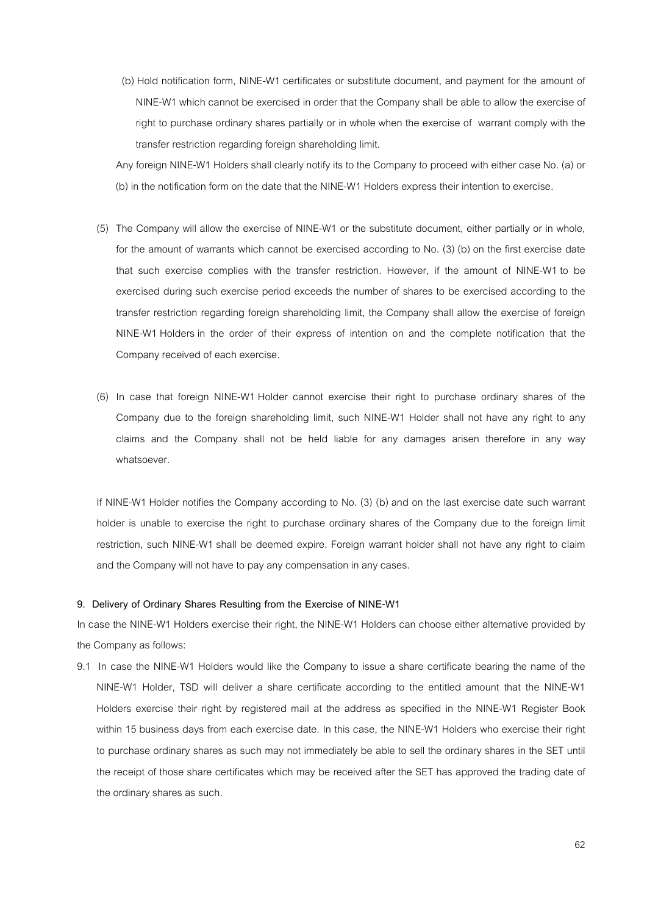(b) Hold notification form, NINE-W1 certificates or substitute document, and payment for the amount of NINE-W1 which cannot be exercised in order that the Company shall be able to allow the exercise of right to purchase ordinary shares partially or in whole when the exercise of warrant comply with the transfer restriction regarding foreign shareholding limit.

Any foreign NINE-W1 Holders shall clearly notify its to the Company to proceed with either case No. (a) or (b) in the notification form on the date that the NINE-W1 Holders express their intention to exercise.

(5) The Company will allow the exercise of NINE-W1 or the substitute document, either partially or in whole, for the amount of warrants which cannot be exercised according to No. (3) (b) on the first exercise date that such exercise complies with the transfer restriction. However, if the amount of NINE-W1 to be exercised during such exercise period exceeds the number of shares to be exercised according to the transfer restriction regarding foreign shareholding limit, the Company shall allow the exercise of foreign NINE-W1 Holders in the order of their express of intention on and the complete notification that the Company received of each exercise.

(6) In case that foreign NINE-W1 Holder cannot exercise their right to purchase ordinary shares of the Company due to the foreign shareholding limit, such NINE-W1 Holder shall not have any right to any claims and the Company shall not be held liable for any damages arisen therefore in any way whatsoever.

If NINE-W1 Holder notifies the Company according to No. (3) (b) and on the last exercise date such warrant holder is unable to exercise the right to purchase ordinary shares of the Company due to the foreign limit restriction, such NINE-W1 shall be deemed expire. Foreign warrant holder shall not have any right to claim and the Company will not have to pay any compensation in any cases.

**9. Delivery of Ordinary Shares Resulting from the Exercise of NINE-W1**

In case the NINE-W1 Holders exercise their right, the NINE-W1 Holders can choose either alternative provided by the Company as follows:

9.1 In case the NINE-W1 Holders would like the Company to issue a share certificate bearing the name of the NINE-W1 Holder, TSD will deliver a share certificate according to the entitled amount that the NINE-W1 Holders exercise their right by registered mail at the address as specified in the NINE-W1 Register Book within 15 business days from each exercise date. In this case, the NINE-W1 Holders who exercise their right to purchase ordinary shares as such may not immediately be able to sell the ordinary shares in the SET until the receipt of those share certificates which may be received after the SET has approved the trading date of the ordinary shares as such.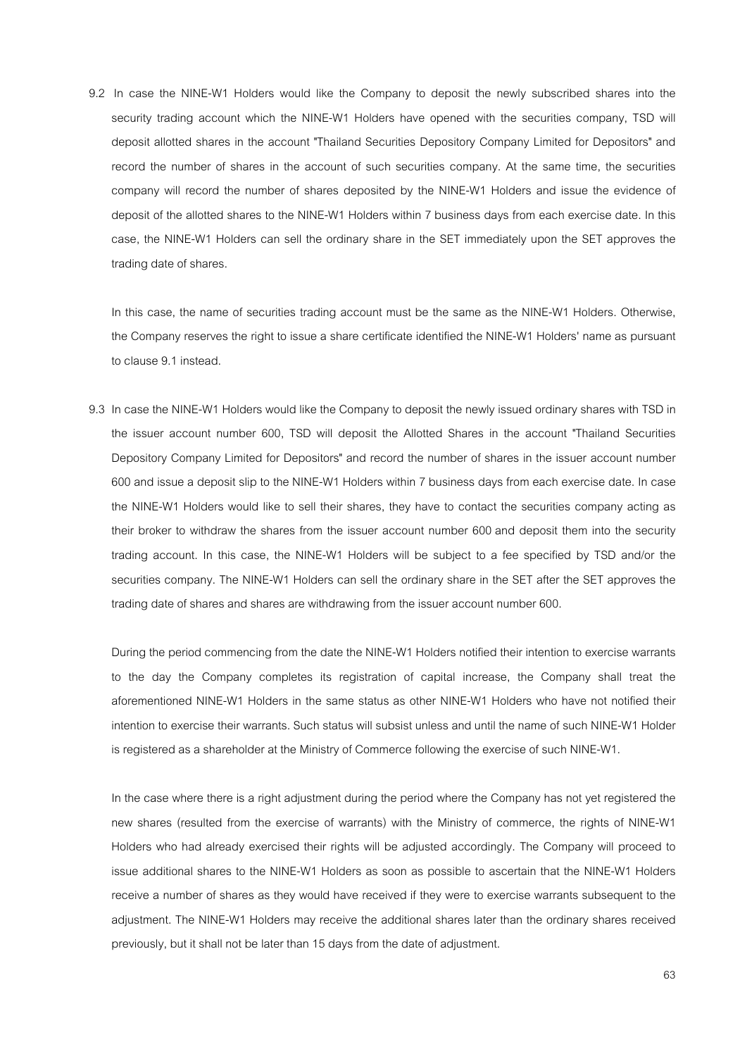9.2 In case the NINE-W1 Holders would like the Company to deposit the newly subscribed shares into the security trading account which the NINE-W1 Holders have opened with the securities company, TSD will deposit allotted shares in the account "Thailand Securities Depository Company Limited for Depositors" and record the number of shares in the account of such securities company. At the same time, the securities company will record the number of shares deposited by the NINE-W1 Holders and issue the evidence of deposit of the allotted shares to the NINE-W1 Holders within 7 business days from each exercise date. In this case, the NINE-W1 Holders can sell the ordinary share in the SET immediately upon the SET approves the trading date of shares.

   In this case, the name of securities trading account must be the same as the NINE-W1 Holders. Otherwise, the Company reserves the right to issue a share certificate identified the NINE-W1 Holders' name as pursuant to clause 9.1 instead.

9.3 In case the NINE-W1 Holders would like the Company to deposit the newly issued ordinary shares with TSD in the issuer account number 600, TSD will deposit the Allotted Shares in the account "Thailand Securities Depository Company Limited for Depositors" and record the number of shares in the issuer account number 600 and issue a deposit slip to the NINE-W1 Holders within 7 business days from each exercise date. In case the NINE-W1 Holders would like to sell their shares, they have to contact the securities company acting as their broker to withdraw the shares from the issuer account number 600 and deposit them into the security trading account. In this case, the NINE-W1 Holders will be subject to a fee specified by TSD and/or the securities company. The NINE-W1 Holders can sell the ordinary share in the SET after the SET approves the trading date of shares and shares are withdrawing from the issuer account number 600.

   During the period commencing from the date the NINE-W1 Holders notified their intention to exercise warrants to the day the Company completes its registration of capital increase, the Company shall treat the aforementioned NINE-W1 Holders in the same status as other NINE-W1 Holders who have not notified their intention to exercise their warrants. Such status will subsist unless and until the name of such NINE-W1 Holder is registered as a shareholder at the Ministry of Commerce following the exercise of such NINE-W1.

   In the case where there is a right adjustment during the period where the Company has not yet registered the new shares (resulted from the exercise of warrants) with the Ministry of commerce, the rights of NINE-W1 Holders who had already exercised their rights will be adjusted accordingly. The Company will proceed to issue additional shares to the NINE-W1 Holders as soon as possible to ascertain that the NINE-W1 Holders receive a number of shares as they would have received if they were to exercise warrants subsequent to the adjustment. The NINE-W1 Holders may receive the additional shares later than the ordinary shares received previously, but it shall not be later than 15 days from the date of adjustment.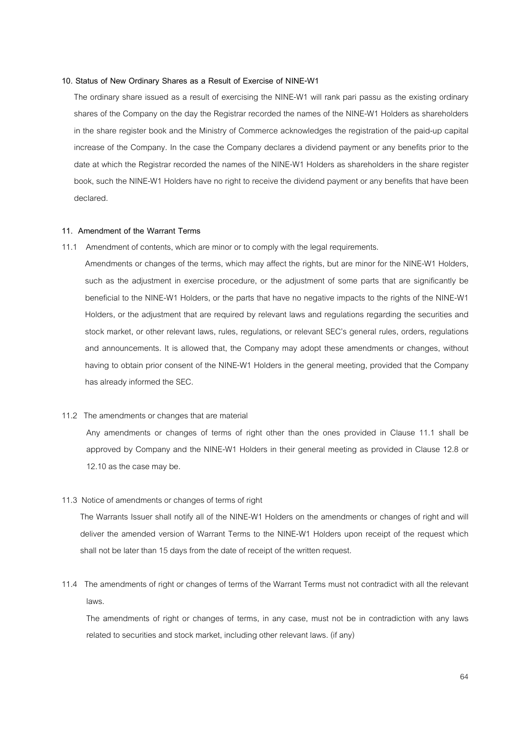#### 10. Status of New Ordinary Shares as a Result of Exercise of NINE-W1

The ordinary share issued as a result of exercising the NINE-W1 will rank pari passu as the existing ordinary shares of the Company on the day the Registrar recorded the names of the NINE-W1 Holders as shareholders in the share register book and the Ministry of Commerce acknowledges the registration of the paid-up capital increase of the Company. In the case the Company declares a dividend payment or any benefits prior to the date at which the Registrar recorded the names of the NINE-W1 Holders as shareholders in the share register book, such the NINE-W1 Holders have no right to receive the dividend payment or any benefits that have been declared.

#### 11. Amendment of the Warrant Terms

11.1 Amendment of contents, which are minor or to comply with the legal requirements.

Amendments or changes of the terms, which may affect the rights, but are minor for the NINE-W1 Holders, such as the adjustment in exercise procedure, or the adjustment of some parts that are significantly be beneficial to the NINE-W1 Holders, or the parts that have no negative impacts to the rights of the NINE-W1 Holders, or the adjustment that are required by relevant laws and regulations regarding the securities and stock market, or other relevant laws, rules, regulations, or relevant SEC's general rules, orders, regulations and announcements. It is allowed that, the Company may adopt these amendments or changes, without having to obtain prior consent of the NINE-W1 Holders in the general meeting, provided that the Company has already informed the SEC.

11.2 The amendments or changes that are material

Any amendments or changes of terms of right other than the ones provided in Clause 11.1 shall be approved by Company and the NINE-W1 Holders in their general meeting as provided in Clause 12.8 or 12.10 as the case may be.

11.3 Notice of amendments or changes of terms of right

The Warrants Issuer shall notify all of the NINE-W1 Holders on the amendments or changes of right and will deliver the amended version of Warrant Terms to the NINE-W1 Holders upon receipt of the request which shall not be later than 15 days from the date of receipt of the written request.

11.4 The amendments of right or changes of terms of the Warrant Terms must not contradict with all the relevant laws.

The amendments of right or changes of terms, in any case, must not be in contradiction with any laws related to securities and stock market, including other relevant laws. (if any)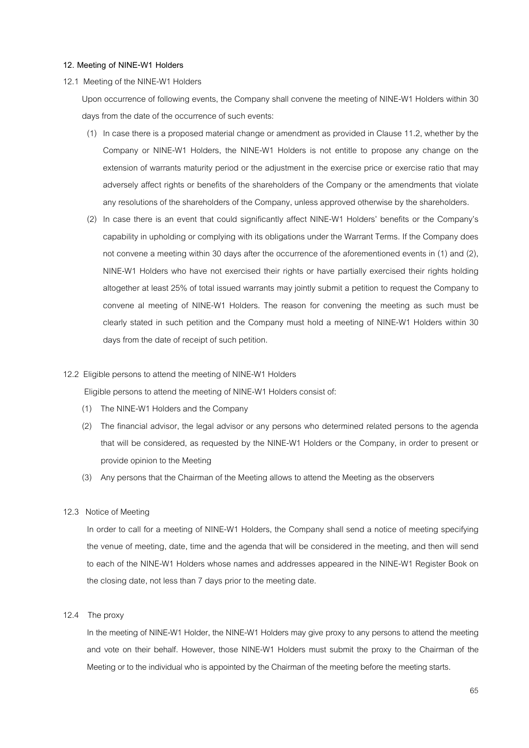**12. Meeting of NINE-W1 Holders**

12.1 Meeting of the NINE-W1 Holders

Upon occurrence of following events, the Company shall convene the meeting of NINE-W1 Holders within 30 days from the date of the occurrence of such events:

(1) In case there is a proposed material change or amendment as provided in Clause 11.2, whether by the Company or NINE-W1 Holders, the NINE-W1 Holders is not entitle to propose any change on the extension of warrants maturity period or the adjustment in the exercise price or exercise ratio that may adversely affect rights or benefits of the shareholders of the Company or the amendments that violate any resolutions of the shareholders of the Company, unless approved otherwise by the shareholders.

(2) In case there is an event that could significantly affect NINE-W1 Holders' benefits or the Company's capability in upholding or complying with its obligations under the Warrant Terms. If the Company does not convene a meeting within 30 days after the occurrence of the aforementioned events in (1) and (2), NINE-W1 Holders who have not exercised their rights or have partially exercised their rights holding altogether at least 25% of total issued warrants may jointly submit a petition to request the Company to convene al meeting of NINE-W1 Holders. The reason for convening the meeting as such must be clearly stated in such petition and the Company must hold a meeting of NINE-W1 Holders within 30 days from the date of receipt of such petition.

12.2 Eligible persons to attend the meeting of NINE-W1 Holders

Eligible persons to attend the meeting of NINE-W1 Holders consist of:

(1) The NINE-W1 Holders and the Company

(2) The financial advisor, the legal advisor or any persons who determined related persons to the agenda that will be considered, as requested by the NINE-W1 Holders or the Company, in order to present or provide opinion to the Meeting

(3) Any persons that the Chairman of the Meeting allows to attend the Meeting as the observers

12.3 Notice of Meeting

In order to call for a meeting of NINE-W1 Holders, the Company shall send a notice of meeting specifying the venue of meeting, date, time and the agenda that will be considered in the meeting, and then will send to each of the NINE-W1 Holders whose names and addresses appeared in the NINE-W1 Register Book on the closing date, not less than 7 days prior to the meeting date.

12.4 The proxy

In the meeting of NINE-W1 Holder, the NINE-W1 Holders may give proxy to any persons to attend the meeting and vote on their behalf. However, those NINE-W1 Holders must submit the proxy to the Chairman of the Meeting or to the individual who is appointed by the Chairman of the meeting before the meeting starts.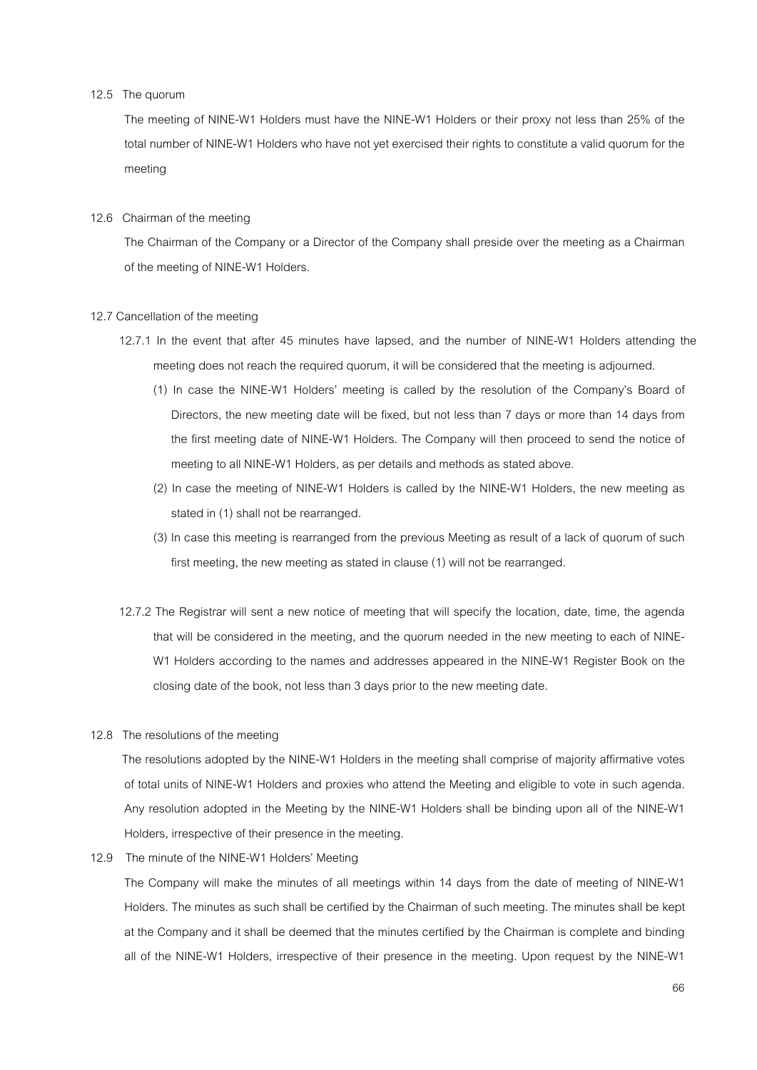12.5 The quorum

The meeting of NINE-W1 Holders must have the NINE-W1 Holders or their proxy not less than 25% of the total number of NINE-W1 Holders who have not yet exercised their rights to constitute a valid quorum for the meeting

12.6 Chairman of the meeting

The Chairman of the Company or a Director of the Company shall preside over the meeting as a Chairman of the meeting of NINE-W1 Holders.

12.7 Cancellation of the meeting

12.7.1 In the event that after 45 minutes have lapsed, and the number of NINE-W1 Holders attending the meeting does not reach the required quorum, it will be considered that the meeting is adjourned.

(1) In case the NINE-W1 Holders' meeting is called by the resolution of the Company's Board of Directors, the new meeting date will be fixed, but not less than 7 days or more than 14 days from the first meeting date of NINE-W1 Holders. The Company will then proceed to send the notice of meeting to all NINE-W1 Holders, as per details and methods as stated above.

(2) In case the meeting of NINE-W1 Holders is called by the NINE-W1 Holders, the new meeting as stated in (1) shall not be rearranged.

(3) In case this meeting is rearranged from the previous Meeting as result of a lack of quorum of such first meeting, the new meeting as stated in clause (1) will not be rearranged.

12.7.2 The Registrar will sent a new notice of meeting that will specify the location, date, time, the agenda that will be considered in the meeting, and the quorum needed in the new meeting to each of NINE-W1 Holders according to the names and addresses appeared in the NINE-W1 Register Book on the closing date of the book, not less than 3 days prior to the new meeting date.

12.8 The resolutions of the meeting

The resolutions adopted by the NINE-W1 Holders in the meeting shall comprise of majority affirmative votes of total units of NINE-W1 Holders and proxies who attend the Meeting and eligible to vote in such agenda. Any resolution adopted in the Meeting by the NINE-W1 Holders shall be binding upon all of the NINE-W1 Holders, irrespective of their presence in the meeting.

12.9 The minute of the NINE-W1 Holders' Meeting

The Company will make the minutes of all meetings within 14 days from the date of meeting of NINE-W1 Holders. The minutes as such shall be certified by the Chairman of such meeting. The minutes shall be kept at the Company and it shall be deemed that the minutes certified by the Chairman is complete and binding all of the NINE-W1 Holders, irrespective of their presence in the meeting. Upon request by the NINE-W1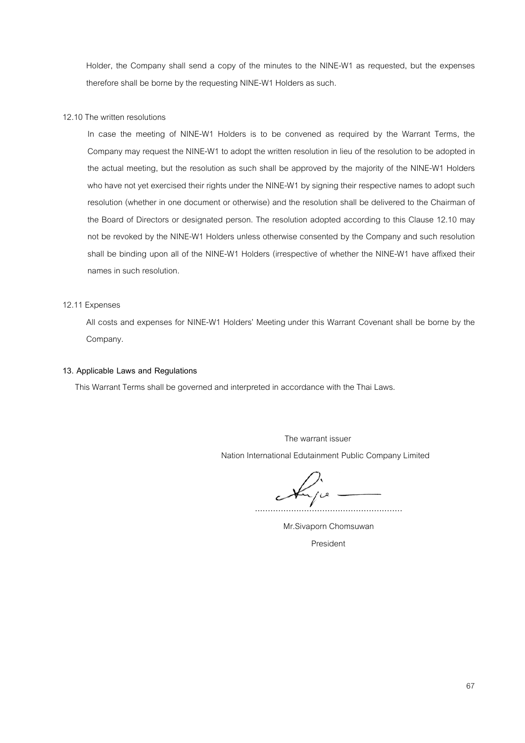Holder, the Company shall send a copy of the minutes to the NINE-W1 as requested, but the expenses therefore shall be borne by the requesting NINE-W1 Holders as such.

12.10 The written resolutions

In case the meeting of NINE-W1 Holders is to be convened as required by the Warrant Terms, the Company may request the NINE-W1 to adopt the written resolution in lieu of the resolution to be adopted in the actual meeting, but the resolution as such shall be approved by the majority of the NINE-W1 Holders who have not yet exercised their rights under the NINE-W1 by signing their respective names to adopt such resolution (whether in one document or otherwise) and the resolution shall be delivered to the Chairman of the Board of Directors or designated person. The resolution adopted according to this Clause 12.10 may not be revoked by the NINE-W1 Holders unless otherwise consented by the Company and such resolution shall be binding upon all of the NINE-W1 Holders (irrespective of whether the NINE-W1 have affixed their names in such resolution.

12.11 Expenses

All costs and expenses for NINE-W1 Holders' Meeting under this Warrant Covenant shall be borne by the Company.

**13. Applicable Laws and Regulations**

This Warrant Terms shall be governed and interpreted in accordance with the Thai Laws.

The warrant issuer

Nation International Edutainment Public Company Limited

........................................................

Mr.Sivaporn Chomsuwan

President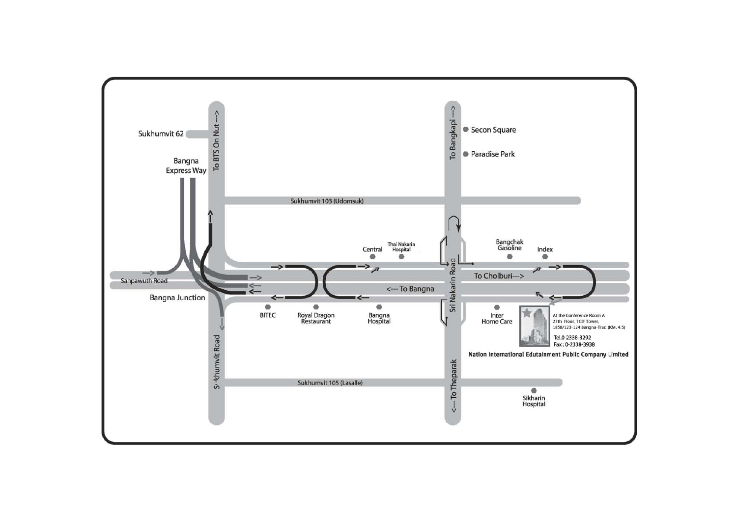Sukhumvit 62

Bangna Express Way

To BTS On Nut --->

To Bangkapi --->

Secon Square

Paradise Park

Sukhumvit 103 (Udomsuk)

Central

Thai Nakarin Hospital

Bangchak Gasoline

Index

Sanpawuth Road

Bangna Junction

To Cholburi--->

<--- To Bangna

Sri Nakarin Road

BITEC

Royal Dragon Restaurant

Bangna Hospital

Inter Home Care

At the Conference Room A
27th Floor, TCIF Tower,
1858/123-124 Bangna-Trad (KM. 4.5)

Tel.0-2338-3292
Fax: 0-2338-3938

**Nation International Edutainment Public Company Limited**

Sukhumvit Road

Sukhumvit 105 (Lasalle)

<--- To Theparak

Sikharin Hospital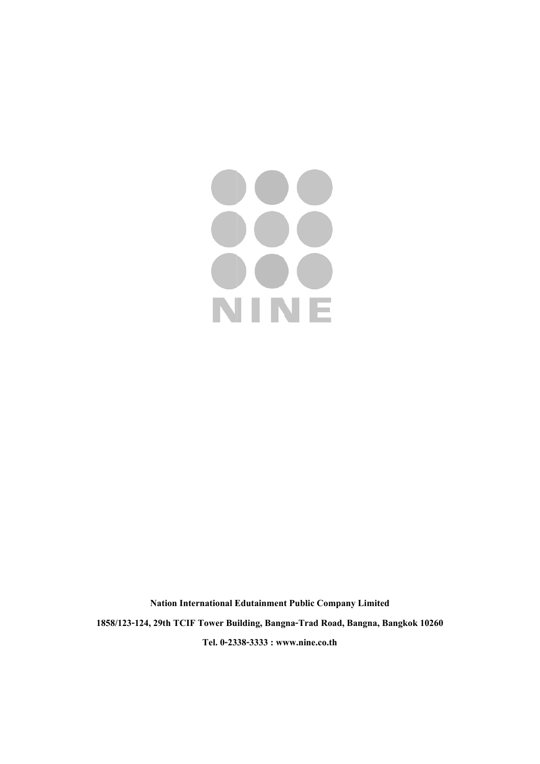NINE

**Nation International Edutainment Public Company Limited**

**1858/123-124, 29th TCIF Tower Building, Bangna-Trad Road, Bangna, Bangkok 10260**

**Tel. 0-2338-3333 : www.nine.co.th**